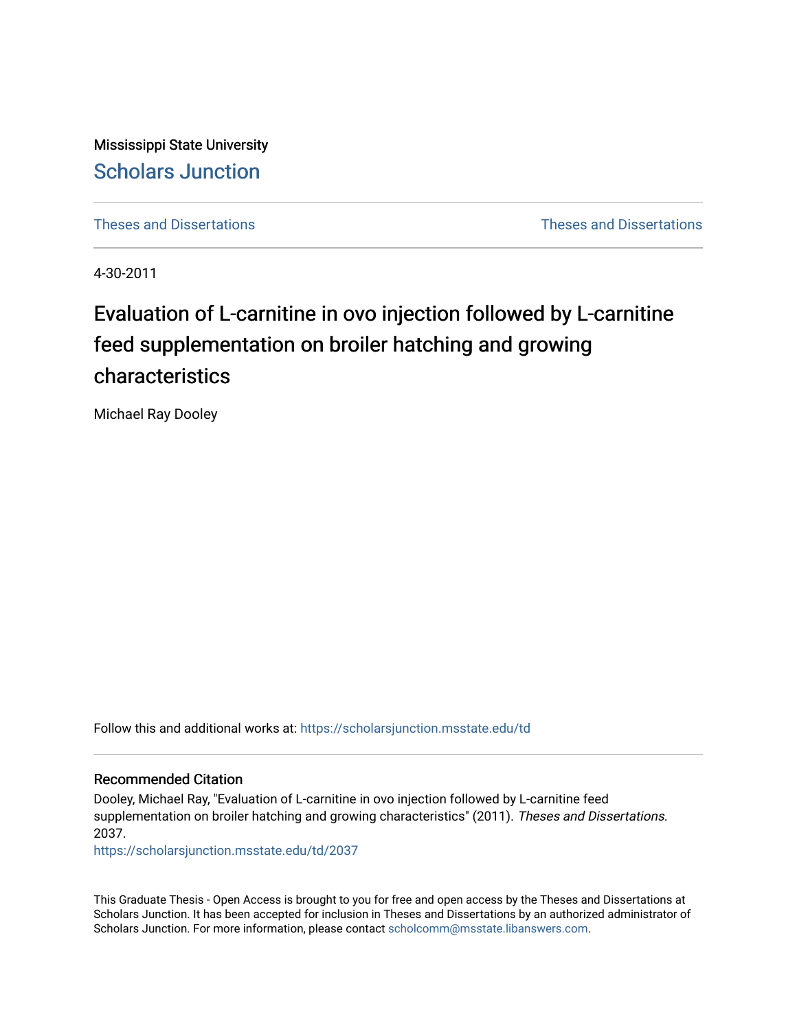Mississippi State University

Scholars Junction

Theses and Dissertations

Theses and Dissertations

4-30-2011

# Evaluation of L-carnitine in ovo injection followed by L-carnitine feed supplementation on broiler hatching and growing characteristics

Michael Ray Dooley

Follow this and additional works at: https://scholarsjunction.msstate.edu/td

## Recommended Citation

Dooley, Michael Ray, "Evaluation of L-carnitine in ovo injection followed by L-carnitine feed supplementation on broiler hatching and growing characteristics" (2011). *Theses and Dissertations*. 2037.

https://scholarsjunction.msstate.edu/td/2037

This Graduate Thesis - Open Access is brought to you for free and open access by the Theses and Dissertations at Scholars Junction. It has been accepted for inclusion in Theses and Dissertations by an authorized administrator of Scholars Junction. For more information, please contact scholcomm@msstate.libanswers.com.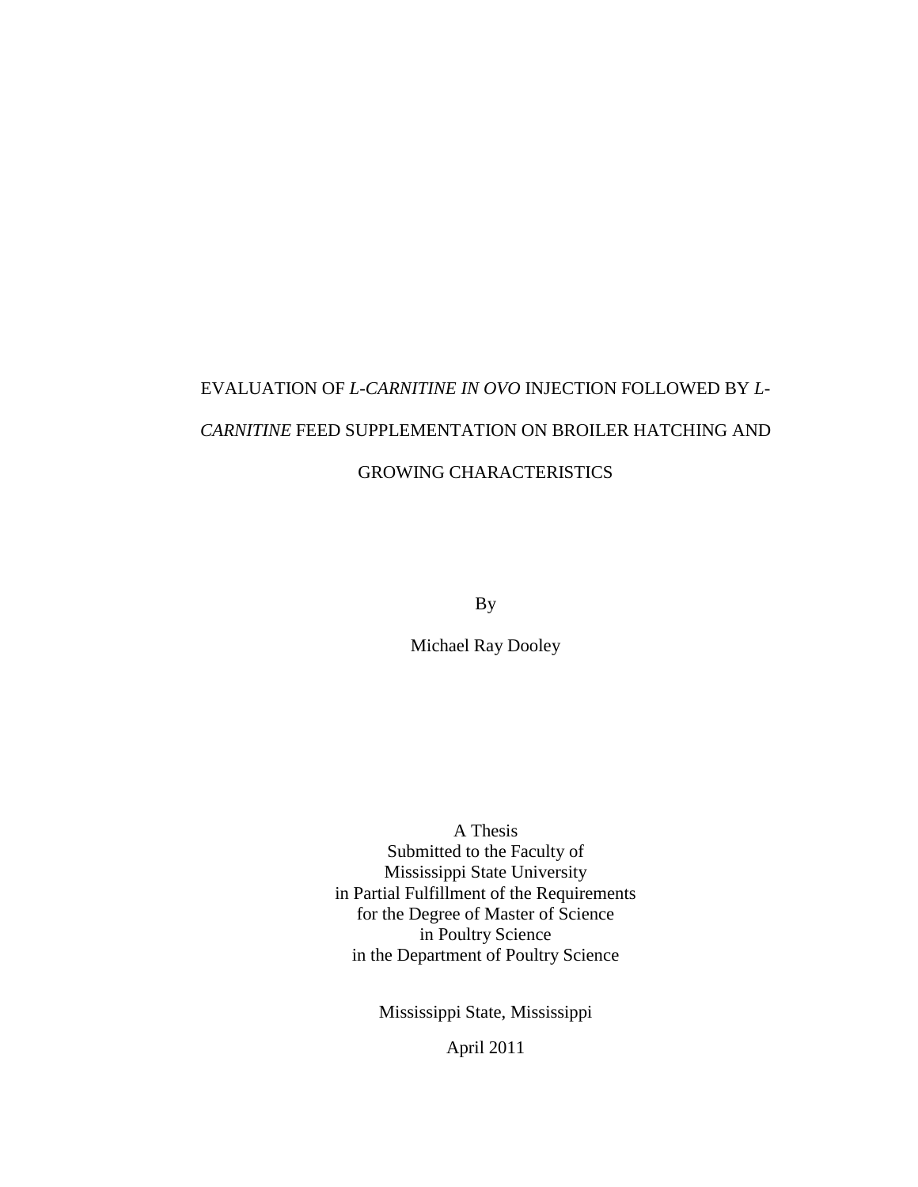# EVALUATION OF *L-CARNITINE IN OVO* INJECTION FOLLOWED BY *L-CARNITINE* FEED SUPPLEMENTATION ON BROILER HATCHING AND GROWING CHARACTERISTICS

By

Michael Ray Dooley

A Thesis
Submitted to the Faculty of
Mississippi State University
in Partial Fulfillment of the Requirements
for the Degree of Master of Science
in Poultry Science
in the Department of Poultry Science

Mississippi State, Mississippi

April 2011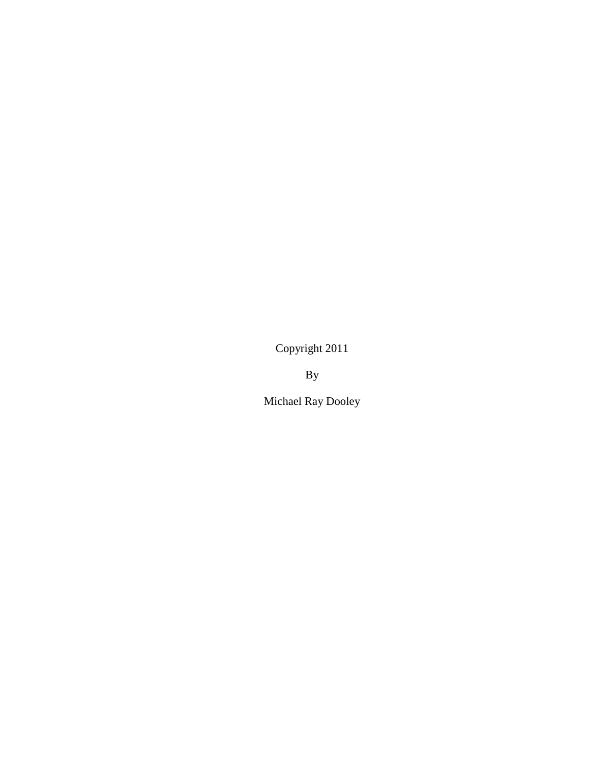Copyright 2011

By

Michael Ray Dooley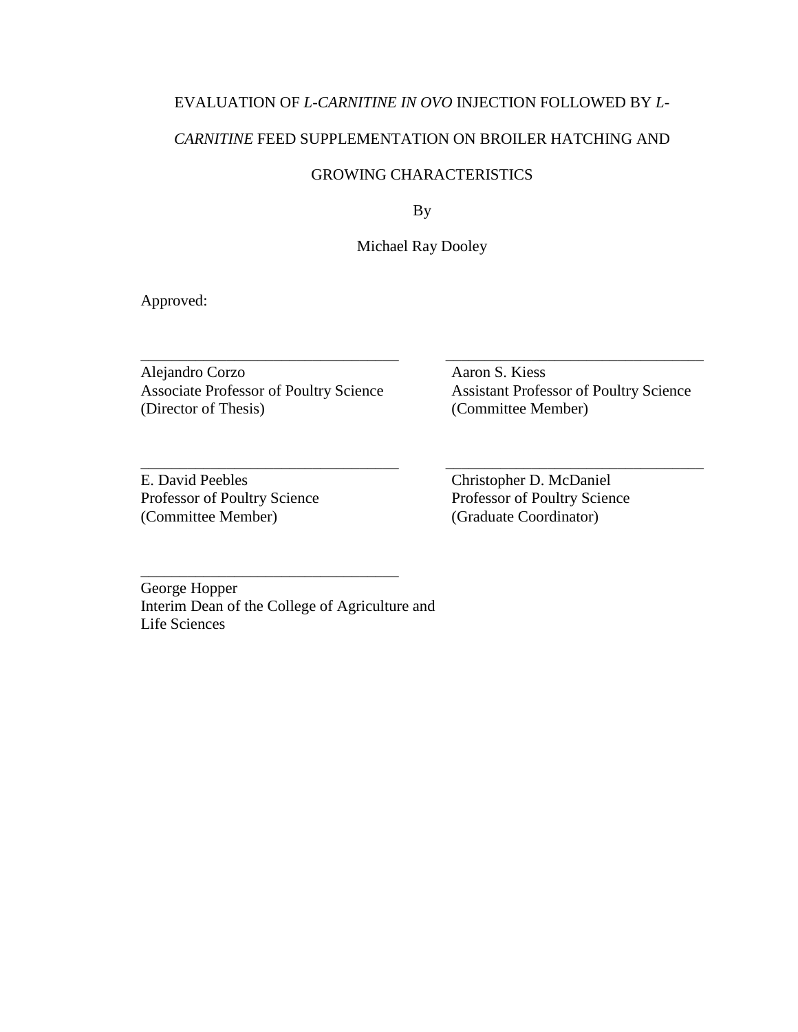EVALUATION OF *L-CARNITINE IN OVO* INJECTION FOLLOWED BY *L-CARNITINE* FEED SUPPLEMENTATION ON BROILER HATCHING AND GROWING CHARACTERISTICS

By

Michael Ray Dooley

Approved:

_________________________________
Alejandro Corzo
Associate Professor of Poultry Science
(Director of Thesis)

_________________________________
Aaron S. Kiess
Assistant Professor of Poultry Science
(Committee Member)

_________________________________
E. David Peebles
Professor of Poultry Science
(Committee Member)

_________________________________
Christopher D. McDaniel
Professor of Poultry Science
(Graduate Coordinator)

_________________________________
George Hopper
Interim Dean of the College of Agriculture and Life Sciences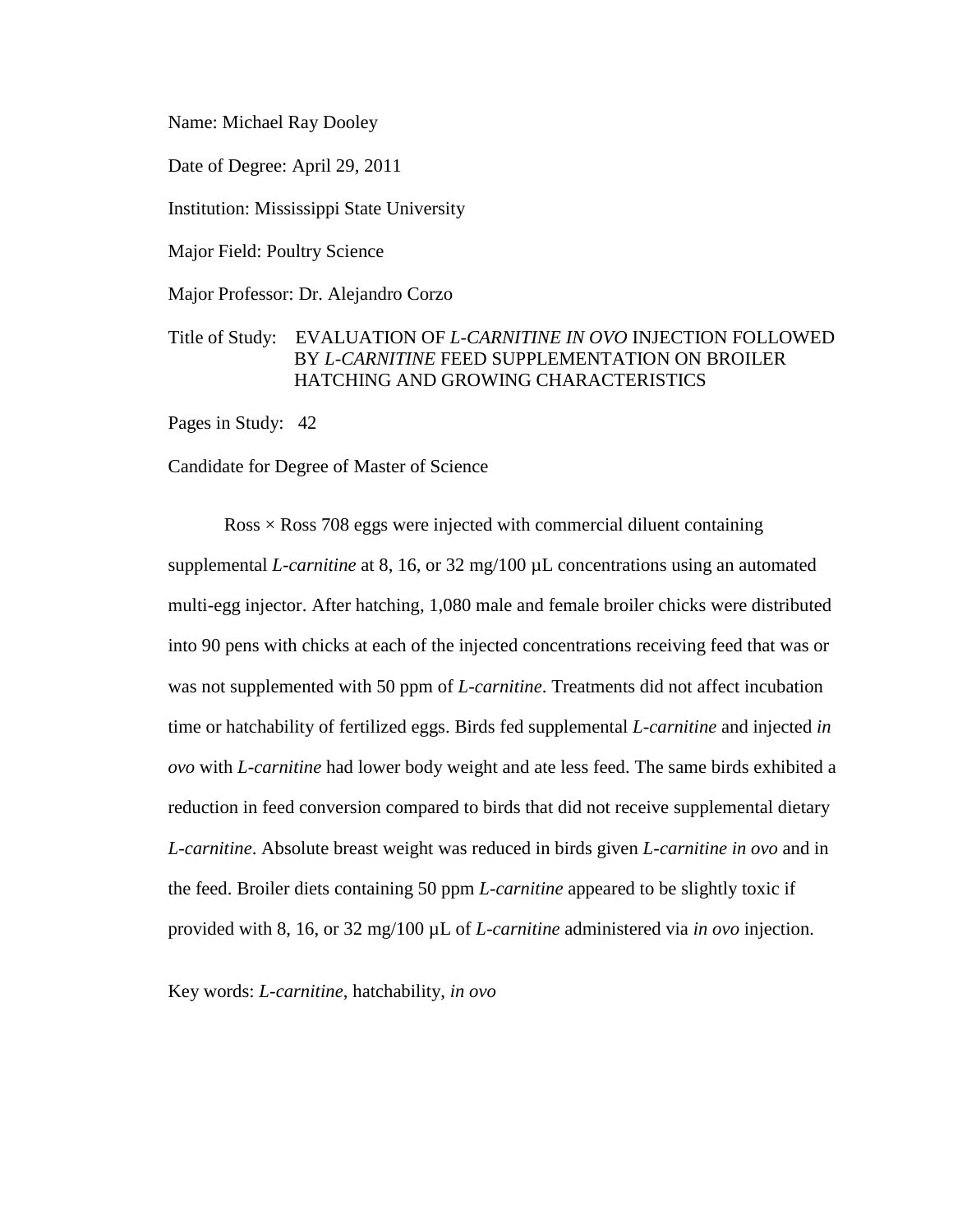Name: Michael Ray Dooley

Date of Degree: April 29, 2011

Institution: Mississippi State University

Major Field: Poultry Science

Major Professor: Dr. Alejandro Corzo

Title of Study: EVALUATION OF *L-CARNITINE IN OVO* INJECTION FOLLOWED BY *L-CARNITINE* FEED SUPPLEMENTATION ON BROILER HATCHING AND GROWING CHARACTERISTICS

Pages in Study: 42

Candidate for Degree of Master of Science

Ross × Ross 708 eggs were injected with commercial diluent containing supplemental *L-carnitine* at 8, 16, or 32 mg/100 µL concentrations using an automated multi-egg injector. After hatching, 1,080 male and female broiler chicks were distributed into 90 pens with chicks at each of the injected concentrations receiving feed that was or was not supplemented with 50 ppm of *L-carnitine*. Treatments did not affect incubation time or hatchability of fertilized eggs. Birds fed supplemental *L-carnitine* and injected *in ovo* with *L-carnitine* had lower body weight and ate less feed. The same birds exhibited a reduction in feed conversion compared to birds that did not receive supplemental dietary *L-carnitine*. Absolute breast weight was reduced in birds given *L-carnitine in ovo* and in the feed. Broiler diets containing 50 ppm *L-carnitine* appeared to be slightly toxic if provided with 8, 16, or 32 mg/100 µL of *L-carnitine* administered via *in ovo* injection.

Key words: *L-carnitine*, hatchability, *in ovo*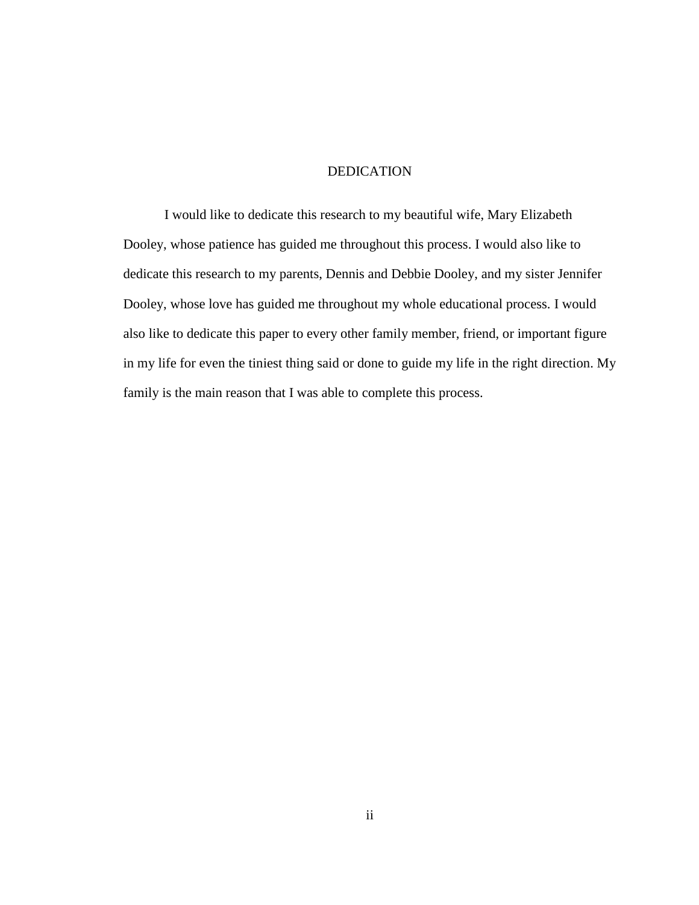# DEDICATION

I would like to dedicate this research to my beautiful wife, Mary Elizabeth Dooley, whose patience has guided me throughout this process. I would also like to dedicate this research to my parents, Dennis and Debbie Dooley, and my sister Jennifer Dooley, whose love has guided me throughout my whole educational process. I would also like to dedicate this paper to every other family member, friend, or important figure in my life for even the tiniest thing said or done to guide my life in the right direction. My family is the main reason that I was able to complete this process.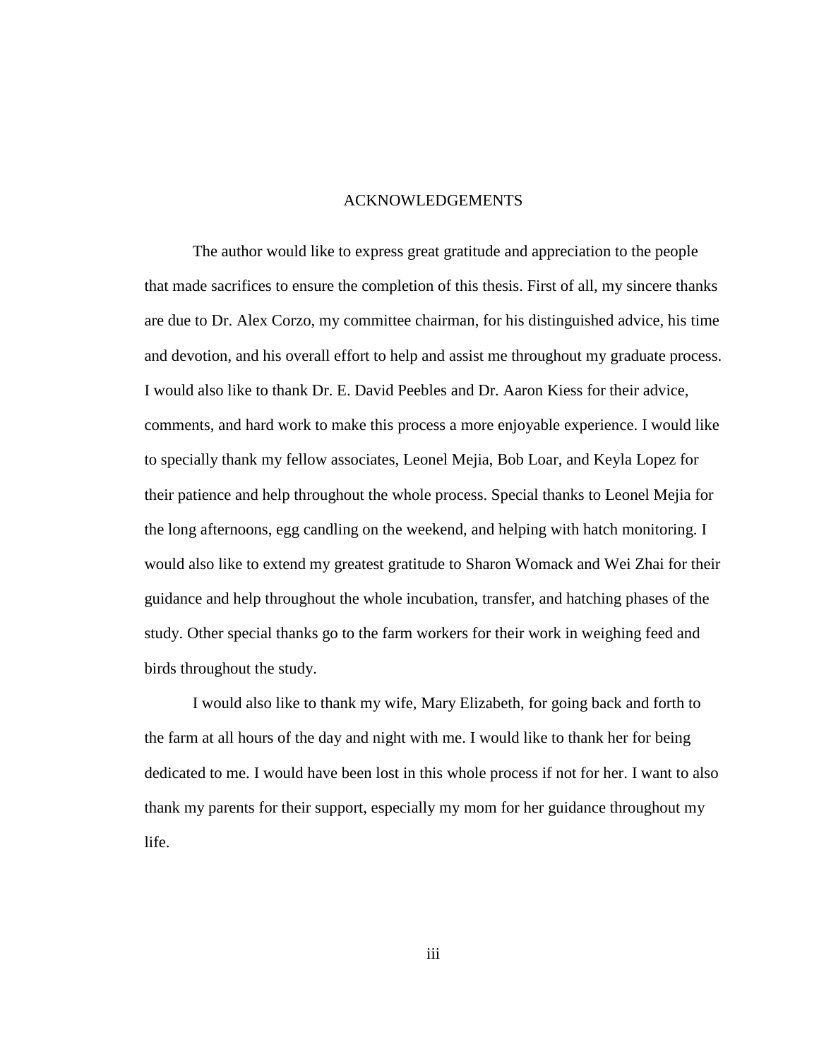# ACKNOWLEDGEMENTS

The author would like to express great gratitude and appreciation to the people that made sacrifices to ensure the completion of this thesis. First of all, my sincere thanks are due to Dr. Alex Corzo, my committee chairman, for his distinguished advice, his time and devotion, and his overall effort to help and assist me throughout my graduate process. I would also like to thank Dr. E. David Peebles and Dr. Aaron Kiess for their advice, comments, and hard work to make this process a more enjoyable experience. I would like to specially thank my fellow associates, Leonel Mejia, Bob Loar, and Keyla Lopez for their patience and help throughout the whole process. Special thanks to Leonel Mejia for the long afternoons, egg candling on the weekend, and helping with hatch monitoring. I would also like to extend my greatest gratitude to Sharon Womack and Wei Zhai for their guidance and help throughout the whole incubation, transfer, and hatching phases of the study. Other special thanks go to the farm workers for their work in weighing feed and birds throughout the study.

I would also like to thank my wife, Mary Elizabeth, for going back and forth to the farm at all hours of the day and night with me. I would like to thank her for being dedicated to me. I would have been lost in this whole process if not for her. I want to also thank my parents for their support, especially my mom for her guidance throughout my life.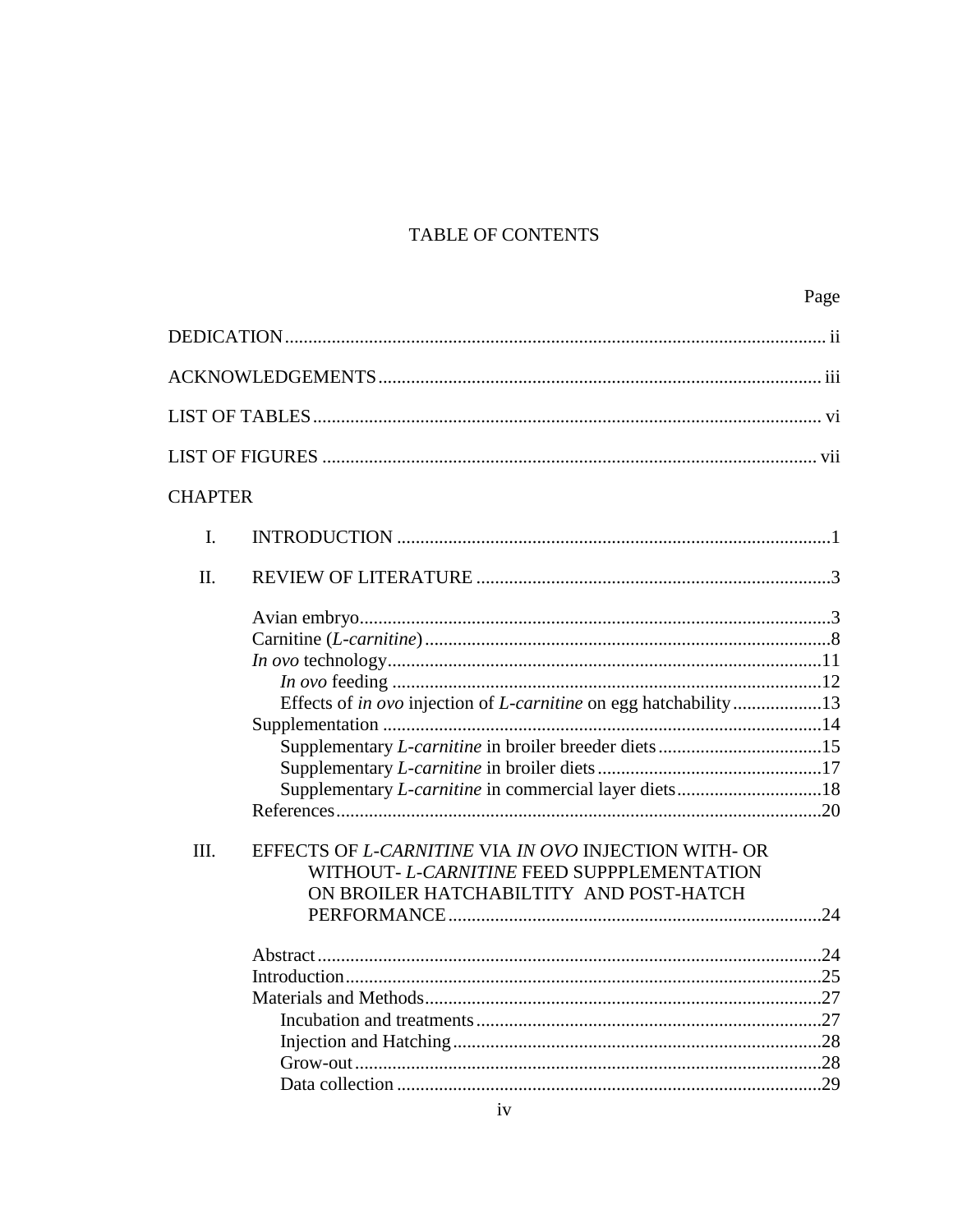# TABLE OF CONTENTS

| | Page |
|---|---|
| DEDICATION | ii |
| ACKNOWLEDGEMENTS | iii |
| LIST OF TABLES | vi |
| LIST OF FIGURES | vii |

CHAPTER

| | | |
|---|---|---|
| I. | INTRODUCTION | 1 |
| II. | REVIEW OF LITERATURE | 3 |
| | Avian embryo | 3 |
| | Carnitine (*L-carnitine*) | 8 |
| | *In ovo* technology | 11 |
| | *In ovo* feeding | 12 |
| | Effects of *in ovo* injection of *L-carnitine* on egg hatchability | 13 |
| | Supplementation | 14 |
| | Supplementary *L-carnitine* in broiler breeder diets | 15 |
| | Supplementary *L-carnitine* in broiler diets | 17 |
| | Supplementary *L-carnitine* in commercial layer diets | 18 |
| | References | 20 |
| III. | EFFECTS OF *L-CARNITINE* VIA *IN OVO* INJECTION WITH- OR WITHOUT- *L-CARNITINE* FEED SUPPPLEMENTATION ON BROILER HATCHABILTITY AND POST-HATCH PERFORMANCE | 24 |
| | Abstract | 24 |
| | Introduction | 25 |
| | Materials and Methods | 27 |
| | Incubation and treatments | 27 |
| | Injection and Hatching | 28 |
| | Grow-out | 28 |
| | Data collection | 29 |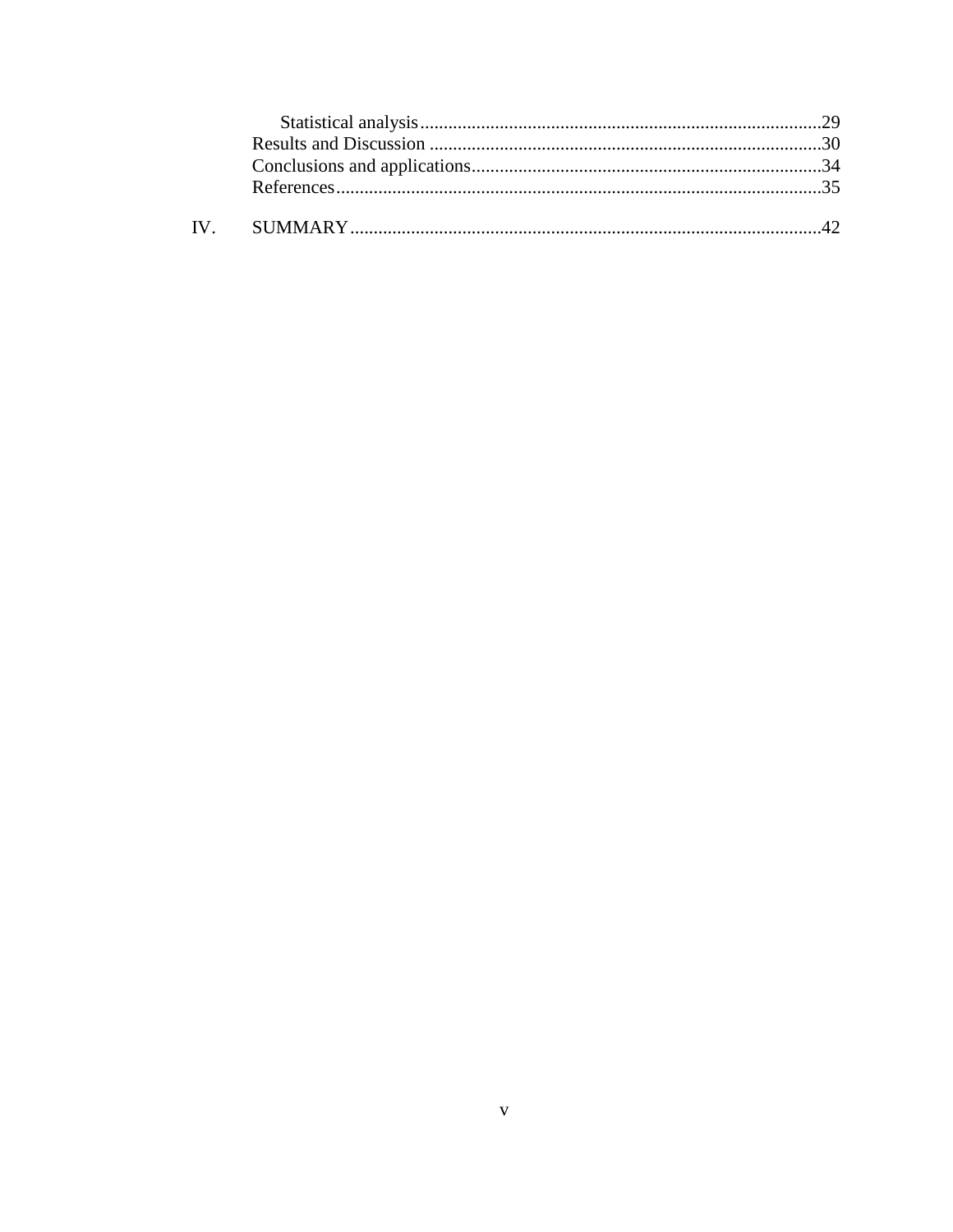Statistical analysis .....................................................................................29
Results and Discussion ...................................................................................30
Conclusions and applications..........................................................................34
References.......................................................................................................35

IV. SUMMARY...................................................................................................42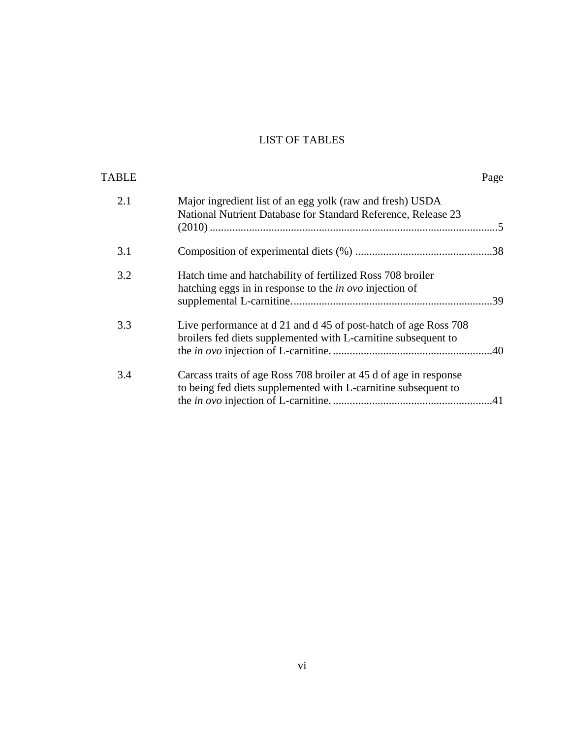# LIST OF TABLES

| TABLE | | Page |
|---|---|---|
| 2.1 | Major ingredient list of an egg yolk (raw and fresh) USDA National Nutrient Database for Standard Reference, Release 23 (2010) | 5 |
| 3.1 | Composition of experimental diets (%) | 38 |
| 3.2 | Hatch time and hatchability of fertilized Ross 708 broiler hatching eggs in in response to the *in ovo* injection of supplemental L-carnitine. | 39 |
| 3.3 | Live performance at d 21 and d 45 of post-hatch of age Ross 708 broilers fed diets supplemented with L-carnitine subsequent to the *in ovo* injection of L-carnitine. | 40 |
| 3.4 | Carcass traits of age Ross 708 broiler at 45 d of age in response to being fed diets supplemented with L-carnitine subsequent to the *in ovo* injection of L-carnitine. | 41 |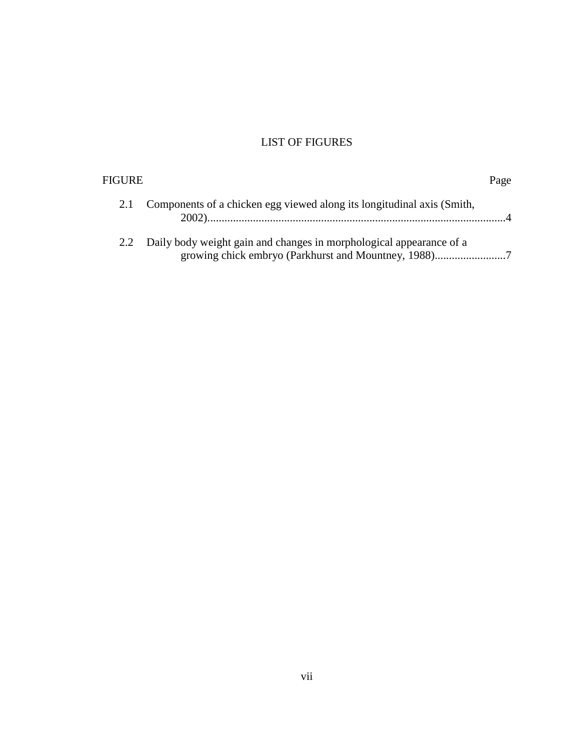# LIST OF FIGURES

| FIGURE | | Page |
|---|---|---|
| 2.1 | Components of a chicken egg viewed along its longitudinal axis (Smith, 2002) | 4 |
| 2.2 | Daily body weight gain and changes in morphological appearance of a growing chick embryo (Parkhurst and Mountney, 1988) | 7 |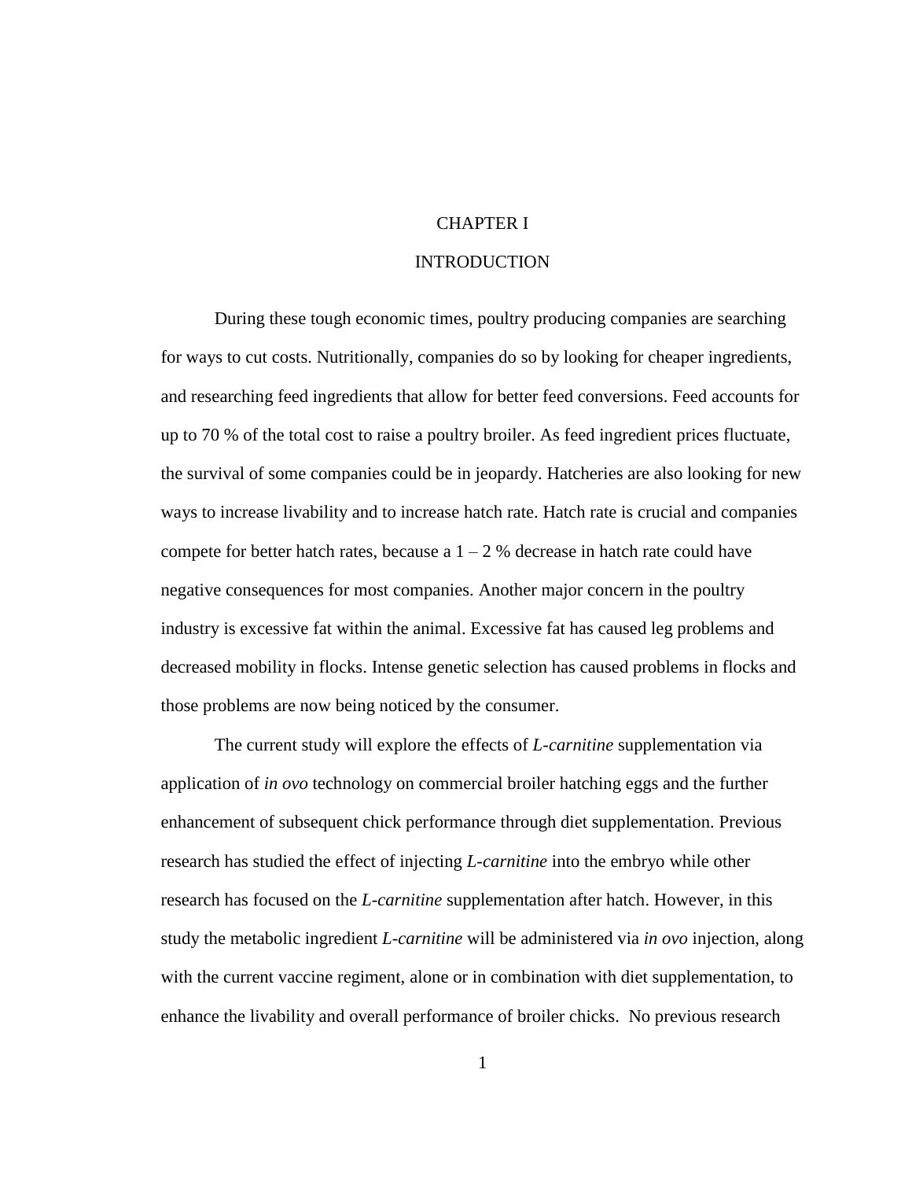# CHAPTER I

# INTRODUCTION

During these tough economic times, poultry producing companies are searching for ways to cut costs. Nutritionally, companies do so by looking for cheaper ingredients, and researching feed ingredients that allow for better feed conversions. Feed accounts for up to 70 % of the total cost to raise a poultry broiler. As feed ingredient prices fluctuate, the survival of some companies could be in jeopardy. Hatcheries are also looking for new ways to increase livability and to increase hatch rate. Hatch rate is crucial and companies compete for better hatch rates, because a 1 – 2 % decrease in hatch rate could have negative consequences for most companies. Another major concern in the poultry industry is excessive fat within the animal. Excessive fat has caused leg problems and decreased mobility in flocks. Intense genetic selection has caused problems in flocks and those problems are now being noticed by the consumer.

The current study will explore the effects of *L-carnitine* supplementation via application of *in ovo* technology on commercial broiler hatching eggs and the further enhancement of subsequent chick performance through diet supplementation. Previous research has studied the effect of injecting *L-carnitine* into the embryo while other research has focused on the *L-carnitine* supplementation after hatch. However, in this study the metabolic ingredient *L-carnitine* will be administered via *in ovo* injection, along with the current vaccine regiment, alone or in combination with diet supplementation, to enhance the livability and overall performance of broiler chicks. No previous research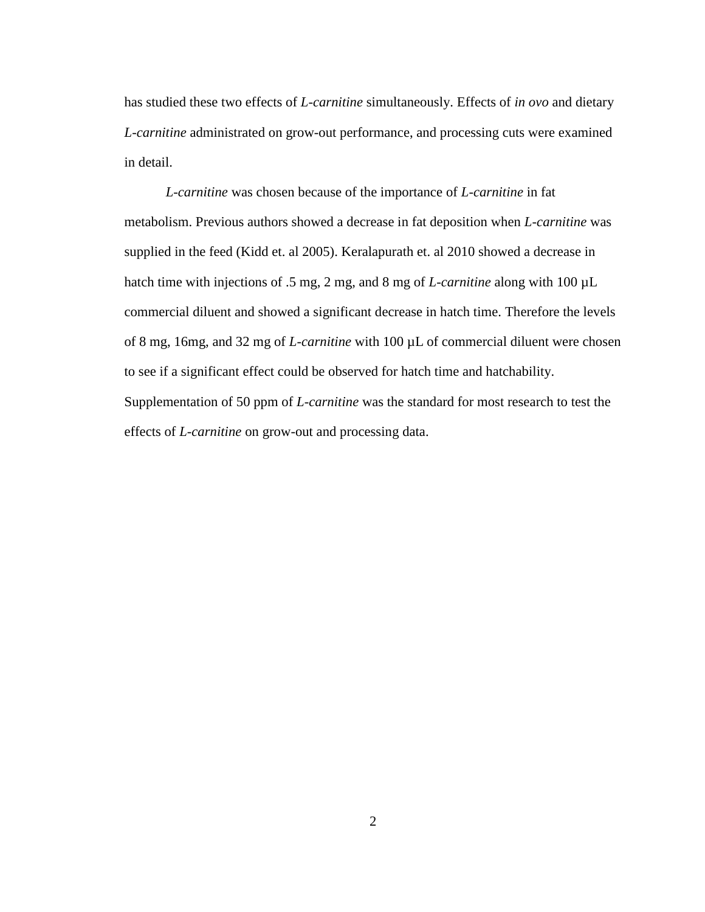has studied these two effects of *L-carnitine* simultaneously. Effects of *in ovo* and dietary *L-carnitine* administrated on grow-out performance, and processing cuts were examined in detail.

*L-carnitine* was chosen because of the importance of *L-carnitine* in fat metabolism. Previous authors showed a decrease in fat deposition when *L-carnitine* was supplied in the feed (Kidd et. al 2005). Keralapurath et. al 2010 showed a decrease in hatch time with injections of .5 mg, 2 mg, and 8 mg of *L-carnitine* along with 100 µL commercial diluent and showed a significant decrease in hatch time. Therefore the levels of 8 mg, 16mg, and 32 mg of *L-carnitine* with 100 µL of commercial diluent were chosen to see if a significant effect could be observed for hatch time and hatchability. Supplementation of 50 ppm of *L-carnitine* was the standard for most research to test the effects of *L-carnitine* on grow-out and processing data.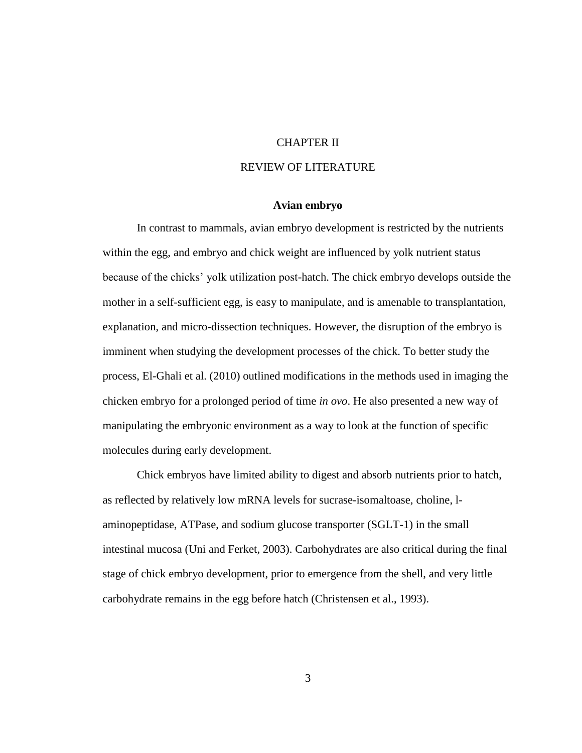# CHAPTER II

# REVIEW OF LITERATURE

### Avian embryo

In contrast to mammals, avian embryo development is restricted by the nutrients within the egg, and embryo and chick weight are influenced by yolk nutrient status because of the chicks' yolk utilization post-hatch. The chick embryo develops outside the mother in a self-sufficient egg, is easy to manipulate, and is amenable to transplantation, explanation, and micro-dissection techniques. However, the disruption of the embryo is imminent when studying the development processes of the chick. To better study the process, El-Ghali et al. (2010) outlined modifications in the methods used in imaging the chicken embryo for a prolonged period of time *in ovo*. He also presented a new way of manipulating the embryonic environment as a way to look at the function of specific molecules during early development.

Chick embryos have limited ability to digest and absorb nutrients prior to hatch, as reflected by relatively low mRNA levels for sucrase-isomaltoase, choline, l-aminopeptidase, ATPase, and sodium glucose transporter (SGLT-1) in the small intestinal mucosa (Uni and Ferket, 2003). Carbohydrates are also critical during the final stage of chick embryo development, prior to emergence from the shell, and very little carbohydrate remains in the egg before hatch (Christensen et al., 1993).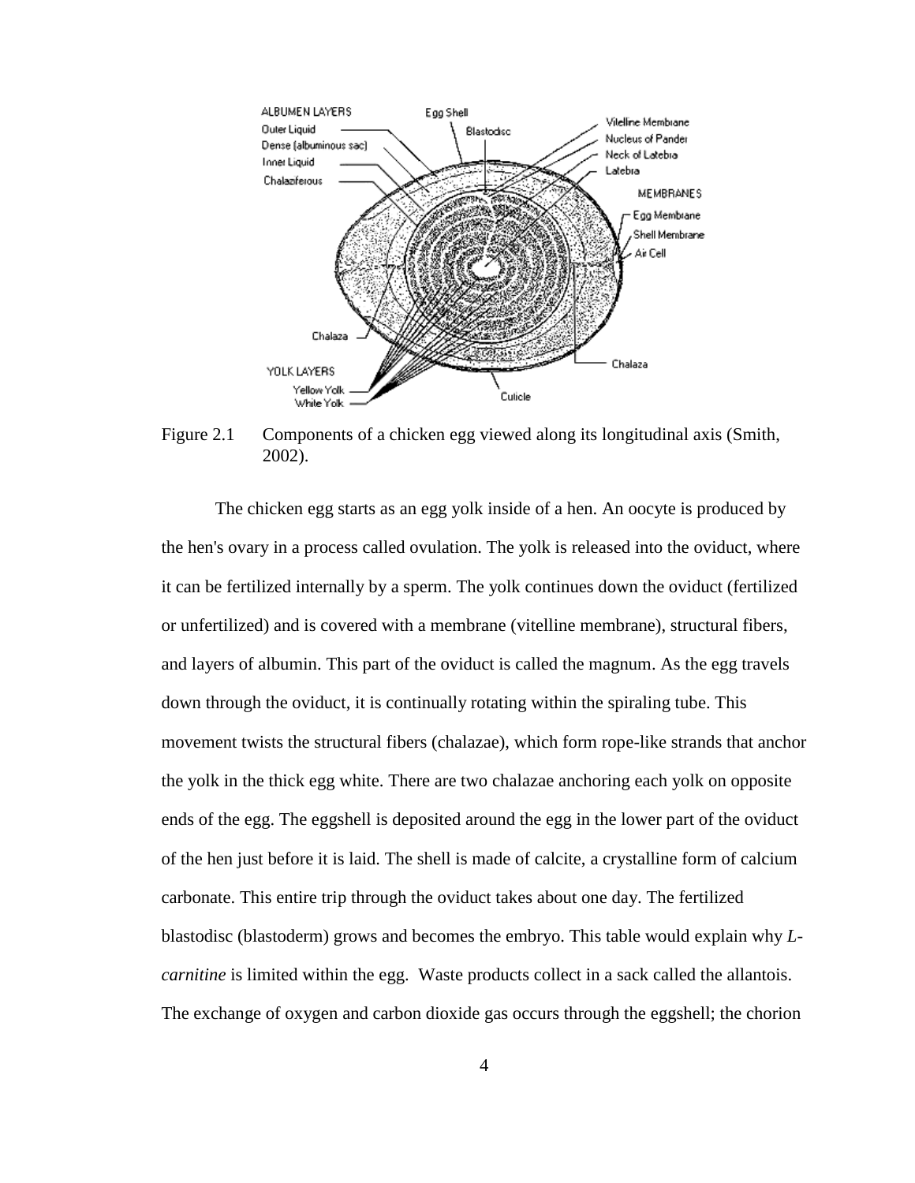Figure 2.1 Components of a chicken egg viewed along its longitudinal axis (Smith, 2002).

The chicken egg starts as an egg yolk inside of a hen. An oocyte is produced by the hen's ovary in a process called ovulation. The yolk is released into the oviduct, where it can be fertilized internally by a sperm. The yolk continues down the oviduct (fertilized or unfertilized) and is covered with a membrane (vitelline membrane), structural fibers, and layers of albumin. This part of the oviduct is called the magnum. As the egg travels down through the oviduct, it is continually rotating within the spiraling tube. This movement twists the structural fibers (chalazae), which form rope-like strands that anchor the yolk in the thick egg white. There are two chalazae anchoring each yolk on opposite ends of the egg. The eggshell is deposited around the egg in the lower part of the oviduct of the hen just before it is laid. The shell is made of calcite, a crystalline form of calcium carbonate. This entire trip through the oviduct takes about one day. The fertilized blastodisc (blastoderm) grows and becomes the embryo. This table would explain why *L-carnitine* is limited within the egg. Waste products collect in a sack called the allantois. The exchange of oxygen and carbon dioxide gas occurs through the eggshell; the chorion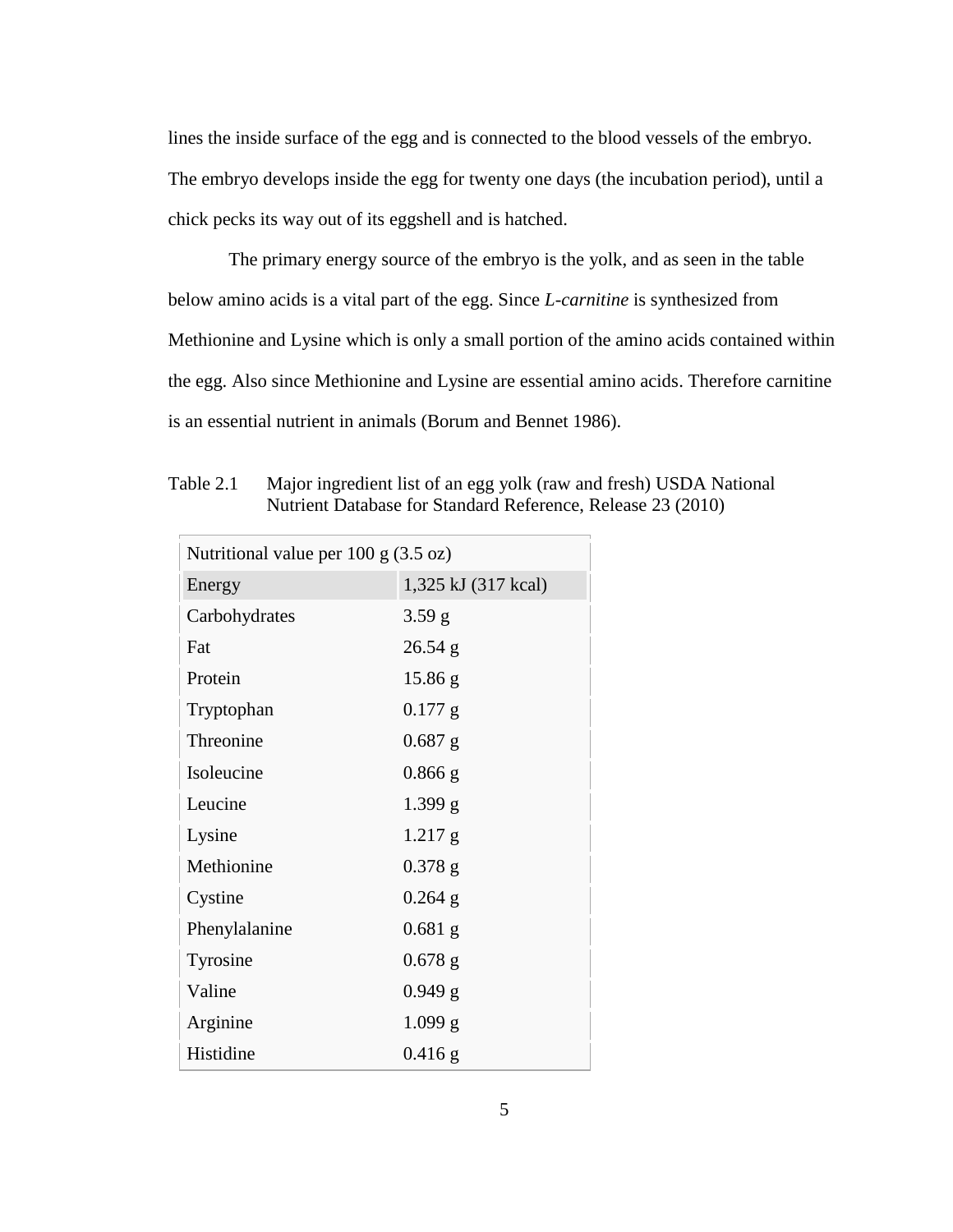lines the inside surface of the egg and is connected to the blood vessels of the embryo. The embryo develops inside the egg for twenty one days (the incubation period), until a chick pecks its way out of its eggshell and is hatched.

The primary energy source of the embryo is the yolk, and as seen in the table below amino acids is a vital part of the egg. Since *L-carnitine* is synthesized from Methionine and Lysine which is only a small portion of the amino acids contained within the egg. Also since Methionine and Lysine are essential amino acids. Therefore carnitine is an essential nutrient in animals (Borum and Bennet 1986).

Table 2.1 Major ingredient list of an egg yolk (raw and fresh) USDA National Nutrient Database for Standard Reference, Release 23 (2010)

| Nutritional value per 100 g (3.5 oz) | |
|---|---|
| Energy | 1,325 kJ (317 kcal) |
| Carbohydrates | 3.59 g |
| Fat | 26.54 g |
| Protein | 15.86 g |
| Tryptophan | 0.177 g |
| Threonine | 0.687 g |
| Isoleucine | 0.866 g |
| Leucine | 1.399 g |
| Lysine | 1.217 g |
| Methionine | 0.378 g |
| Cystine | 0.264 g |
| Phenylalanine | 0.681 g |
| Tyrosine | 0.678 g |
| Valine | 0.949 g |
| Arginine | 1.099 g |
| Histidine | 0.416 g |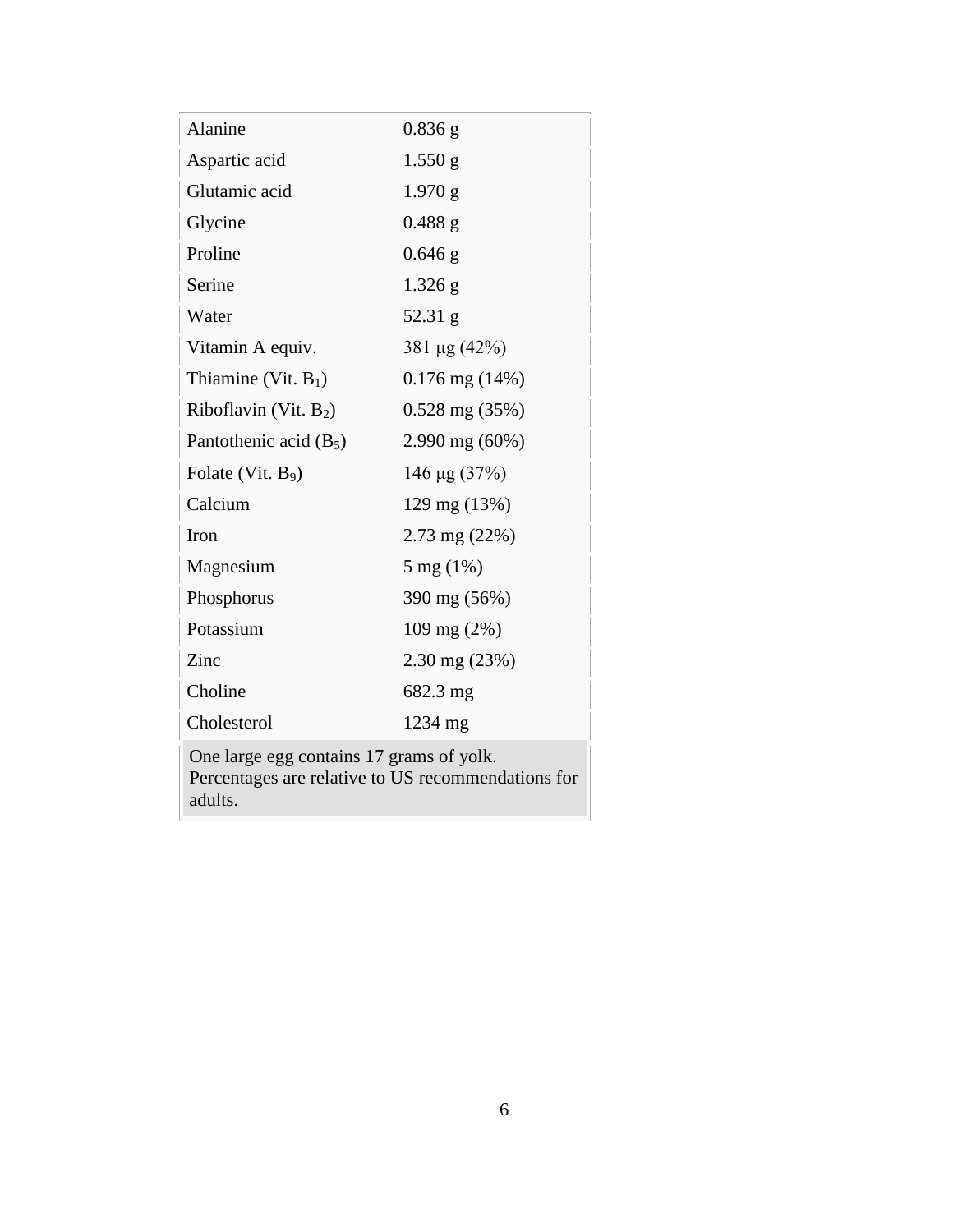| | |
|---|---|
| Alanine | 0.836 g |
| Aspartic acid | 1.550 g |
| Glutamic acid | 1.970 g |
| Glycine | 0.488 g |
| Proline | 0.646 g |
| Serine | 1.326 g |
| Water | 52.31 g |
| Vitamin A equiv. | 381 μg (42%) |
| Thiamine (Vit. $B_1$) | 0.176 mg (14%) |
| Riboflavin (Vit. $B_2$) | 0.528 mg (35%) |
| Pantothenic acid ($B_5$) | 2.990 mg (60%) |
| Folate (Vit. $B_9$) | 146 μg (37%) |
| Calcium | 129 mg (13%) |
| Iron | 2.73 mg (22%) |
| Magnesium | 5 mg (1%) |
| Phosphorus | 390 mg (56%) |
| Potassium | 109 mg (2%) |
| Zinc | 2.30 mg (23%) |
| Choline | 682.3 mg |
| Cholesterol | 1234 mg |

One large egg contains 17 grams of yolk.
Percentages are relative to US recommendations for adults.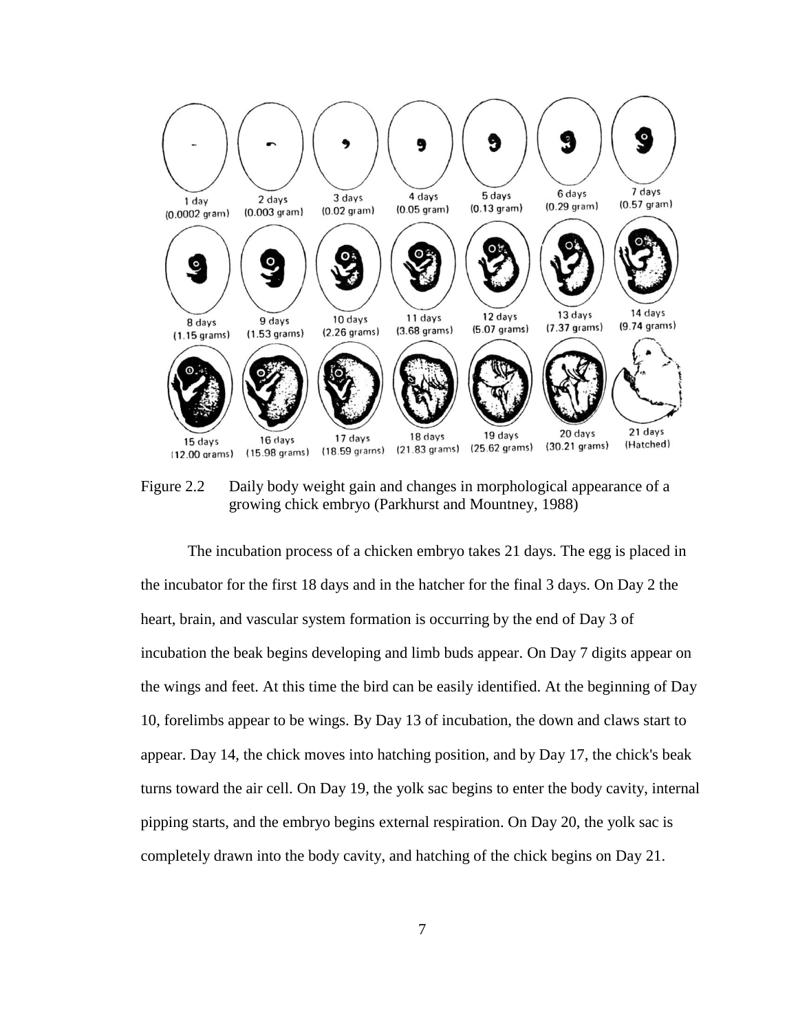Figure 2.2 Daily body weight gain and changes in morphological appearance of a growing chick embryo (Parkhurst and Mountney, 1988)

The incubation process of a chicken embryo takes 21 days. The egg is placed in the incubator for the first 18 days and in the hatcher for the final 3 days. On Day 2 the heart, brain, and vascular system formation is occurring by the end of Day 3 of incubation the beak begins developing and limb buds appear. On Day 7 digits appear on the wings and feet. At this time the bird can be easily identified. At the beginning of Day 10, forelimbs appear to be wings. By Day 13 of incubation, the down and claws start to appear. Day 14, the chick moves into hatching position, and by Day 17, the chick's beak turns toward the air cell. On Day 19, the yolk sac begins to enter the body cavity, internal pipping starts, and the embryo begins external respiration. On Day 20, the yolk sac is completely drawn into the body cavity, and hatching of the chick begins on Day 21.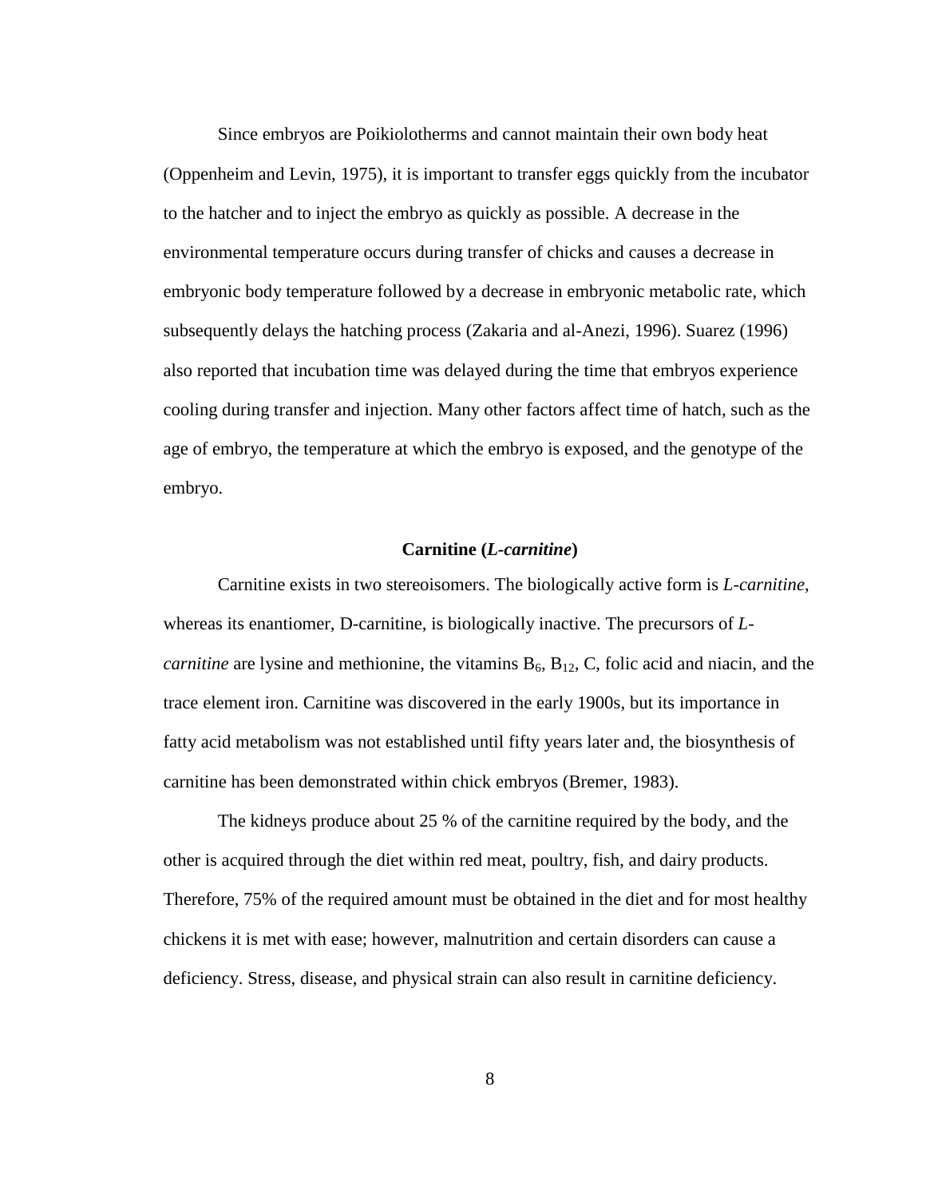Since embryos are Poikiolotherms and cannot maintain their own body heat (Oppenheim and Levin, 1975), it is important to transfer eggs quickly from the incubator to the hatcher and to inject the embryo as quickly as possible. A decrease in the environmental temperature occurs during transfer of chicks and causes a decrease in embryonic body temperature followed by a decrease in embryonic metabolic rate, which subsequently delays the hatching process (Zakaria and al-Anezi, 1996). Suarez (1996) also reported that incubation time was delayed during the time that embryos experience cooling during transfer and injection. Many other factors affect time of hatch, such as the age of embryo, the temperature at which the embryo is exposed, and the genotype of the embryo.

### Carnitine (*L-carnitine*)

Carnitine exists in two stereoisomers. The biologically active form is *L-carnitine*, whereas its enantiomer, D-carnitine, is biologically inactive. The precursors of *L-carnitine* are lysine and methionine, the vitamins $B_6$, $B_{12}$, C, folic acid and niacin, and the trace element iron. Carnitine was discovered in the early 1900s, but its importance in fatty acid metabolism was not established until fifty years later and, the biosynthesis of carnitine has been demonstrated within chick embryos (Bremer, 1983).

The kidneys produce about 25 % of the carnitine required by the body, and the other is acquired through the diet within red meat, poultry, fish, and dairy products. Therefore, 75% of the required amount must be obtained in the diet and for most healthy chickens it is met with ease; however, malnutrition and certain disorders can cause a deficiency. Stress, disease, and physical strain can also result in carnitine deficiency.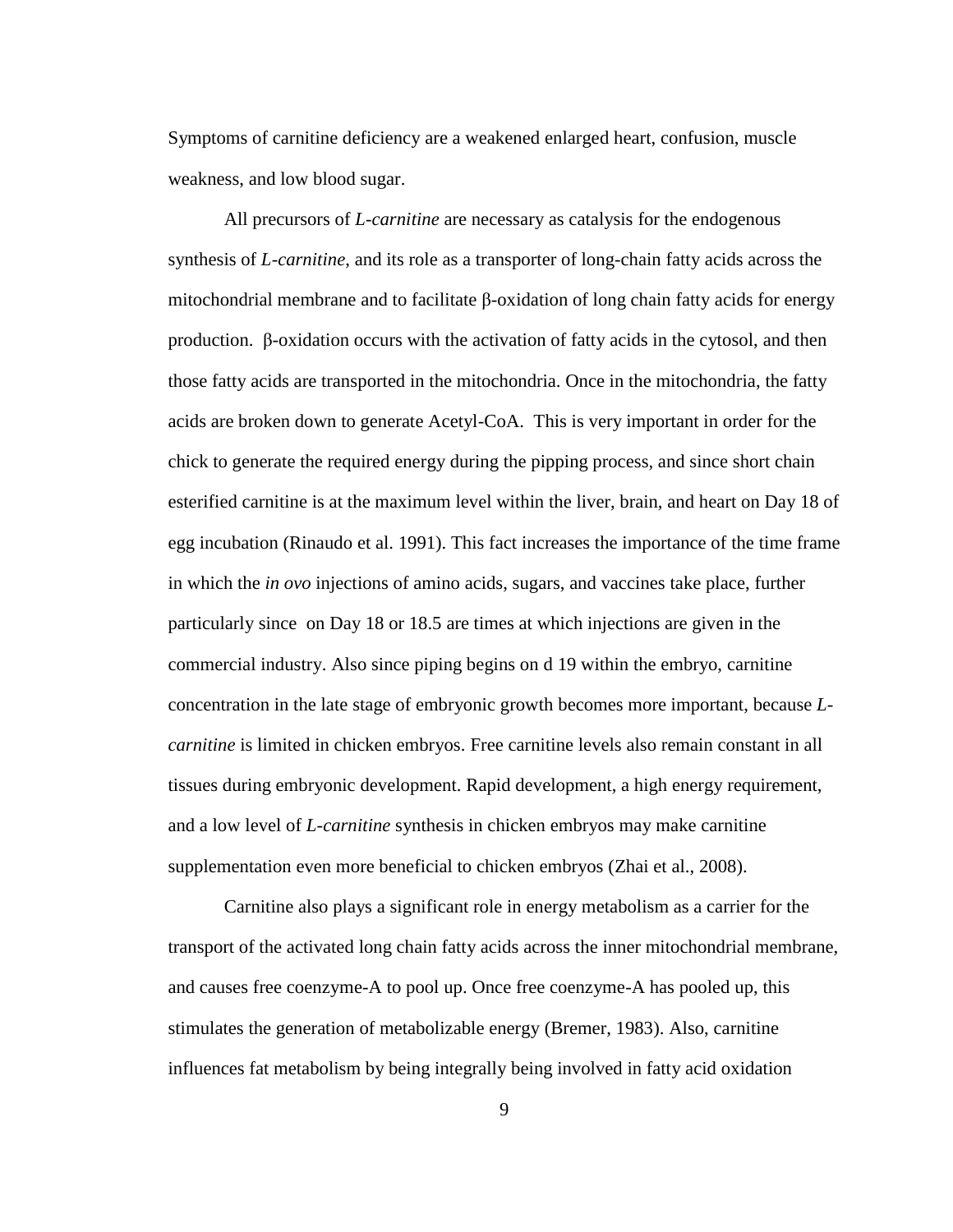Symptoms of carnitine deficiency are a weakened enlarged heart, confusion, muscle weakness, and low blood sugar.

All precursors of *L-carnitine* are necessary as catalysis for the endogenous synthesis of *L-carnitine*, and its role as a transporter of long-chain fatty acids across the mitochondrial membrane and to facilitate β-oxidation of long chain fatty acids for energy production. β-oxidation occurs with the activation of fatty acids in the cytosol, and then those fatty acids are transported in the mitochondria. Once in the mitochondria, the fatty acids are broken down to generate Acetyl-CoA. This is very important in order for the chick to generate the required energy during the pipping process, and since short chain esterified carnitine is at the maximum level within the liver, brain, and heart on Day 18 of egg incubation (Rinaudo et al. 1991). This fact increases the importance of the time frame in which the *in ovo* injections of amino acids, sugars, and vaccines take place, further particularly since on Day 18 or 18.5 are times at which injections are given in the commercial industry. Also since piping begins on d 19 within the embryo, carnitine concentration in the late stage of embryonic growth becomes more important, because *L-carnitine* is limited in chicken embryos. Free carnitine levels also remain constant in all tissues during embryonic development. Rapid development, a high energy requirement, and a low level of *L-carnitine* synthesis in chicken embryos may make carnitine supplementation even more beneficial to chicken embryos (Zhai et al., 2008).

Carnitine also plays a significant role in energy metabolism as a carrier for the transport of the activated long chain fatty acids across the inner mitochondrial membrane, and causes free coenzyme-A to pool up. Once free coenzyme-A has pooled up, this stimulates the generation of metabolizable energy (Bremer, 1983). Also, carnitine influences fat metabolism by being integrally being involved in fatty acid oxidation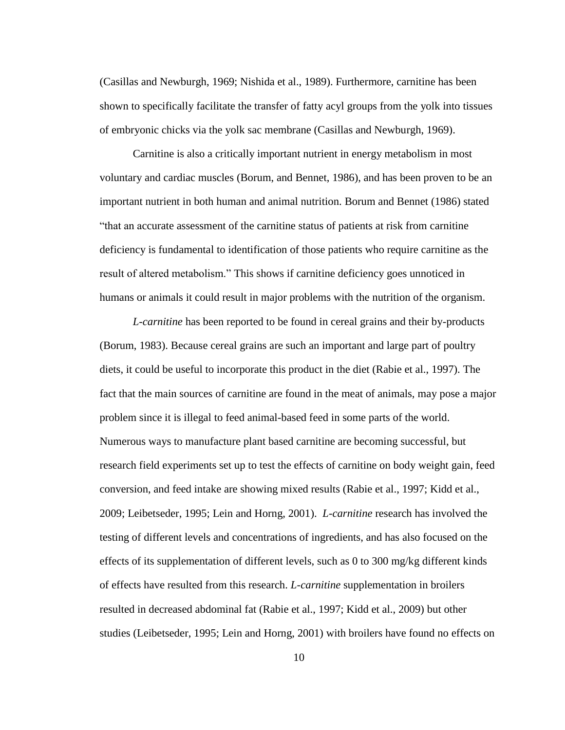(Casillas and Newburgh, 1969; Nishida et al., 1989). Furthermore, carnitine has been shown to specifically facilitate the transfer of fatty acyl groups from the yolk into tissues of embryonic chicks via the yolk sac membrane (Casillas and Newburgh, 1969).

Carnitine is also a critically important nutrient in energy metabolism in most voluntary and cardiac muscles (Borum, and Bennet, 1986), and has been proven to be an important nutrient in both human and animal nutrition. Borum and Bennet (1986) stated "that an accurate assessment of the carnitine status of patients at risk from carnitine deficiency is fundamental to identification of those patients who require carnitine as the result of altered metabolism." This shows if carnitine deficiency goes unnoticed in humans or animals it could result in major problems with the nutrition of the organism.

*L-carnitine* has been reported to be found in cereal grains and their by-products (Borum, 1983). Because cereal grains are such an important and large part of poultry diets, it could be useful to incorporate this product in the diet (Rabie et al., 1997). The fact that the main sources of carnitine are found in the meat of animals, may pose a major problem since it is illegal to feed animal-based feed in some parts of the world. Numerous ways to manufacture plant based carnitine are becoming successful, but research field experiments set up to test the effects of carnitine on body weight gain, feed conversion, and feed intake are showing mixed results (Rabie et al., 1997; Kidd et al., 2009; Leibetseder, 1995; Lein and Horng, 2001). *L-carnitine* research has involved the testing of different levels and concentrations of ingredients, and has also focused on the effects of its supplementation of different levels, such as 0 to 300 mg/kg different kinds of effects have resulted from this research. *L-carnitine* supplementation in broilers resulted in decreased abdominal fat (Rabie et al., 1997; Kidd et al., 2009) but other studies (Leibetseder, 1995; Lein and Horng, 2001) with broilers have found no effects on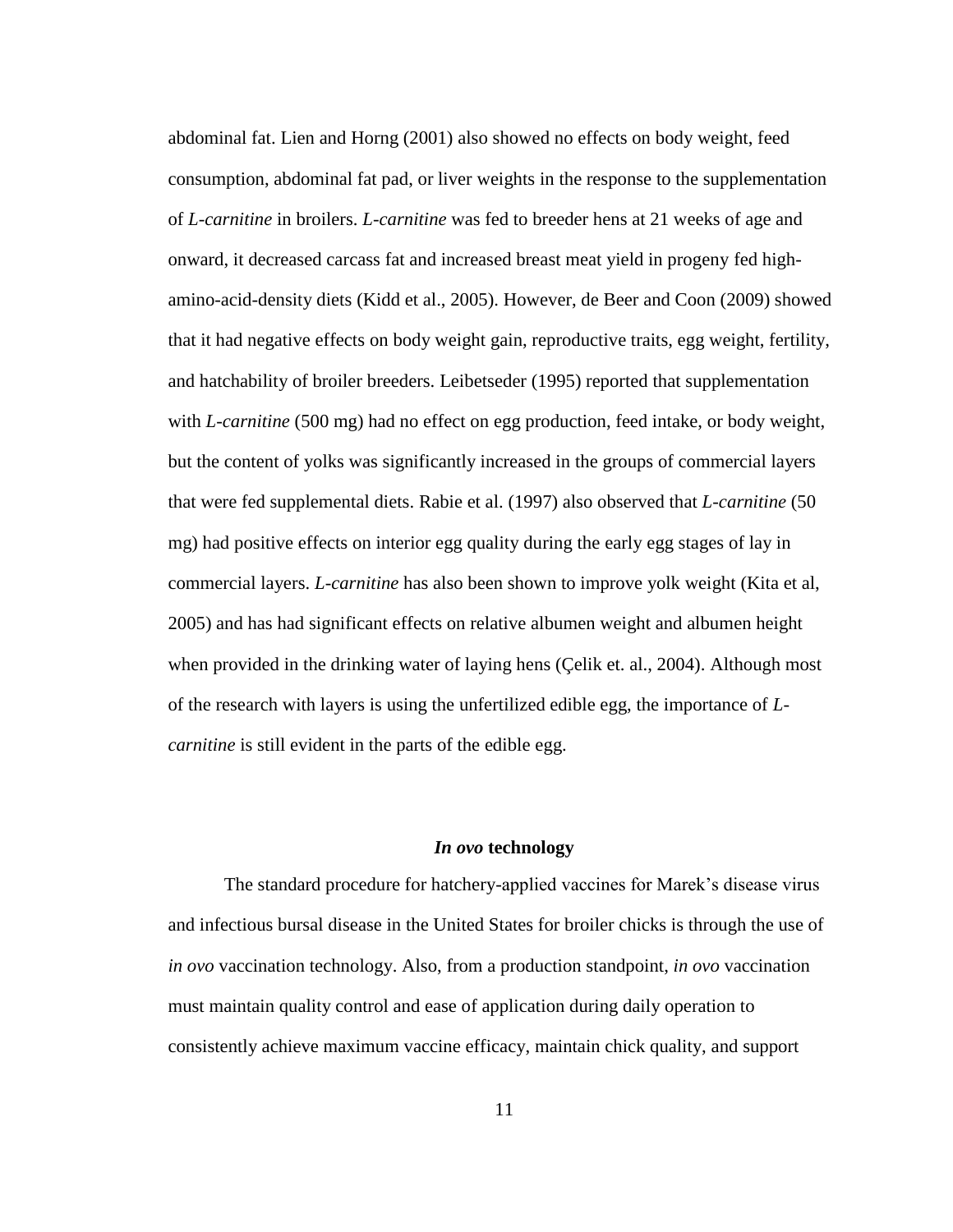abdominal fat. Lien and Horng (2001) also showed no effects on body weight, feed consumption, abdominal fat pad, or liver weights in the response to the supplementation of *L-carnitine* in broilers. *L-carnitine* was fed to breeder hens at 21 weeks of age and onward, it decreased carcass fat and increased breast meat yield in progeny fed high-amino-acid-density diets (Kidd et al., 2005). However, de Beer and Coon (2009) showed that it had negative effects on body weight gain, reproductive traits, egg weight, fertility, and hatchability of broiler breeders. Leibetseder (1995) reported that supplementation with *L-carnitine* (500 mg) had no effect on egg production, feed intake, or body weight, but the content of yolks was significantly increased in the groups of commercial layers that were fed supplemental diets. Rabie et al. (1997) also observed that *L-carnitine* (50 mg) had positive effects on interior egg quality during the early egg stages of lay in commercial layers. *L-carnitine* has also been shown to improve yolk weight (Kita et al, 2005) and has had significant effects on relative albumen weight and albumen height when provided in the drinking water of laying hens (Çelik et. al., 2004). Although most of the research with layers is using the unfertilized edible egg, the importance of *L-carnitine* is still evident in the parts of the edible egg.

## ***In ovo* technology**

The standard procedure for hatchery-applied vaccines for Marek's disease virus and infectious bursal disease in the United States for broiler chicks is through the use of *in ovo* vaccination technology. Also, from a production standpoint, *in ovo* vaccination must maintain quality control and ease of application during daily operation to consistently achieve maximum vaccine efficacy, maintain chick quality, and support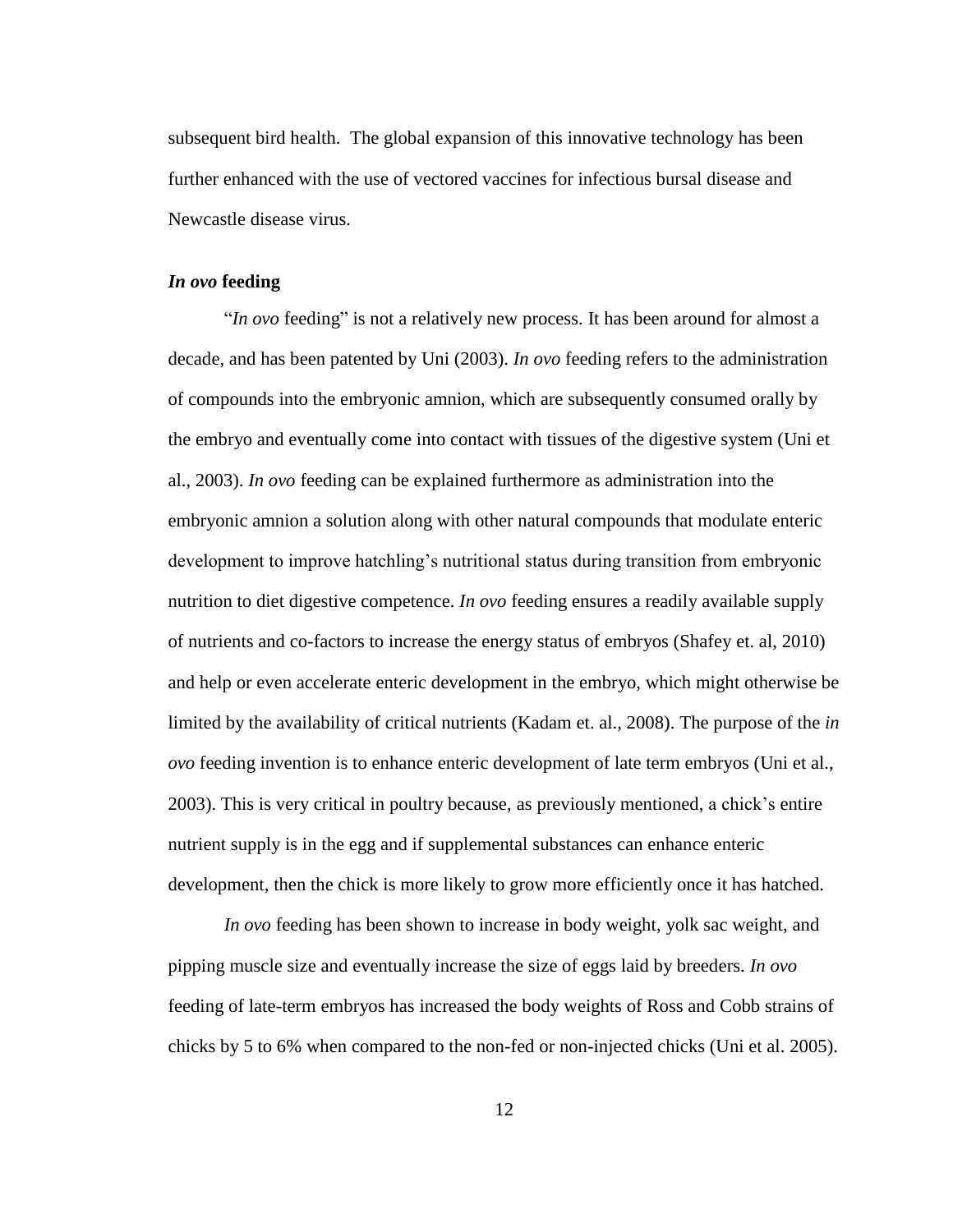subsequent bird health.  The global expansion of this innovative technology has been further enhanced with the use of vectored vaccines for infectious bursal disease and Newcastle disease virus.

### *In ovo* feeding

"*In ovo* feeding" is not a relatively new process. It has been around for almost a decade, and has been patented by Uni (2003). *In ovo* feeding refers to the administration of compounds into the embryonic amnion, which are subsequently consumed orally by the embryo and eventually come into contact with tissues of the digestive system (Uni et al., 2003). *In ovo* feeding can be explained furthermore as administration into the embryonic amnion a solution along with other natural compounds that modulate enteric development to improve hatchling's nutritional status during transition from embryonic nutrition to diet digestive competence. *In ovo* feeding ensures a readily available supply of nutrients and co-factors to increase the energy status of embryos (Shafey et. al, 2010) and help or even accelerate enteric development in the embryo, which might otherwise be limited by the availability of critical nutrients (Kadam et. al., 2008). The purpose of the *in ovo* feeding invention is to enhance enteric development of late term embryos (Uni et al., 2003). This is very critical in poultry because, as previously mentioned, a chick's entire nutrient supply is in the egg and if supplemental substances can enhance enteric development, then the chick is more likely to grow more efficiently once it has hatched.

*In ovo* feeding has been shown to increase in body weight, yolk sac weight, and pipping muscle size and eventually increase the size of eggs laid by breeders. *In ovo* feeding of late-term embryos has increased the body weights of Ross and Cobb strains of chicks by 5 to 6% when compared to the non-fed or non-injected chicks (Uni et al. 2005).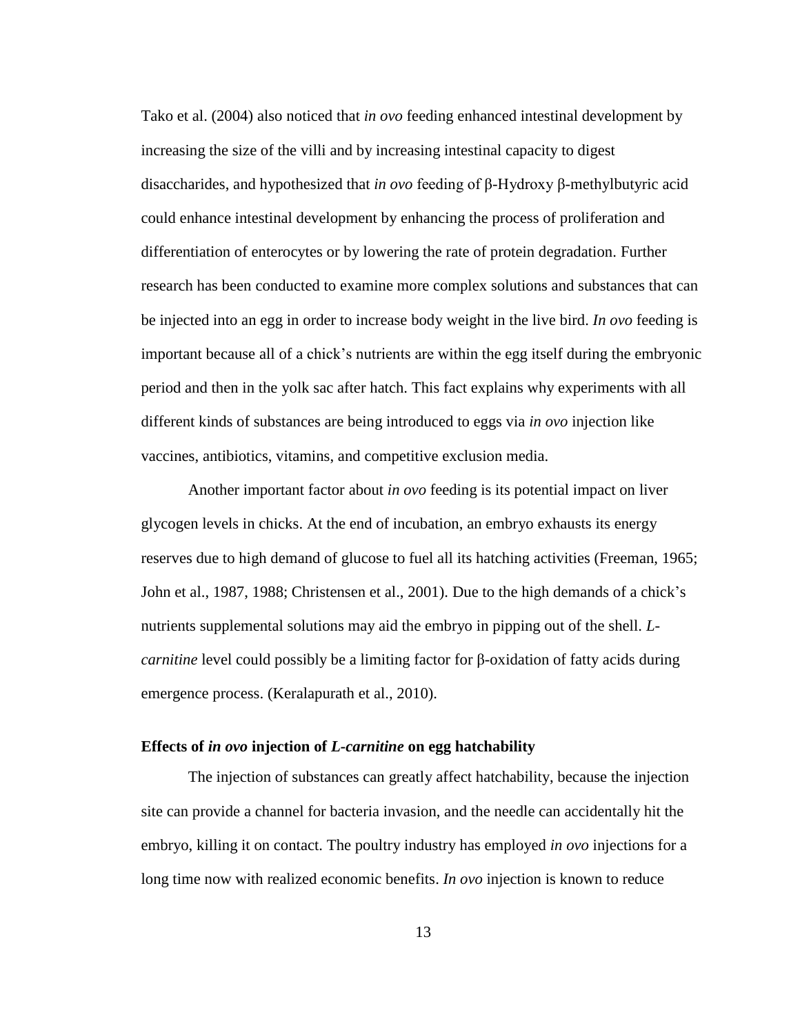Tako et al. (2004) also noticed that *in ovo* feeding enhanced intestinal development by increasing the size of the villi and by increasing intestinal capacity to digest disaccharides, and hypothesized that *in ovo* feeding of β-Hydroxy β-methylbutyric acid could enhance intestinal development by enhancing the process of proliferation and differentiation of enterocytes or by lowering the rate of protein degradation. Further research has been conducted to examine more complex solutions and substances that can be injected into an egg in order to increase body weight in the live bird. *In ovo* feeding is important because all of a chick's nutrients are within the egg itself during the embryonic period and then in the yolk sac after hatch. This fact explains why experiments with all different kinds of substances are being introduced to eggs via *in ovo* injection like vaccines, antibiotics, vitamins, and competitive exclusion media.

Another important factor about *in ovo* feeding is its potential impact on liver glycogen levels in chicks. At the end of incubation, an embryo exhausts its energy reserves due to high demand of glucose to fuel all its hatching activities (Freeman, 1965; John et al., 1987, 1988; Christensen et al., 2001). Due to the high demands of a chick's nutrients supplemental solutions may aid the embryo in pipping out of the shell. *L-carnitine* level could possibly be a limiting factor for β-oxidation of fatty acids during emergence process. (Keralapurath et al., 2010).

**Effects of *in ovo* injection of *L-carnitine* on egg hatchability**

The injection of substances can greatly affect hatchability, because the injection site can provide a channel for bacteria invasion, and the needle can accidentally hit the embryo, killing it on contact. The poultry industry has employed *in ovo* injections for a long time now with realized economic benefits. *In ovo* injection is known to reduce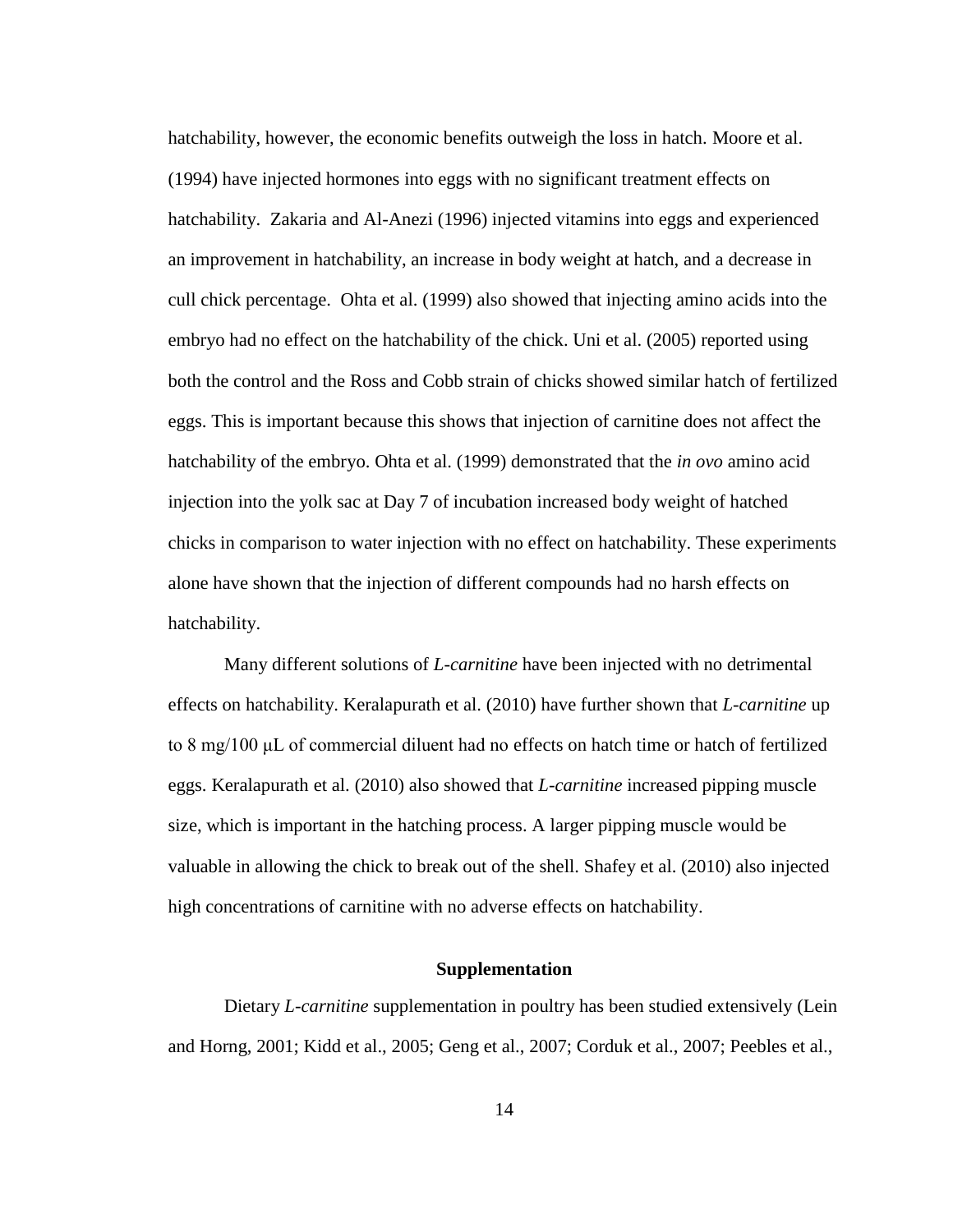hatchability, however, the economic benefits outweigh the loss in hatch. Moore et al. (1994) have injected hormones into eggs with no significant treatment effects on hatchability. Zakaria and Al-Anezi (1996) injected vitamins into eggs and experienced an improvement in hatchability, an increase in body weight at hatch, and a decrease in cull chick percentage. Ohta et al. (1999) also showed that injecting amino acids into the embryo had no effect on the hatchability of the chick. Uni et al. (2005) reported using both the control and the Ross and Cobb strain of chicks showed similar hatch of fertilized eggs. This is important because this shows that injection of carnitine does not affect the hatchability of the embryo. Ohta et al. (1999) demonstrated that the *in ovo* amino acid injection into the yolk sac at Day 7 of incubation increased body weight of hatched chicks in comparison to water injection with no effect on hatchability. These experiments alone have shown that the injection of different compounds had no harsh effects on hatchability.

Many different solutions of *L-carnitine* have been injected with no detrimental effects on hatchability. Keralapurath et al. (2010) have further shown that *L-carnitine* up to 8 mg/100 μL of commercial diluent had no effects on hatch time or hatch of fertilized eggs. Keralapurath et al. (2010) also showed that *L-carnitine* increased pipping muscle size, which is important in the hatching process. A larger pipping muscle would be valuable in allowing the chick to break out of the shell. Shafey et al. (2010) also injected high concentrations of carnitine with no adverse effects on hatchability.

## Supplementation

Dietary *L-carnitine* supplementation in poultry has been studied extensively (Lein and Horng, 2001; Kidd et al., 2005; Geng et al., 2007; Corduk et al., 2007; Peebles et al.,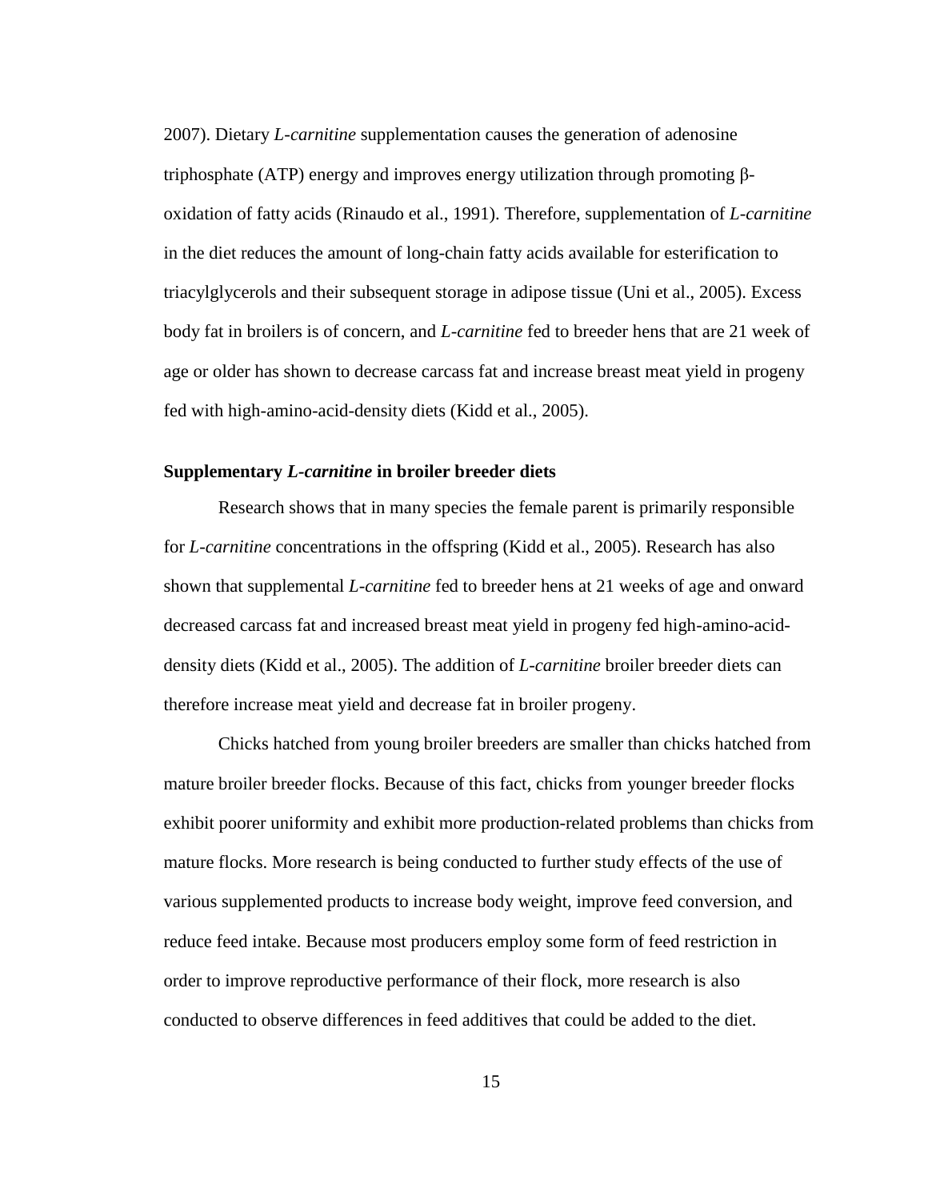2007). Dietary *L-carnitine* supplementation causes the generation of adenosine triphosphate (ATP) energy and improves energy utilization through promoting β-oxidation of fatty acids (Rinaudo et al., 1991). Therefore, supplementation of *L-carnitine* in the diet reduces the amount of long-chain fatty acids available for esterification to triacylglycerols and their subsequent storage in adipose tissue (Uni et al., 2005). Excess body fat in broilers is of concern, and *L-carnitine* fed to breeder hens that are 21 week of age or older has shown to decrease carcass fat and increase breast meat yield in progeny fed with high-amino-acid-density diets (Kidd et al., 2005).

**Supplementary *L-carnitine* in broiler breeder diets**

Research shows that in many species the female parent is primarily responsible for *L-carnitine* concentrations in the offspring (Kidd et al., 2005). Research has also shown that supplemental *L-carnitine* fed to breeder hens at 21 weeks of age and onward decreased carcass fat and increased breast meat yield in progeny fed high-amino-acid-density diets (Kidd et al., 2005). The addition of *L-carnitine* broiler breeder diets can therefore increase meat yield and decrease fat in broiler progeny.

Chicks hatched from young broiler breeders are smaller than chicks hatched from mature broiler breeder flocks. Because of this fact, chicks from younger breeder flocks exhibit poorer uniformity and exhibit more production-related problems than chicks from mature flocks. More research is being conducted to further study effects of the use of various supplemented products to increase body weight, improve feed conversion, and reduce feed intake. Because most producers employ some form of feed restriction in order to improve reproductive performance of their flock, more research is also conducted to observe differences in feed additives that could be added to the diet.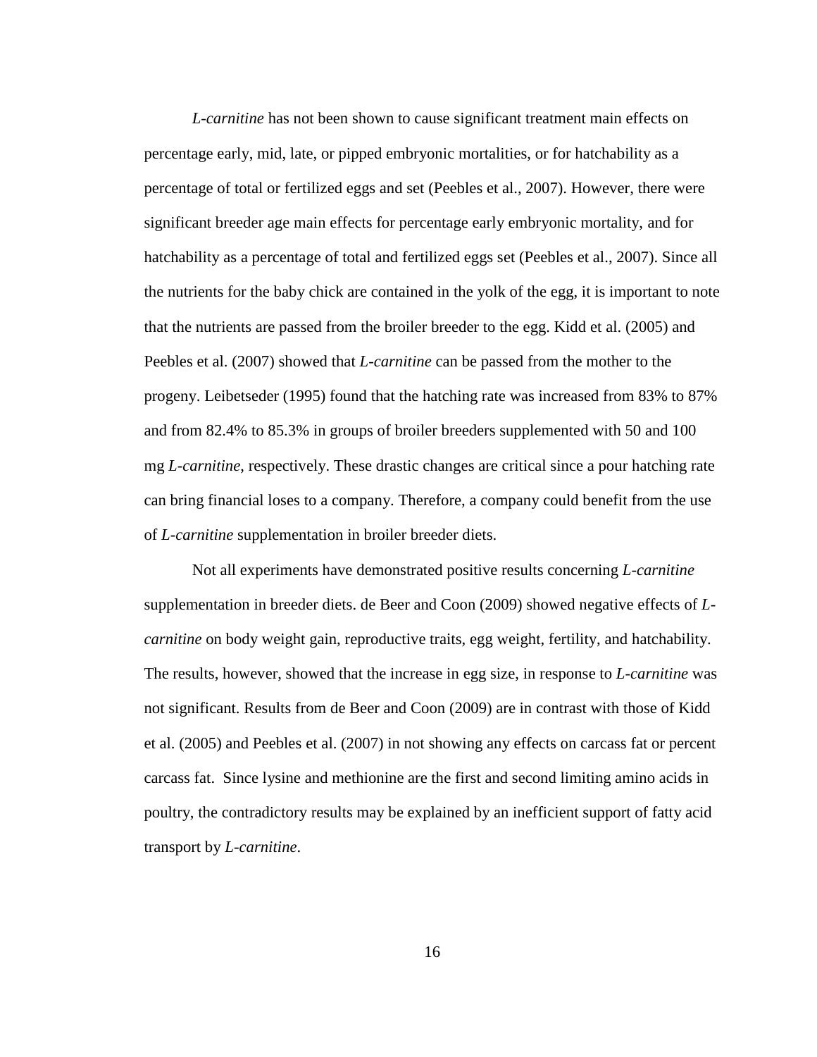*L-carnitine* has not been shown to cause significant treatment main effects on percentage early, mid, late, or pipped embryonic mortalities, or for hatchability as a percentage of total or fertilized eggs and set (Peebles et al., 2007). However, there were significant breeder age main effects for percentage early embryonic mortality, and for hatchability as a percentage of total and fertilized eggs set (Peebles et al., 2007). Since all the nutrients for the baby chick are contained in the yolk of the egg, it is important to note that the nutrients are passed from the broiler breeder to the egg. Kidd et al. (2005) and Peebles et al. (2007) showed that *L-carnitine* can be passed from the mother to the progeny. Leibetseder (1995) found that the hatching rate was increased from 83% to 87% and from 82.4% to 85.3% in groups of broiler breeders supplemented with 50 and 100 mg *L-carnitine*, respectively. These drastic changes are critical since a pour hatching rate can bring financial loses to a company. Therefore, a company could benefit from the use of *L-carnitine* supplementation in broiler breeder diets.

Not all experiments have demonstrated positive results concerning *L-carnitine* supplementation in breeder diets. de Beer and Coon (2009) showed negative effects of *L-carnitine* on body weight gain, reproductive traits, egg weight, fertility, and hatchability. The results, however, showed that the increase in egg size, in response to *L-carnitine* was not significant. Results from de Beer and Coon (2009) are in contrast with those of Kidd et al. (2005) and Peebles et al. (2007) in not showing any effects on carcass fat or percent carcass fat. Since lysine and methionine are the first and second limiting amino acids in poultry, the contradictory results may be explained by an inefficient support of fatty acid transport by *L-carnitine*.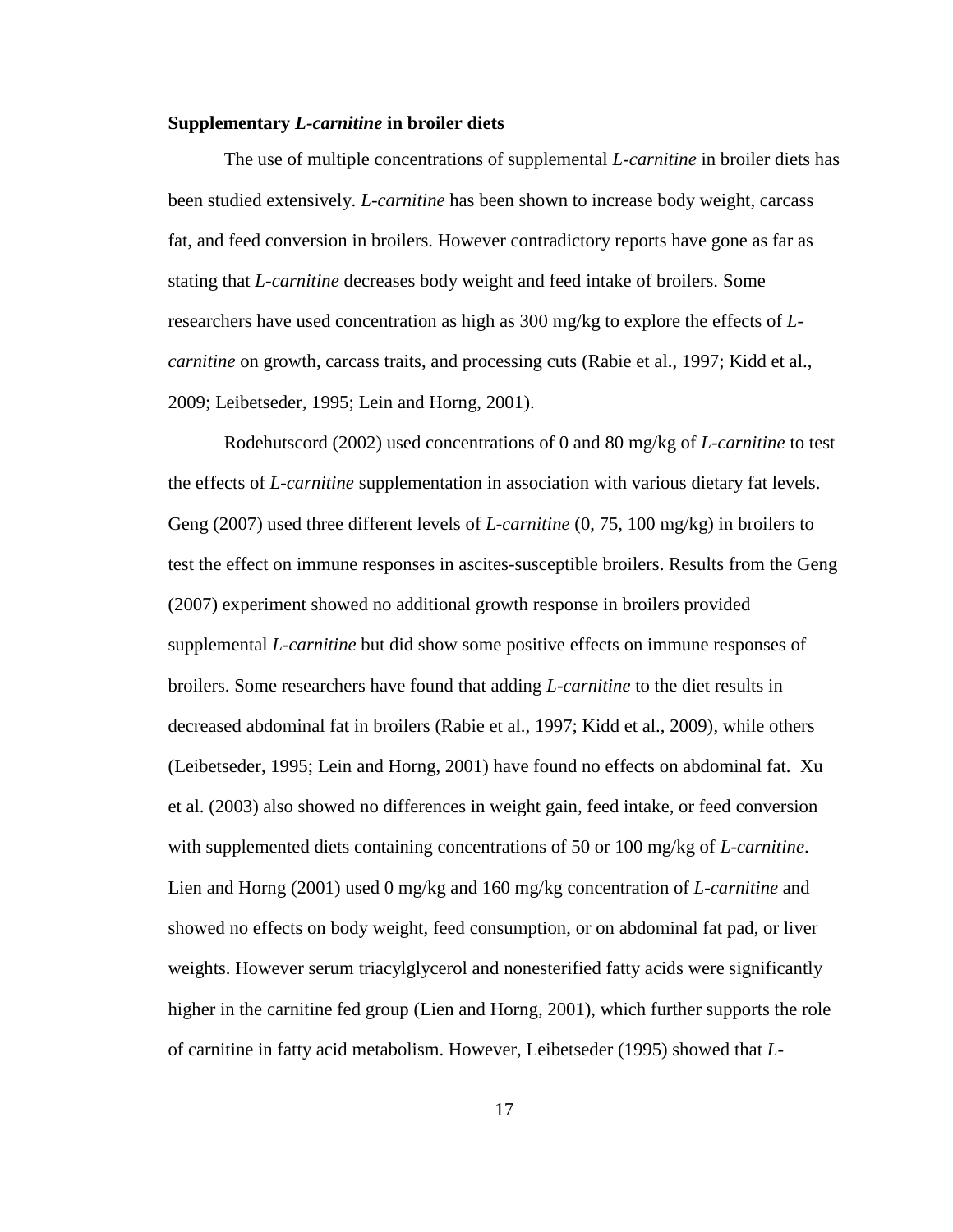**Supplementary *L-carnitine* in broiler diets**

The use of multiple concentrations of supplemental *L-carnitine* in broiler diets has been studied extensively. *L-carnitine* has been shown to increase body weight, carcass fat, and feed conversion in broilers. However contradictory reports have gone as far as stating that *L-carnitine* decreases body weight and feed intake of broilers. Some researchers have used concentration as high as 300 mg/kg to explore the effects of *L-carnitine* on growth, carcass traits, and processing cuts (Rabie et al., 1997; Kidd et al., 2009; Leibetseder, 1995; Lein and Horng, 2001).

Rodehutscord (2002) used concentrations of 0 and 80 mg/kg of *L-carnitine* to test the effects of *L-carnitine* supplementation in association with various dietary fat levels. Geng (2007) used three different levels of *L-carnitine* (0, 75, 100 mg/kg) in broilers to test the effect on immune responses in ascites-susceptible broilers. Results from the Geng (2007) experiment showed no additional growth response in broilers provided supplemental *L-carnitine* but did show some positive effects on immune responses of broilers. Some researchers have found that adding *L-carnitine* to the diet results in decreased abdominal fat in broilers (Rabie et al., 1997; Kidd et al., 2009), while others (Leibetseder, 1995; Lein and Horng, 2001) have found no effects on abdominal fat. Xu et al. (2003) also showed no differences in weight gain, feed intake, or feed conversion with supplemented diets containing concentrations of 50 or 100 mg/kg of *L-carnitine*. Lien and Horng (2001) used 0 mg/kg and 160 mg/kg concentration of *L-carnitine* and showed no effects on body weight, feed consumption, or on abdominal fat pad, or liver weights. However serum triacylglycerol and nonesterified fatty acids were significantly higher in the carnitine fed group (Lien and Horng, 2001), which further supports the role of carnitine in fatty acid metabolism. However, Leibetseder (1995) showed that *L-*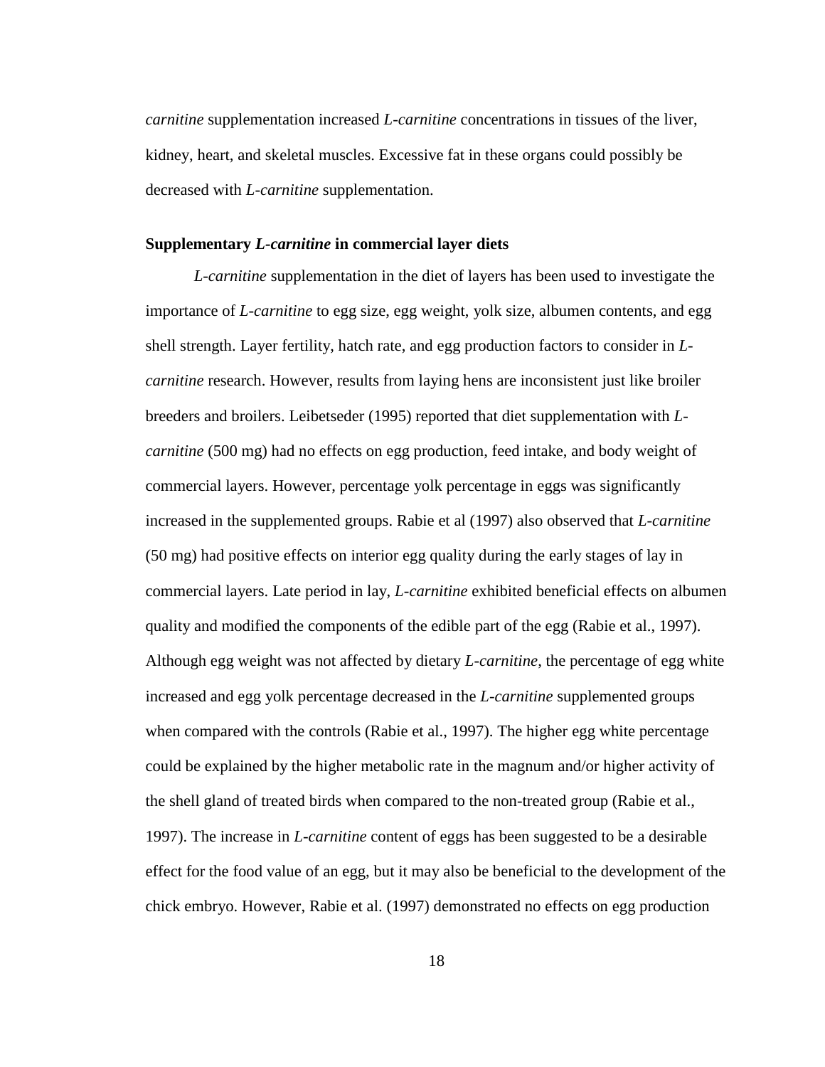*carnitine* supplementation increased *L-carnitine* concentrations in tissues of the liver, kidney, heart, and skeletal muscles. Excessive fat in these organs could possibly be decreased with *L-carnitine* supplementation.

### Supplementary *L-carnitine* in commercial layer diets

*L-carnitine* supplementation in the diet of layers has been used to investigate the importance of *L-carnitine* to egg size, egg weight, yolk size, albumen contents, and egg shell strength. Layer fertility, hatch rate, and egg production factors to consider in *L-carnitine* research. However, results from laying hens are inconsistent just like broiler breeders and broilers. Leibetseder (1995) reported that diet supplementation with *L-carnitine* (500 mg) had no effects on egg production, feed intake, and body weight of commercial layers. However, percentage yolk percentage in eggs was significantly increased in the supplemented groups. Rabie et al (1997) also observed that *L-carnitine* (50 mg) had positive effects on interior egg quality during the early stages of lay in commercial layers. Late period in lay, *L-carnitine* exhibited beneficial effects on albumen quality and modified the components of the edible part of the egg (Rabie et al., 1997). Although egg weight was not affected by dietary *L-carnitine*, the percentage of egg white increased and egg yolk percentage decreased in the *L-carnitine* supplemented groups when compared with the controls (Rabie et al., 1997). The higher egg white percentage could be explained by the higher metabolic rate in the magnum and/or higher activity of the shell gland of treated birds when compared to the non-treated group (Rabie et al., 1997). The increase in *L-carnitine* content of eggs has been suggested to be a desirable effect for the food value of an egg, but it may also be beneficial to the development of the chick embryo. However, Rabie et al. (1997) demonstrated no effects on egg production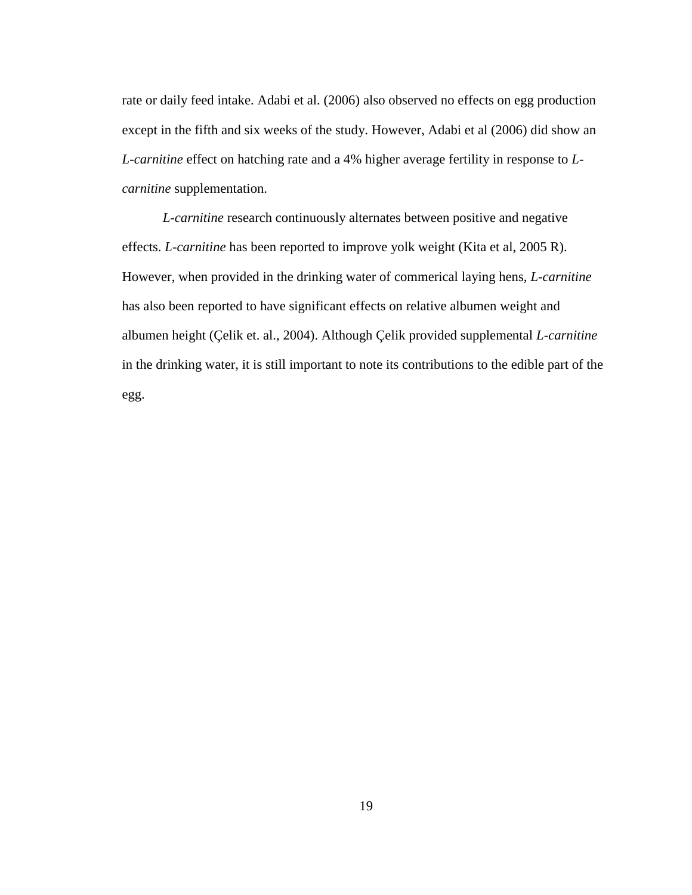rate or daily feed intake. Adabi et al. (2006) also observed no effects on egg production except in the fifth and six weeks of the study. However, Adabi et al (2006) did show an *L-carnitine* effect on hatching rate and a 4% higher average fertility in response to *L-carnitine* supplementation.

*L-carnitine* research continuously alternates between positive and negative effects. *L-carnitine* has been reported to improve yolk weight (Kita et al, 2005 R). However, when provided in the drinking water of commerical laying hens, *L-carnitine* has also been reported to have significant effects on relative albumen weight and albumen height (Çelik et. al., 2004). Although Çelik provided supplemental *L-carnitine* in the drinking water, it is still important to note its contributions to the edible part of the egg.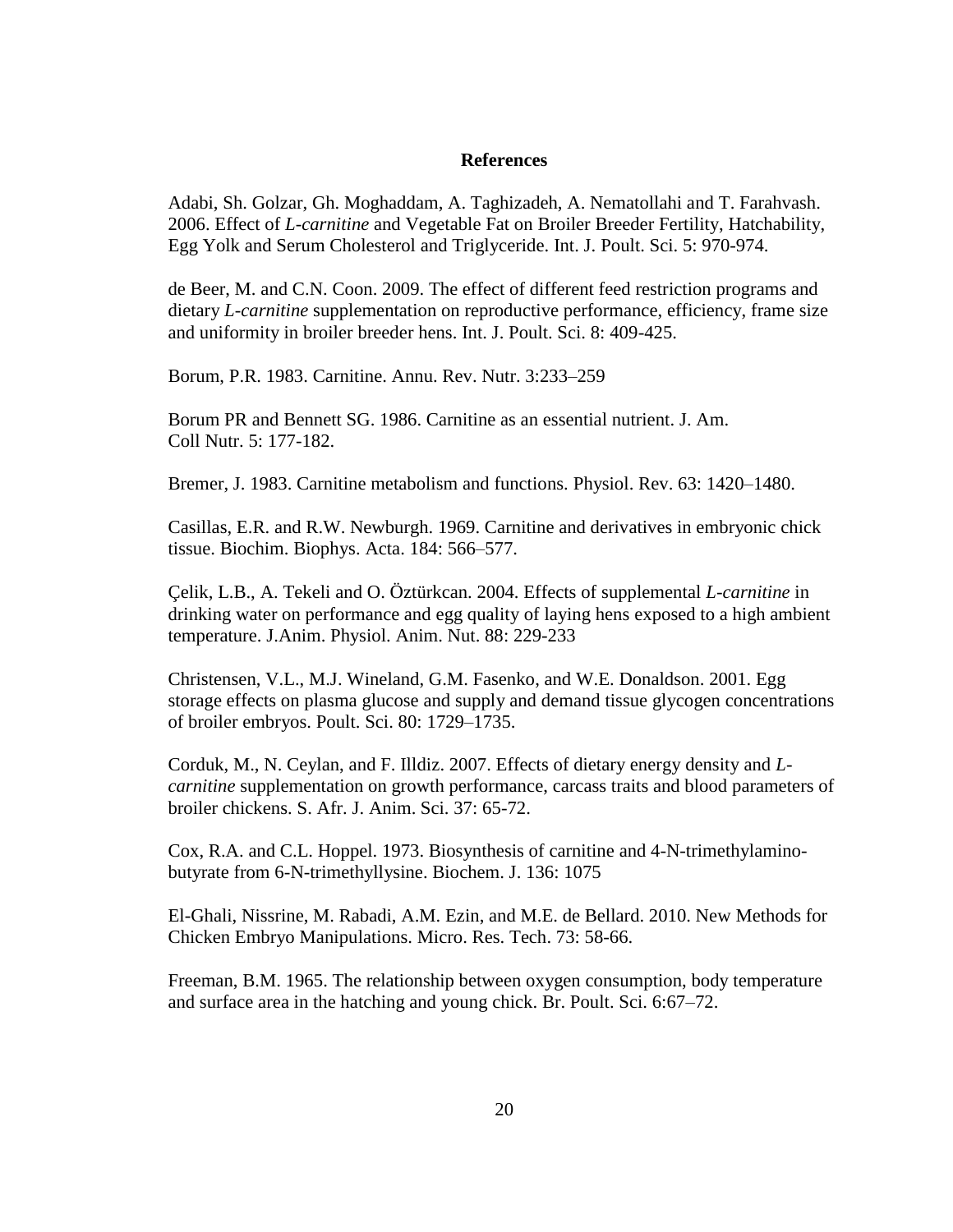## References

Adabi, Sh. Golzar, Gh. Moghaddam, A. Taghizadeh, A. Nematollahi and T. Farahvash. 2006. Effect of *L-carnitine* and Vegetable Fat on Broiler Breeder Fertility, Hatchability, Egg Yolk and Serum Cholesterol and Triglyceride. Int. J. Poult. Sci. 5: 970-974.

de Beer, M. and C.N. Coon. 2009. The effect of different feed restriction programs and dietary *L-carnitine* supplementation on reproductive performance, efficiency, frame size and uniformity in broiler breeder hens. Int. J. Poult. Sci. 8: 409-425.

Borum, P.R. 1983. Carnitine. Annu. Rev. Nutr. 3:233–259

Borum PR and Bennett SG. 1986. Carnitine as an essential nutrient. J. Am. Coll Nutr. 5: 177-182.

Bremer, J. 1983. Carnitine metabolism and functions. Physiol. Rev. 63: 1420–1480.

Casillas, E.R. and R.W. Newburgh. 1969. Carnitine and derivatives in embryonic chick tissue. Biochim. Biophys. Acta. 184: 566–577.

Çelik, L.B., A. Tekeli and O. Öztürkcan. 2004. Effects of supplemental *L-carnitine* in drinking water on performance and egg quality of laying hens exposed to a high ambient temperature. J.Anim. Physiol. Anim. Nut. 88: 229-233

Christensen, V.L., M.J. Wineland, G.M. Fasenko, and W.E. Donaldson. 2001. Egg storage effects on plasma glucose and supply and demand tissue glycogen concentrations of broiler embryos. Poult. Sci. 80: 1729–1735.

Corduk, M., N. Ceylan, and F. Illdiz. 2007. Effects of dietary energy density and *L-carnitine* supplementation on growth performance, carcass traits and blood parameters of broiler chickens. S. Afr. J. Anim. Sci. 37: 65-72.

Cox, R.A. and C.L. Hoppel. 1973. Biosynthesis of carnitine and 4-N-trimethylamino-butyrate from 6-N-trimethyllysine. Biochem. J. 136: 1075

El-Ghali, Nissrine, M. Rabadi, A.M. Ezin, and M.E. de Bellard. 2010. New Methods for Chicken Embryo Manipulations. Micro. Res. Tech. 73: 58-66.

Freeman, B.M. 1965. The relationship between oxygen consumption, body temperature and surface area in the hatching and young chick. Br. Poult. Sci. 6:67–72.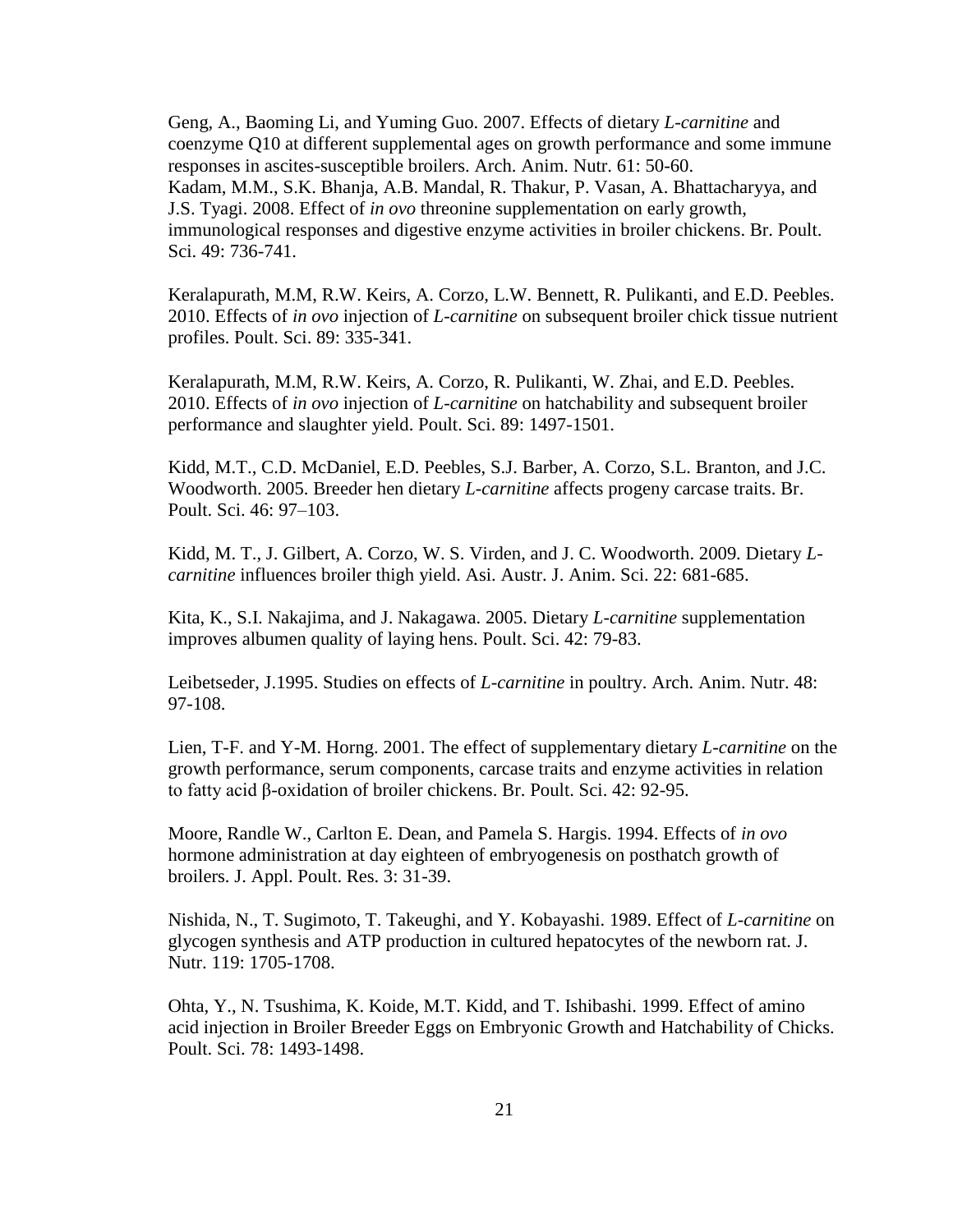Geng, A., Baoming Li, and Yuming Guo. 2007. Effects of dietary *L-carnitine* and coenzyme Q10 at different supplemental ages on growth performance and some immune responses in ascites-susceptible broilers. Arch. Anim. Nutr. 61: 50-60.

Kadam, M.M., S.K. Bhanja, A.B. Mandal, R. Thakur, P. Vasan, A. Bhattacharyya, and J.S. Tyagi. 2008. Effect of *in ovo* threonine supplementation on early growth, immunological responses and digestive enzyme activities in broiler chickens. Br. Poult. Sci. 49: 736-741.

Keralapurath, M.M, R.W. Keirs, A. Corzo, L.W. Bennett, R. Pulikanti, and E.D. Peebles. 2010. Effects of *in ovo* injection of *L-carnitine* on subsequent broiler chick tissue nutrient profiles. Poult. Sci. 89: 335-341.

Keralapurath, M.M, R.W. Keirs, A. Corzo, R. Pulikanti, W. Zhai, and E.D. Peebles. 2010. Effects of *in ovo* injection of *L-carnitine* on hatchability and subsequent broiler performance and slaughter yield. Poult. Sci. 89: 1497-1501.

Kidd, M.T., C.D. McDaniel, E.D. Peebles, S.J. Barber, A. Corzo, S.L. Branton, and J.C. Woodworth. 2005. Breeder hen dietary *L-carnitine* affects progeny carcase traits. Br. Poult. Sci. 46: 97–103.

Kidd, M. T., J. Gilbert, A. Corzo, W. S. Virden, and J. C. Woodworth. 2009. Dietary *L-carnitine* influences broiler thigh yield. Asi. Austr. J. Anim. Sci. 22: 681-685.

Kita, K., S.I. Nakajima, and J. Nakagawa. 2005. Dietary *L-carnitine* supplementation improves albumen quality of laying hens. Poult. Sci. 42: 79-83.

Leibetseder, J.1995. Studies on effects of *L-carnitine* in poultry. Arch. Anim. Nutr. 48: 97-108.

Lien, T-F. and Y-M. Horng. 2001. The effect of supplementary dietary *L-carnitine* on the growth performance, serum components, carcase traits and enzyme activities in relation to fatty acid β-oxidation of broiler chickens. Br. Poult. Sci. 42: 92-95.

Moore, Randle W., Carlton E. Dean, and Pamela S. Hargis. 1994. Effects of *in ovo* hormone administration at day eighteen of embryogenesis on posthatch growth of broilers. J. Appl. Poult. Res. 3: 31-39.

Nishida, N., T. Sugimoto, T. Takeughi, and Y. Kobayashi. 1989. Effect of *L-carnitine* on glycogen synthesis and ATP production in cultured hepatocytes of the newborn rat. J. Nutr. 119: 1705-1708.

Ohta, Y., N. Tsushima, K. Koide, M.T. Kidd, and T. Ishibashi. 1999. Effect of amino acid injection in Broiler Breeder Eggs on Embryonic Growth and Hatchability of Chicks. Poult. Sci. 78: 1493-1498.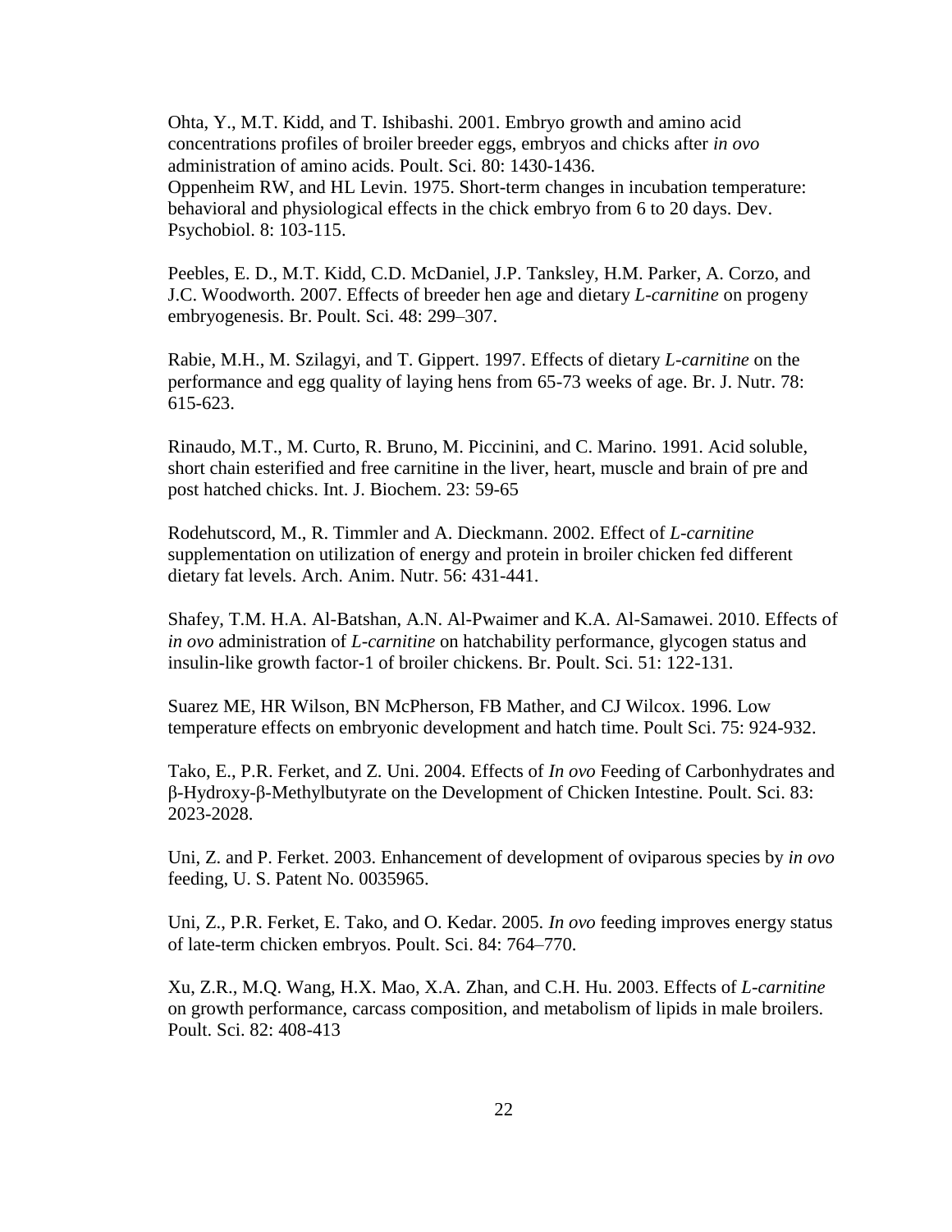Ohta, Y., M.T. Kidd, and T. Ishibashi. 2001. Embryo growth and amino acid concentrations profiles of broiler breeder eggs, embryos and chicks after *in ovo* administration of amino acids. Poult. Sci. 80: 1430-1436.
Oppenheim RW, and HL Levin. 1975. Short-term changes in incubation temperature: behavioral and physiological effects in the chick embryo from 6 to 20 days. Dev. Psychobiol. 8: 103-115.

Peebles, E. D., M.T. Kidd, C.D. McDaniel, J.P. Tanksley, H.M. Parker, A. Corzo, and J.C. Woodworth. 2007. Effects of breeder hen age and dietary *L-carnitine* on progeny embryogenesis. Br. Poult. Sci. 48: 299–307.

Rabie, M.H., M. Szilagyi, and T. Gippert. 1997. Effects of dietary *L-carnitine* on the performance and egg quality of laying hens from 65-73 weeks of age. Br. J. Nutr. 78: 615-623.

Rinaudo, M.T., M. Curto, R. Bruno, M. Piccinini, and C. Marino. 1991. Acid soluble, short chain esterified and free carnitine in the liver, heart, muscle and brain of pre and post hatched chicks. Int. J. Biochem. 23: 59-65

Rodehutscord, M., R. Timmler and A. Dieckmann. 2002. Effect of *L-carnitine* supplementation on utilization of energy and protein in broiler chicken fed different dietary fat levels. Arch. Anim. Nutr. 56: 431-441.

Shafey, T.M. H.A. Al-Batshan, A.N. Al-Pwaimer and K.A. Al-Samawei. 2010. Effects of *in ovo* administration of *L-carnitine* on hatchability performance, glycogen status and insulin-like growth factor-1 of broiler chickens. Br. Poult. Sci. 51: 122-131.

Suarez ME, HR Wilson, BN McPherson, FB Mather, and CJ Wilcox. 1996. Low temperature effects on embryonic development and hatch time. Poult Sci. 75: 924-932.

Tako, E., P.R. Ferket, and Z. Uni. 2004. Effects of *In ovo* Feeding of Carbonhydrates and β-Hydroxy-β-Methylbutyrate on the Development of Chicken Intestine. Poult. Sci. 83: 2023-2028.

Uni, Z. and P. Ferket. 2003. Enhancement of development of oviparous species by *in ovo* feeding, U. S. Patent No. 0035965.

Uni, Z., P.R. Ferket, E. Tako, and O. Kedar. 2005. *In ovo* feeding improves energy status of late-term chicken embryos. Poult. Sci. 84: 764–770.

Xu, Z.R., M.Q. Wang, H.X. Mao, X.A. Zhan, and C.H. Hu. 2003. Effects of *L-carnitine* on growth performance, carcass composition, and metabolism of lipids in male broilers. Poult. Sci. 82: 408-413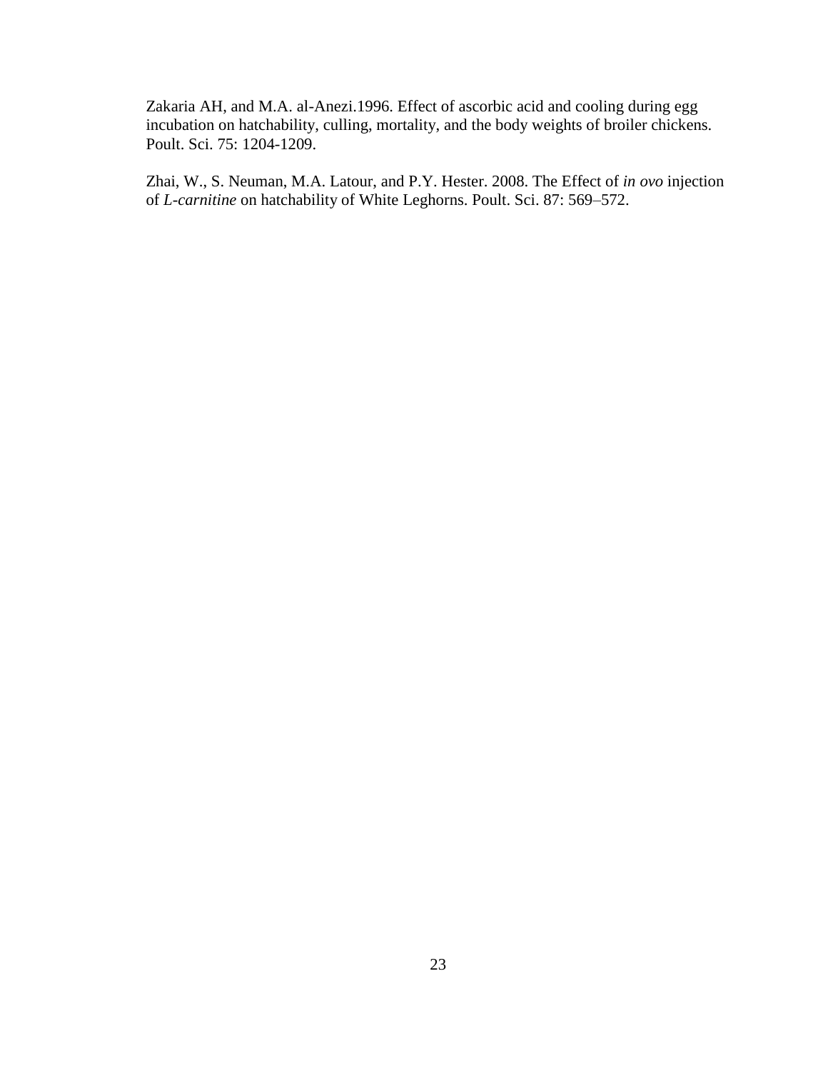Zakaria AH, and M.A. al-Anezi.1996. Effect of ascorbic acid and cooling during egg incubation on hatchability, culling, mortality, and the body weights of broiler chickens. Poult. Sci. 75: 1204-1209.

Zhai, W., S. Neuman, M.A. Latour, and P.Y. Hester. 2008. The Effect of *in ovo* injection of *L-carnitine* on hatchability of White Leghorns. Poult. Sci. 87: 569–572.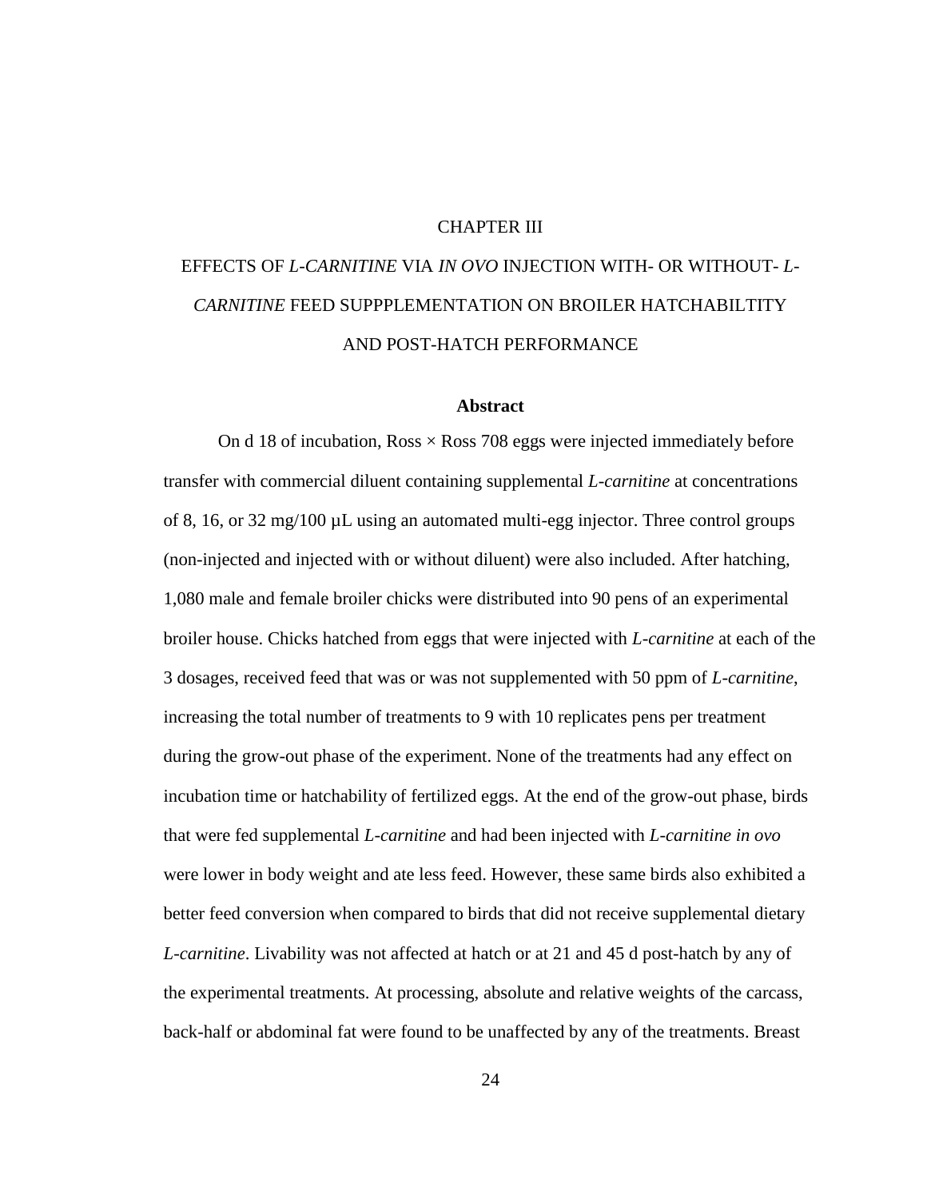# CHAPTER III

# EFFECTS OF *L-CARNITINE* VIA *IN OVO* INJECTION WITH- OR WITHOUT- *L-CARNITINE* FEED SUPPPLEMENTATION ON BROILER HATCHABILTITY AND POST-HATCH PERFORMANCE

## Abstract

On d 18 of incubation, Ross × Ross 708 eggs were injected immediately before transfer with commercial diluent containing supplemental *L-carnitine* at concentrations of 8, 16, or 32 mg/100 µL using an automated multi-egg injector. Three control groups (non-injected and injected with or without diluent) were also included. After hatching, 1,080 male and female broiler chicks were distributed into 90 pens of an experimental broiler house. Chicks hatched from eggs that were injected with *L-carnitine* at each of the 3 dosages, received feed that was or was not supplemented with 50 ppm of *L-carnitine*, increasing the total number of treatments to 9 with 10 replicates pens per treatment during the grow-out phase of the experiment. None of the treatments had any effect on incubation time or hatchability of fertilized eggs. At the end of the grow-out phase, birds that were fed supplemental *L-carnitine* and had been injected with *L-carnitine in ovo* were lower in body weight and ate less feed. However, these same birds also exhibited a better feed conversion when compared to birds that did not receive supplemental dietary *L-carnitine*. Livability was not affected at hatch or at 21 and 45 d post-hatch by any of the experimental treatments. At processing, absolute and relative weights of the carcass, back-half or abdominal fat were found to be unaffected by any of the treatments. Breast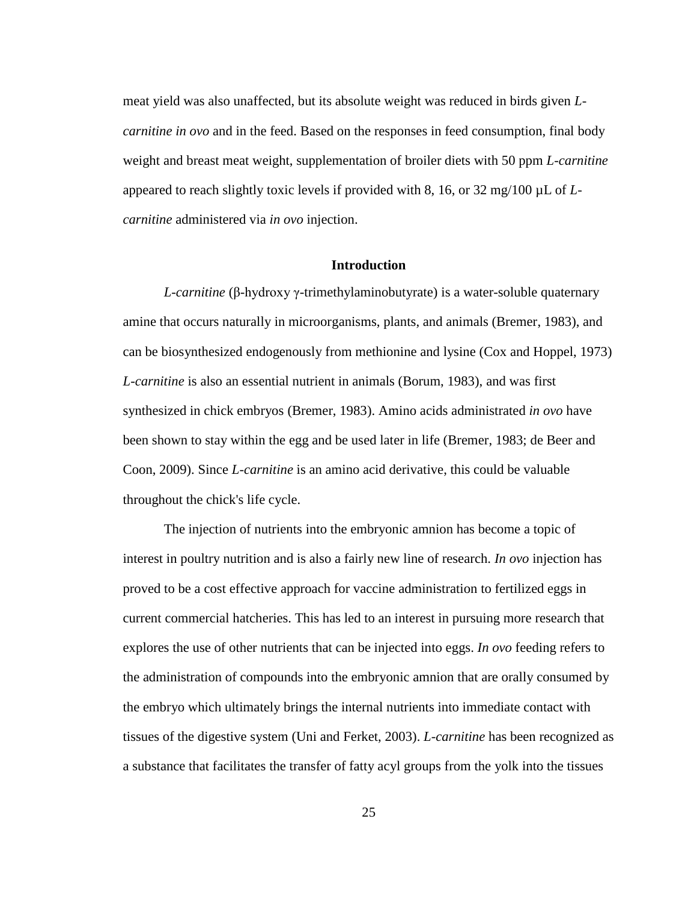meat yield was also unaffected, but its absolute weight was reduced in birds given *L-carnitine in ovo* and in the feed. Based on the responses in feed consumption, final body weight and breast meat weight, supplementation of broiler diets with 50 ppm *L-carnitine* appeared to reach slightly toxic levels if provided with 8, 16, or 32 mg/100 µL of *L-carnitine* administered via *in ovo* injection.

## Introduction

*L-carnitine* (β-hydroxy γ-trimethylaminobutyrate) is a water-soluble quaternary amine that occurs naturally in microorganisms, plants, and animals (Bremer, 1983), and can be biosynthesized endogenously from methionine and lysine (Cox and Hoppel, 1973) *L-carnitine* is also an essential nutrient in animals (Borum, 1983), and was first synthesized in chick embryos (Bremer, 1983). Amino acids administrated *in ovo* have been shown to stay within the egg and be used later in life (Bremer, 1983; de Beer and Coon, 2009). Since *L-carnitine* is an amino acid derivative, this could be valuable throughout the chick's life cycle.

The injection of nutrients into the embryonic amnion has become a topic of interest in poultry nutrition and is also a fairly new line of research. *In ovo* injection has proved to be a cost effective approach for vaccine administration to fertilized eggs in current commercial hatcheries. This has led to an interest in pursuing more research that explores the use of other nutrients that can be injected into eggs. *In ovo* feeding refers to the administration of compounds into the embryonic amnion that are orally consumed by the embryo which ultimately brings the internal nutrients into immediate contact with tissues of the digestive system (Uni and Ferket, 2003). *L-carnitine* has been recognized as a substance that facilitates the transfer of fatty acyl groups from the yolk into the tissues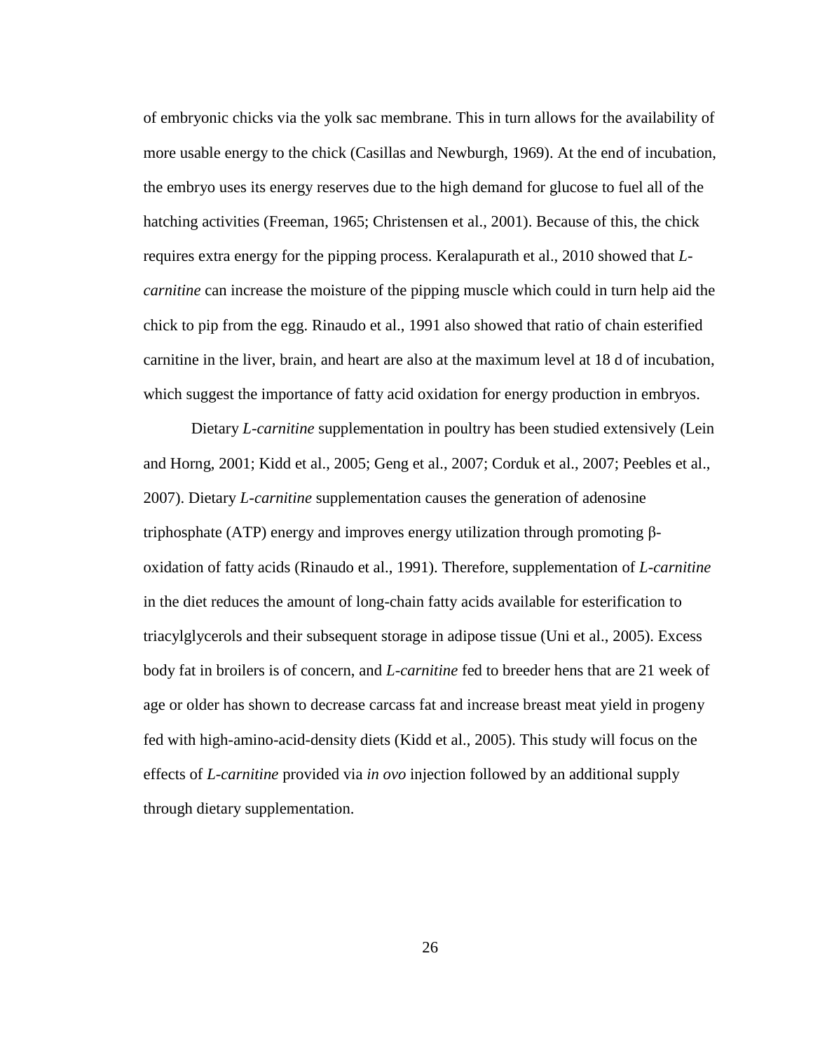of embryonic chicks via the yolk sac membrane. This in turn allows for the availability of more usable energy to the chick (Casillas and Newburgh, 1969). At the end of incubation, the embryo uses its energy reserves due to the high demand for glucose to fuel all of the hatching activities (Freeman, 1965; Christensen et al., 2001). Because of this, the chick requires extra energy for the pipping process. Keralapurath et al., 2010 showed that *L-carnitine* can increase the moisture of the pipping muscle which could in turn help aid the chick to pip from the egg. Rinaudo et al., 1991 also showed that ratio of chain esterified carnitine in the liver, brain, and heart are also at the maximum level at 18 d of incubation, which suggest the importance of fatty acid oxidation for energy production in embryos.

Dietary *L-carnitine* supplementation in poultry has been studied extensively (Lein and Horng, 2001; Kidd et al., 2005; Geng et al., 2007; Corduk et al., 2007; Peebles et al., 2007). Dietary *L-carnitine* supplementation causes the generation of adenosine triphosphate (ATP) energy and improves energy utilization through promoting β-oxidation of fatty acids (Rinaudo et al., 1991). Therefore, supplementation of *L-carnitine* in the diet reduces the amount of long-chain fatty acids available for esterification to triacylglycerols and their subsequent storage in adipose tissue (Uni et al., 2005). Excess body fat in broilers is of concern, and *L-carnitine* fed to breeder hens that are 21 week of age or older has shown to decrease carcass fat and increase breast meat yield in progeny fed with high-amino-acid-density diets (Kidd et al., 2005). This study will focus on the effects of *L-carnitine* provided via *in ovo* injection followed by an additional supply through dietary supplementation.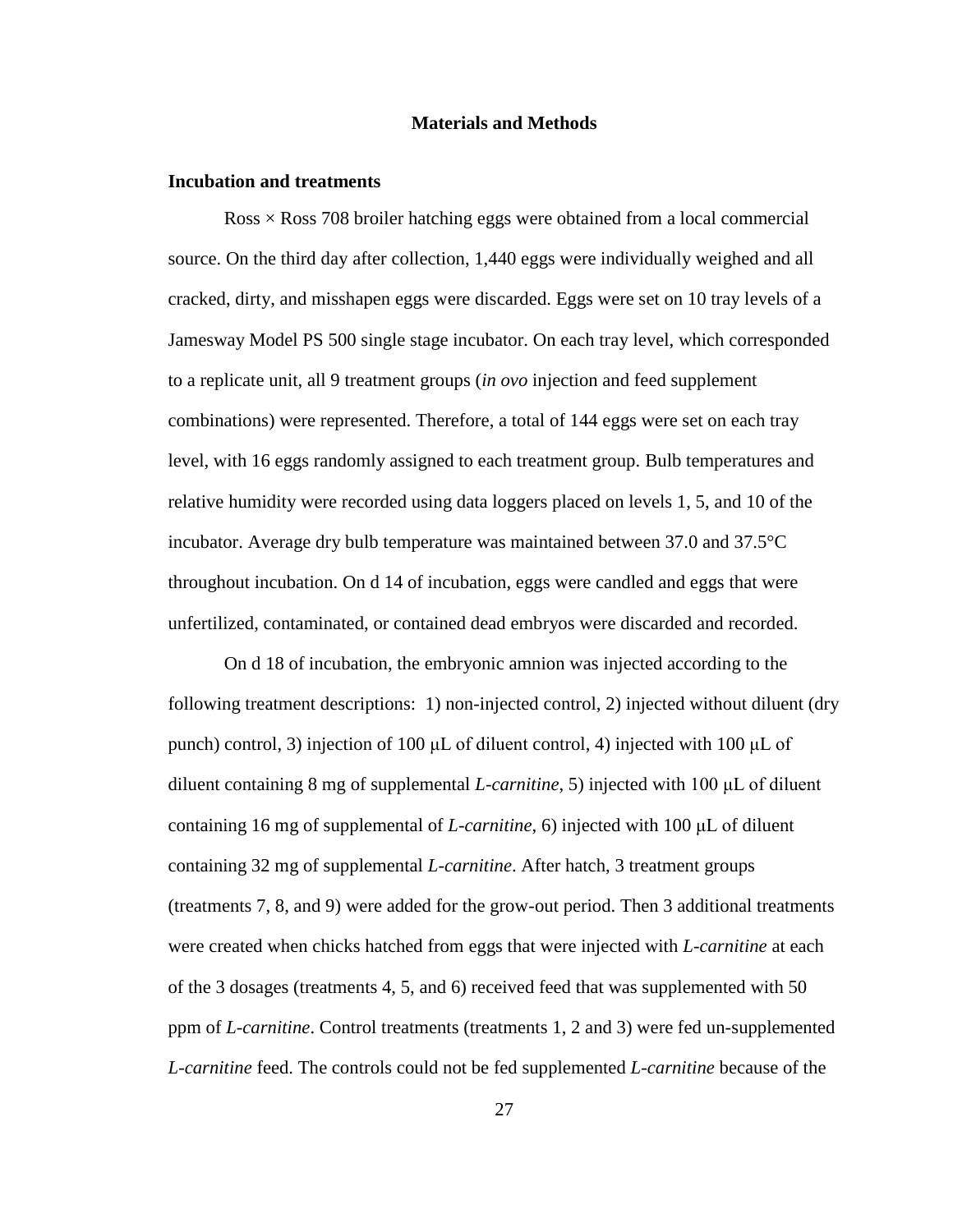## Materials and Methods

### Incubation and treatments

Ross × Ross 708 broiler hatching eggs were obtained from a local commercial source. On the third day after collection, 1,440 eggs were individually weighed and all cracked, dirty, and misshapen eggs were discarded. Eggs were set on 10 tray levels of a Jamesway Model PS 500 single stage incubator. On each tray level, which corresponded to a replicate unit, all 9 treatment groups (*in ovo* injection and feed supplement combinations) were represented. Therefore, a total of 144 eggs were set on each tray level, with 16 eggs randomly assigned to each treatment group. Bulb temperatures and relative humidity were recorded using data loggers placed on levels 1, 5, and 10 of the incubator. Average dry bulb temperature was maintained between 37.0 and 37.5°C throughout incubation. On d 14 of incubation, eggs were candled and eggs that were unfertilized, contaminated, or contained dead embryos were discarded and recorded.

On d 18 of incubation, the embryonic amnion was injected according to the following treatment descriptions: 1) non-injected control, 2) injected without diluent (dry punch) control, 3) injection of 100 μL of diluent control, 4) injected with 100 μL of diluent containing 8 mg of supplemental *L-carnitine*, 5) injected with 100 μL of diluent containing 16 mg of supplemental of *L-carnitine*, 6) injected with 100 μL of diluent containing 32 mg of supplemental *L-carnitine*. After hatch, 3 treatment groups (treatments 7, 8, and 9) were added for the grow-out period. Then 3 additional treatments were created when chicks hatched from eggs that were injected with *L-carnitine* at each of the 3 dosages (treatments 4, 5, and 6) received feed that was supplemented with 50 ppm of *L-carnitine*. Control treatments (treatments 1, 2 and 3) were fed un-supplemented *L-carnitine* feed. The controls could not be fed supplemented *L-carnitine* because of the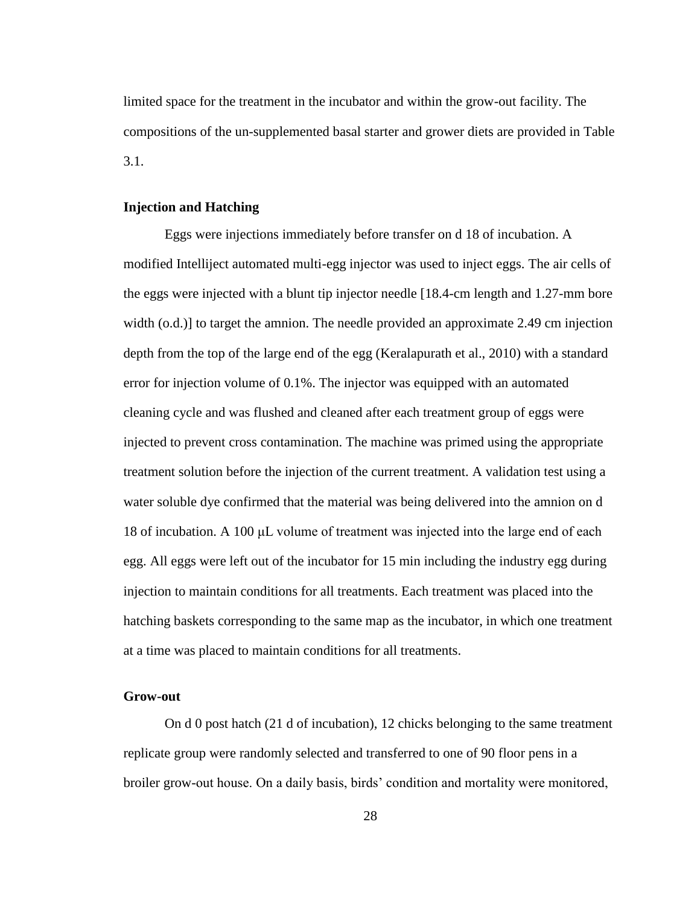limited space for the treatment in the incubator and within the grow-out facility. The compositions of the un-supplemented basal starter and grower diets are provided in Table 3.1.

**Injection and Hatching**

Eggs were injections immediately before transfer on d 18 of incubation. A modified Intelliject automated multi-egg injector was used to inject eggs. The air cells of the eggs were injected with a blunt tip injector needle [18.4-cm length and 1.27-mm bore width (o.d.)] to target the amnion. The needle provided an approximate 2.49 cm injection depth from the top of the large end of the egg (Keralapurath et al., 2010) with a standard error for injection volume of 0.1%. The injector was equipped with an automated cleaning cycle and was flushed and cleaned after each treatment group of eggs were injected to prevent cross contamination. The machine was primed using the appropriate treatment solution before the injection of the current treatment. A validation test using a water soluble dye confirmed that the material was being delivered into the amnion on d 18 of incubation. A 100 μL volume of treatment was injected into the large end of each egg. All eggs were left out of the incubator for 15 min including the industry egg during injection to maintain conditions for all treatments. Each treatment was placed into the hatching baskets corresponding to the same map as the incubator, in which one treatment at a time was placed to maintain conditions for all treatments.

**Grow-out**

On d 0 post hatch (21 d of incubation), 12 chicks belonging to the same treatment replicate group were randomly selected and transferred to one of 90 floor pens in a broiler grow-out house. On a daily basis, birds' condition and mortality were monitored,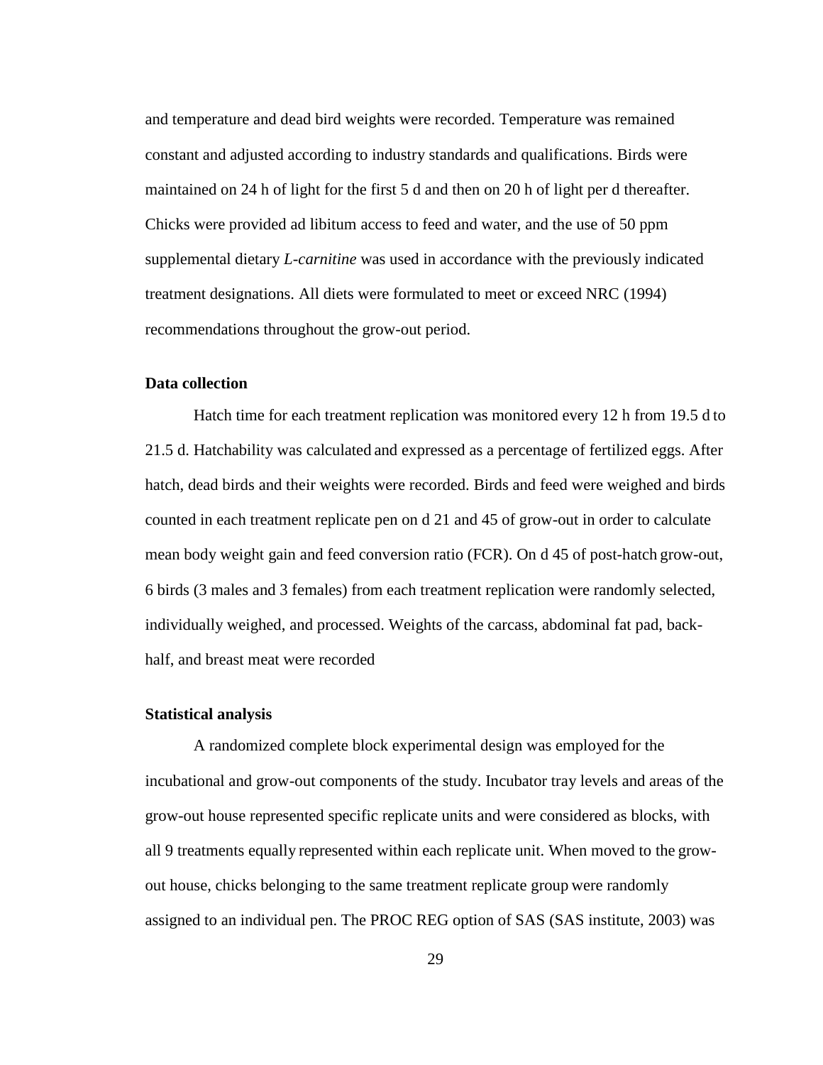and temperature and dead bird weights were recorded. Temperature was remained constant and adjusted according to industry standards and qualifications. Birds were maintained on 24 h of light for the first 5 d and then on 20 h of light per d thereafter. Chicks were provided ad libitum access to feed and water, and the use of 50 ppm supplemental dietary *L-carnitine* was used in accordance with the previously indicated treatment designations. All diets were formulated to meet or exceed NRC (1994) recommendations throughout the grow-out period.

### Data collection

Hatch time for each treatment replication was monitored every 12 h from 19.5 d to 21.5 d. Hatchability was calculated and expressed as a percentage of fertilized eggs. After hatch, dead birds and their weights were recorded. Birds and feed were weighed and birds counted in each treatment replicate pen on d 21 and 45 of grow-out in order to calculate mean body weight gain and feed conversion ratio (FCR). On d 45 of post-hatch grow-out, 6 birds (3 males and 3 females) from each treatment replication were randomly selected, individually weighed, and processed. Weights of the carcass, abdominal fat pad, back-half, and breast meat were recorded

### Statistical analysis

A randomized complete block experimental design was employed for the incubational and grow-out components of the study. Incubator tray levels and areas of the grow-out house represented specific replicate units and were considered as blocks, with all 9 treatments equally represented within each replicate unit. When moved to the grow-out house, chicks belonging to the same treatment replicate group were randomly assigned to an individual pen. The PROC REG option of SAS (SAS institute, 2003) was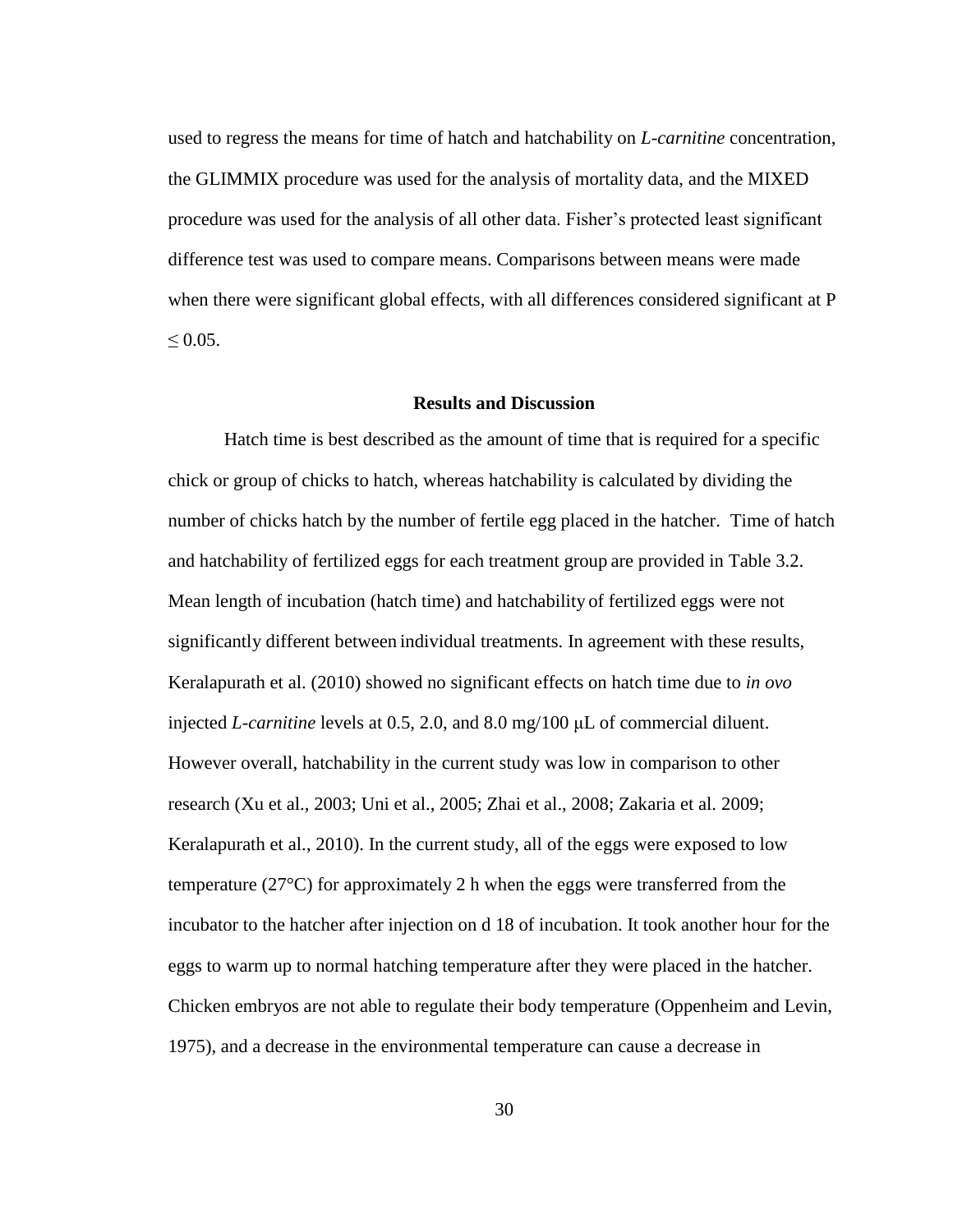used to regress the means for time of hatch and hatchability on *L-carnitine* concentration, the GLIMMIX procedure was used for the analysis of mortality data, and the MIXED procedure was used for the analysis of all other data. Fisher's protected least significant difference test was used to compare means. Comparisons between means were made when there were significant global effects, with all differences considered significant at $P \leq 0.05$.

## Results and Discussion

Hatch time is best described as the amount of time that is required for a specific chick or group of chicks to hatch, whereas hatchability is calculated by dividing the number of chicks hatch by the number of fertile egg placed in the hatcher. Time of hatch and hatchability of fertilized eggs for each treatment group are provided in Table 3.2. Mean length of incubation (hatch time) and hatchability of fertilized eggs were not significantly different between individual treatments. In agreement with these results, Keralapurath et al. (2010) showed no significant effects on hatch time due to *in ovo* injected *L-carnitine* levels at 0.5, 2.0, and 8.0 mg/100 μL of commercial diluent. However overall, hatchability in the current study was low in comparison to other research (Xu et al., 2003; Uni et al., 2005; Zhai et al., 2008; Zakaria et al. 2009; Keralapurath et al., 2010). In the current study, all of the eggs were exposed to low temperature (27°C) for approximately 2 h when the eggs were transferred from the incubator to the hatcher after injection on d 18 of incubation. It took another hour for the eggs to warm up to normal hatching temperature after they were placed in the hatcher. Chicken embryos are not able to regulate their body temperature (Oppenheim and Levin, 1975), and a decrease in the environmental temperature can cause a decrease in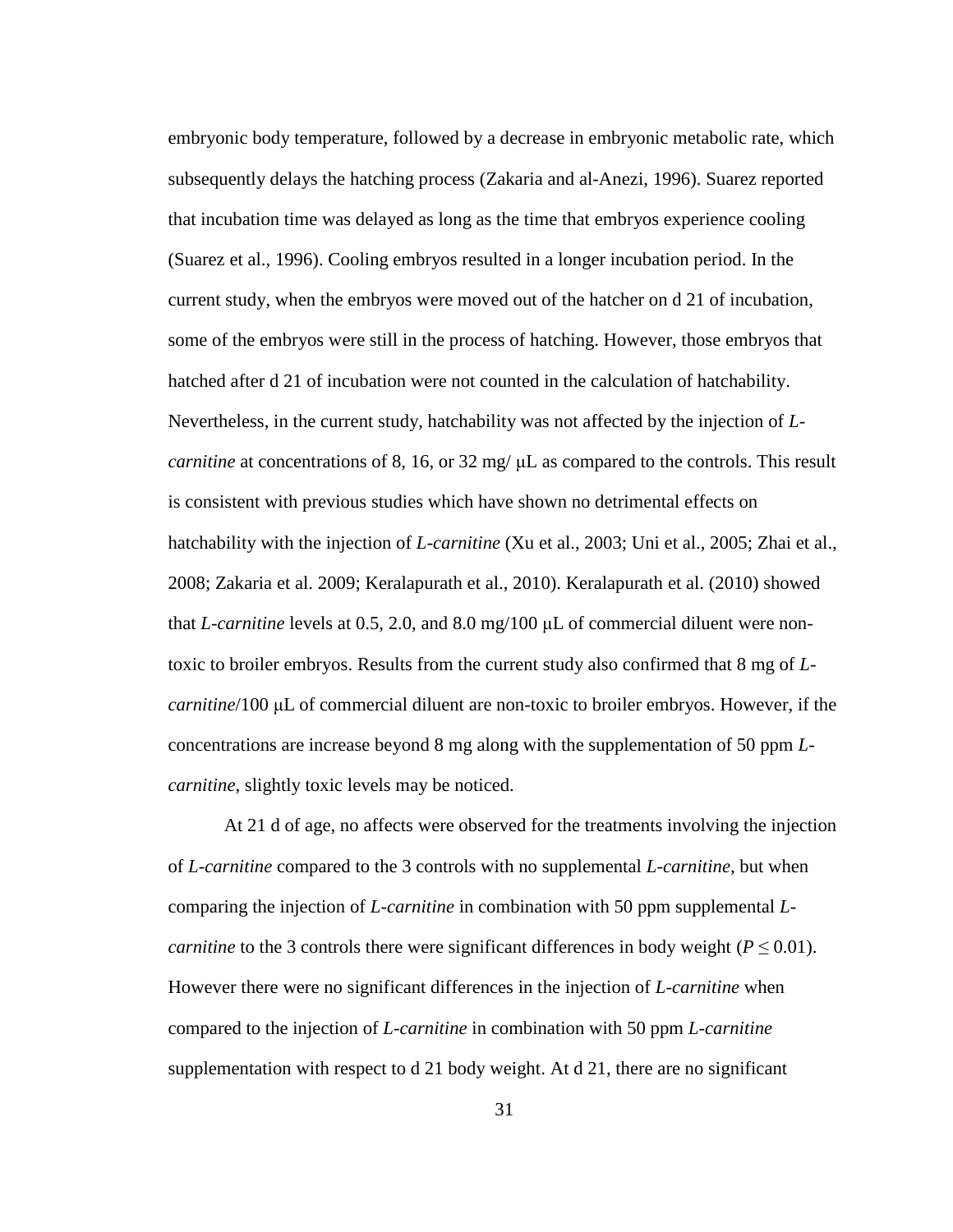embryonic body temperature, followed by a decrease in embryonic metabolic rate, which subsequently delays the hatching process (Zakaria and al-Anezi, 1996). Suarez reported that incubation time was delayed as long as the time that embryos experience cooling (Suarez et al., 1996). Cooling embryos resulted in a longer incubation period. In the current study, when the embryos were moved out of the hatcher on d 21 of incubation, some of the embryos were still in the process of hatching. However, those embryos that hatched after d 21 of incubation were not counted in the calculation of hatchability. Nevertheless, in the current study, hatchability was not affected by the injection of *L-carnitine* at concentrations of 8, 16, or 32 mg/ μL as compared to the controls. This result is consistent with previous studies which have shown no detrimental effects on hatchability with the injection of *L-carnitine* (Xu et al., 2003; Uni et al., 2005; Zhai et al., 2008; Zakaria et al. 2009; Keralapurath et al., 2010). Keralapurath et al. (2010) showed that *L-carnitine* levels at 0.5, 2.0, and 8.0 mg/100 μL of commercial diluent were non-toxic to broiler embryos. Results from the current study also confirmed that 8 mg of *L-carnitine*/100 μL of commercial diluent are non-toxic to broiler embryos. However, if the concentrations are increase beyond 8 mg along with the supplementation of 50 ppm *L-carnitine*, slightly toxic levels may be noticed.

At 21 d of age, no affects were observed for the treatments involving the injection of *L-carnitine* compared to the 3 controls with no supplemental *L-carnitine*, but when comparing the injection of *L-carnitine* in combination with 50 ppm supplemental *L-carnitine* to the 3 controls there were significant differences in body weight ($P \leq 0.01$). However there were no significant differences in the injection of *L-carnitine* when compared to the injection of *L-carnitine* in combination with 50 ppm *L-carnitine* supplementation with respect to d 21 body weight. At d 21, there are no significant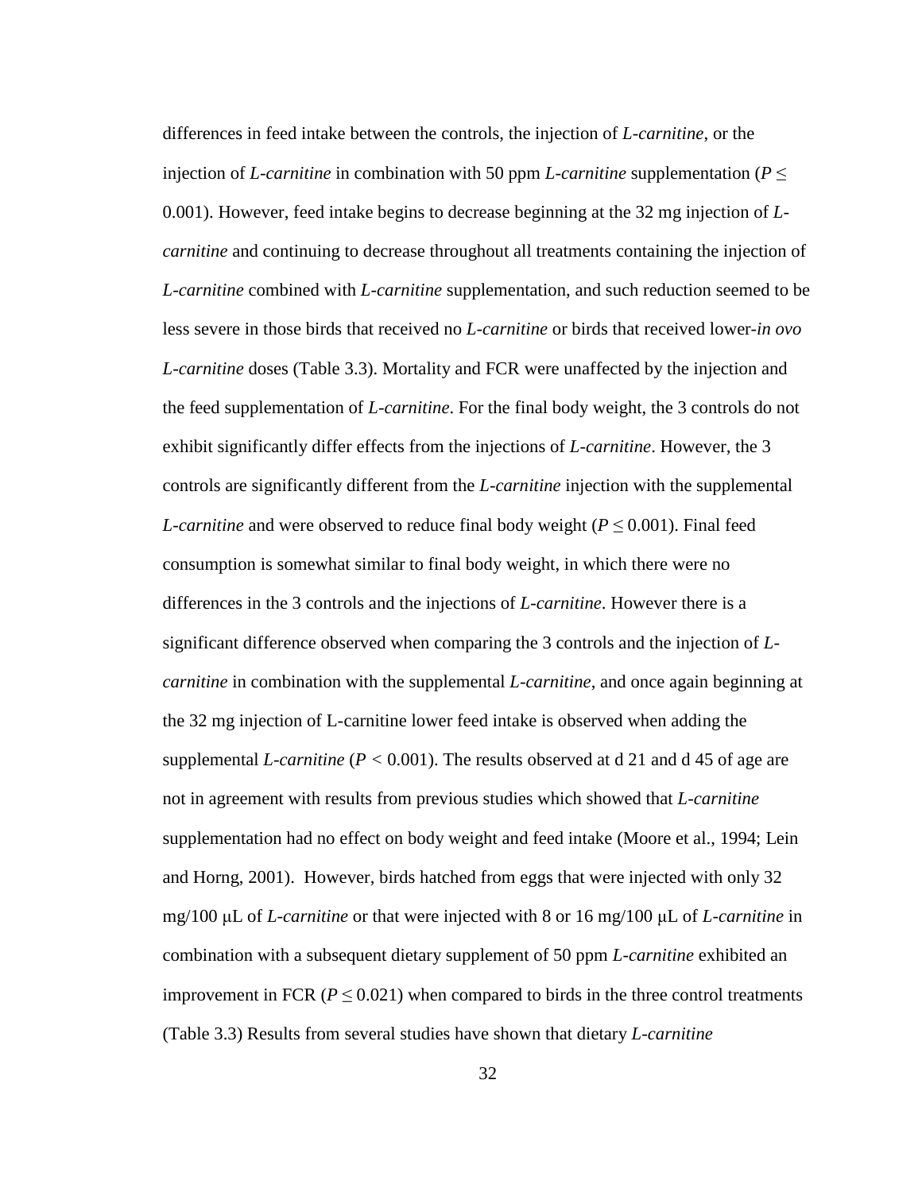differences in feed intake between the controls, the injection of *L-carnitine*, or the injection of *L-carnitine* in combination with 50 ppm *L-carnitine* supplementation ($P \leq 0.001$). However, feed intake begins to decrease beginning at the 32 mg injection of *L-carnitine* and continuing to decrease throughout all treatments containing the injection of *L-carnitine* combined with *L-carnitine* supplementation, and such reduction seemed to be less severe in those birds that received no *L-carnitine* or birds that received lower-*in ovo L-carnitine* doses (Table 3.3). Mortality and FCR were unaffected by the injection and the feed supplementation of *L-carnitine*. For the final body weight, the 3 controls do not exhibit significantly differ effects from the injections of *L-carnitine*. However, the 3 controls are significantly different from the *L-carnitine* injection with the supplemental *L-carnitine* and were observed to reduce final body weight ($P \leq 0.001$). Final feed consumption is somewhat similar to final body weight, in which there were no differences in the 3 controls and the injections of *L-carnitine*. However there is a significant difference observed when comparing the 3 controls and the injection of *L-carnitine* in combination with the supplemental *L-carnitine*, and once again beginning at the 32 mg injection of L-carnitine lower feed intake is observed when adding the supplemental *L-carnitine* ($P < 0.001$). The results observed at d 21 and d 45 of age are not in agreement with results from previous studies which showed that *L-carnitine* supplementation had no effect on body weight and feed intake (Moore et al., 1994; Lein and Horng, 2001). However, birds hatched from eggs that were injected with only 32 mg/100 μL of *L-carnitine* or that were injected with 8 or 16 mg/100 μL of *L-carnitine* in combination with a subsequent dietary supplement of 50 ppm *L-carnitine* exhibited an improvement in FCR ($P \leq 0.021$) when compared to birds in the three control treatments (Table 3.3) Results from several studies have shown that dietary *L-carnitine*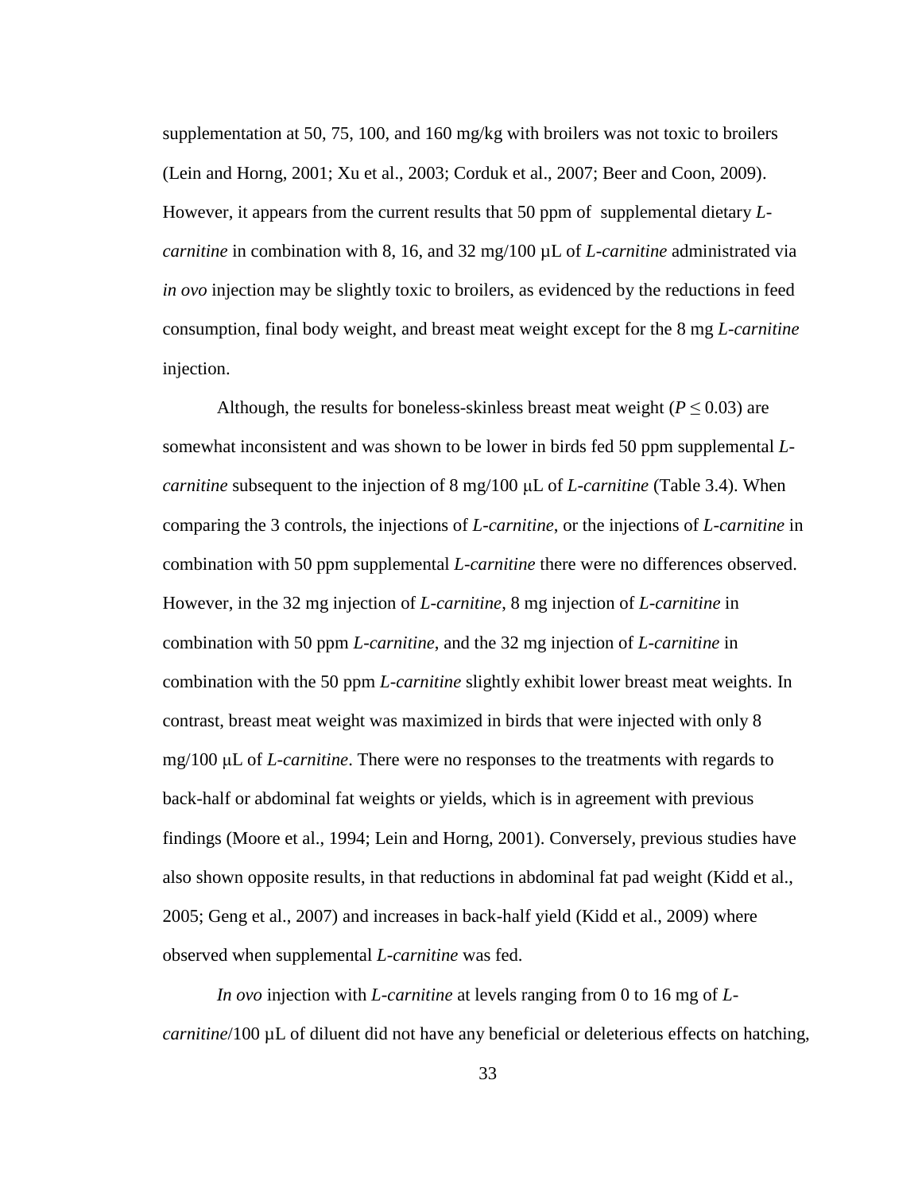supplementation at 50, 75, 100, and 160 mg/kg with broilers was not toxic to broilers (Lein and Horng, 2001; Xu et al., 2003; Corduk et al., 2007; Beer and Coon, 2009). However, it appears from the current results that 50 ppm of  supplemental dietary *L-carnitine* in combination with 8, 16, and 32 mg/100 µL of *L-carnitine* administrated via *in ovo* injection may be slightly toxic to broilers, as evidenced by the reductions in feed consumption, final body weight, and breast meat weight except for the 8 mg *L-carnitine* injection.

Although, the results for boneless-skinless breast meat weight ($P \leq 0.03$) are somewhat inconsistent and was shown to be lower in birds fed 50 ppm supplemental *L-carnitine* subsequent to the injection of 8 mg/100 µL of *L-carnitine* (Table 3.4). When comparing the 3 controls, the injections of *L-carnitine*, or the injections of *L-carnitine* in combination with 50 ppm supplemental *L-carnitine* there were no differences observed. However, in the 32 mg injection of *L-carnitine*, 8 mg injection of *L-carnitine* in combination with 50 ppm *L-carnitine*, and the 32 mg injection of *L-carnitine* in combination with the 50 ppm *L-carnitine* slightly exhibit lower breast meat weights. In contrast, breast meat weight was maximized in birds that were injected with only 8 mg/100 µL of *L-carnitine*. There were no responses to the treatments with regards to back-half or abdominal fat weights or yields, which is in agreement with previous findings (Moore et al., 1994; Lein and Horng, 2001). Conversely, previous studies have also shown opposite results, in that reductions in abdominal fat pad weight (Kidd et al., 2005; Geng et al., 2007) and increases in back-half yield (Kidd et al., 2009) where observed when supplemental *L-carnitine* was fed.

*In ovo* injection with *L-carnitine* at levels ranging from 0 to 16 mg of *L-carnitine*/100 µL of diluent did not have any beneficial or deleterious effects on hatching,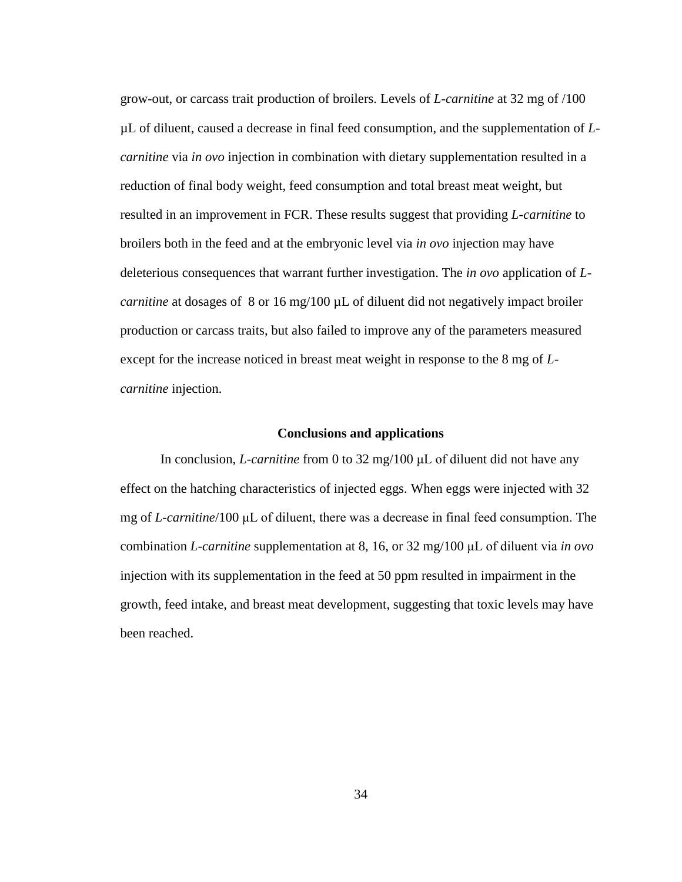grow-out, or carcass trait production of broilers. Levels of *L-carnitine* at 32 mg of /100 µL of diluent, caused a decrease in final feed consumption, and the supplementation of *L-carnitine* via *in ovo* injection in combination with dietary supplementation resulted in a reduction of final body weight, feed consumption and total breast meat weight, but resulted in an improvement in FCR. These results suggest that providing *L-carnitine* to broilers both in the feed and at the embryonic level via *in ovo* injection may have deleterious consequences that warrant further investigation. The *in ovo* application of *L-carnitine* at dosages of 8 or 16 mg/100 µL of diluent did not negatively impact broiler production or carcass traits, but also failed to improve any of the parameters measured except for the increase noticed in breast meat weight in response to the 8 mg of *L-carnitine* injection.

**Conclusions and applications**

In conclusion, *L-carnitine* from 0 to 32 mg/100 μL of diluent did not have any effect on the hatching characteristics of injected eggs. When eggs were injected with 32 mg of *L-carnitine*/100 μL of diluent, there was a decrease in final feed consumption. The combination *L-carnitine* supplementation at 8, 16, or 32 mg/100 μL of diluent via *in ovo* injection with its supplementation in the feed at 50 ppm resulted in impairment in the growth, feed intake, and breast meat development, suggesting that toxic levels may have been reached.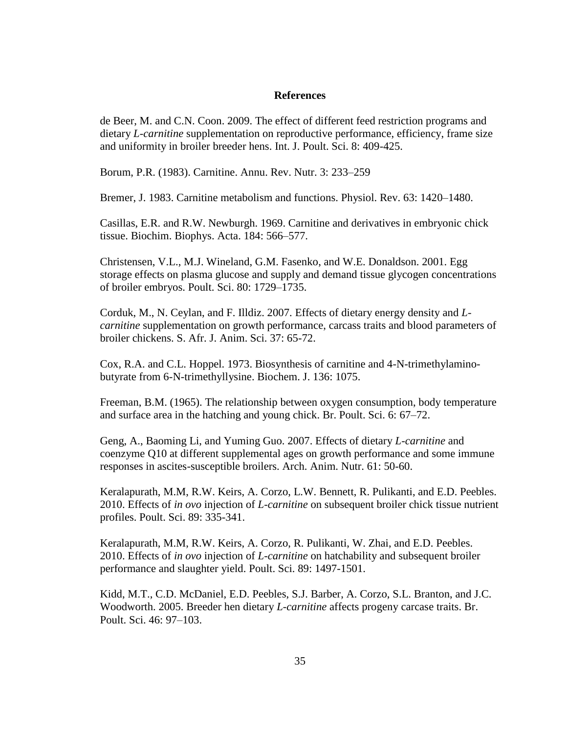# References

de Beer, M. and C.N. Coon. 2009. The effect of different feed restriction programs and dietary *L-carnitine* supplementation on reproductive performance, efficiency, frame size and uniformity in broiler breeder hens. Int. J. Poult. Sci. 8: 409-425.

Borum, P.R. (1983). Carnitine. Annu. Rev. Nutr. 3: 233–259

Bremer, J. 1983. Carnitine metabolism and functions. Physiol. Rev. 63: 1420–1480.

Casillas, E.R. and R.W. Newburgh. 1969. Carnitine and derivatives in embryonic chick tissue. Biochim. Biophys. Acta. 184: 566–577.

Christensen, V.L., M.J. Wineland, G.M. Fasenko, and W.E. Donaldson. 2001. Egg storage effects on plasma glucose and supply and demand tissue glycogen concentrations of broiler embryos. Poult. Sci. 80: 1729–1735.

Corduk, M., N. Ceylan, and F. Illdiz. 2007. Effects of dietary energy density and *L-carnitine* supplementation on growth performance, carcass traits and blood parameters of broiler chickens. S. Afr. J. Anim. Sci. 37: 65-72.

Cox, R.A. and C.L. Hoppel. 1973. Biosynthesis of carnitine and 4-N-trimethylamino-butyrate from 6-N-trimethyllysine. Biochem. J. 136: 1075.

Freeman, B.M. (1965). The relationship between oxygen consumption, body temperature and surface area in the hatching and young chick. Br. Poult. Sci. 6: 67–72.

Geng, A., Baoming Li, and Yuming Guo. 2007. Effects of dietary *L-carnitine* and coenzyme Q10 at different supplemental ages on growth performance and some immune responses in ascites-susceptible broilers. Arch. Anim. Nutr. 61: 50-60.

Keralapurath, M.M, R.W. Keirs, A. Corzo, L.W. Bennett, R. Pulikanti, and E.D. Peebles. 2010. Effects of *in ovo* injection of *L-carnitine* on subsequent broiler chick tissue nutrient profiles. Poult. Sci. 89: 335-341.

Keralapurath, M.M, R.W. Keirs, A. Corzo, R. Pulikanti, W. Zhai, and E.D. Peebles. 2010. Effects of *in ovo* injection of *L-carnitine* on hatchability and subsequent broiler performance and slaughter yield. Poult. Sci. 89: 1497-1501.

Kidd, M.T., C.D. McDaniel, E.D. Peebles, S.J. Barber, A. Corzo, S.L. Branton, and J.C. Woodworth. 2005. Breeder hen dietary *L-carnitine* affects progeny carcase traits. Br. Poult. Sci. 46: 97–103.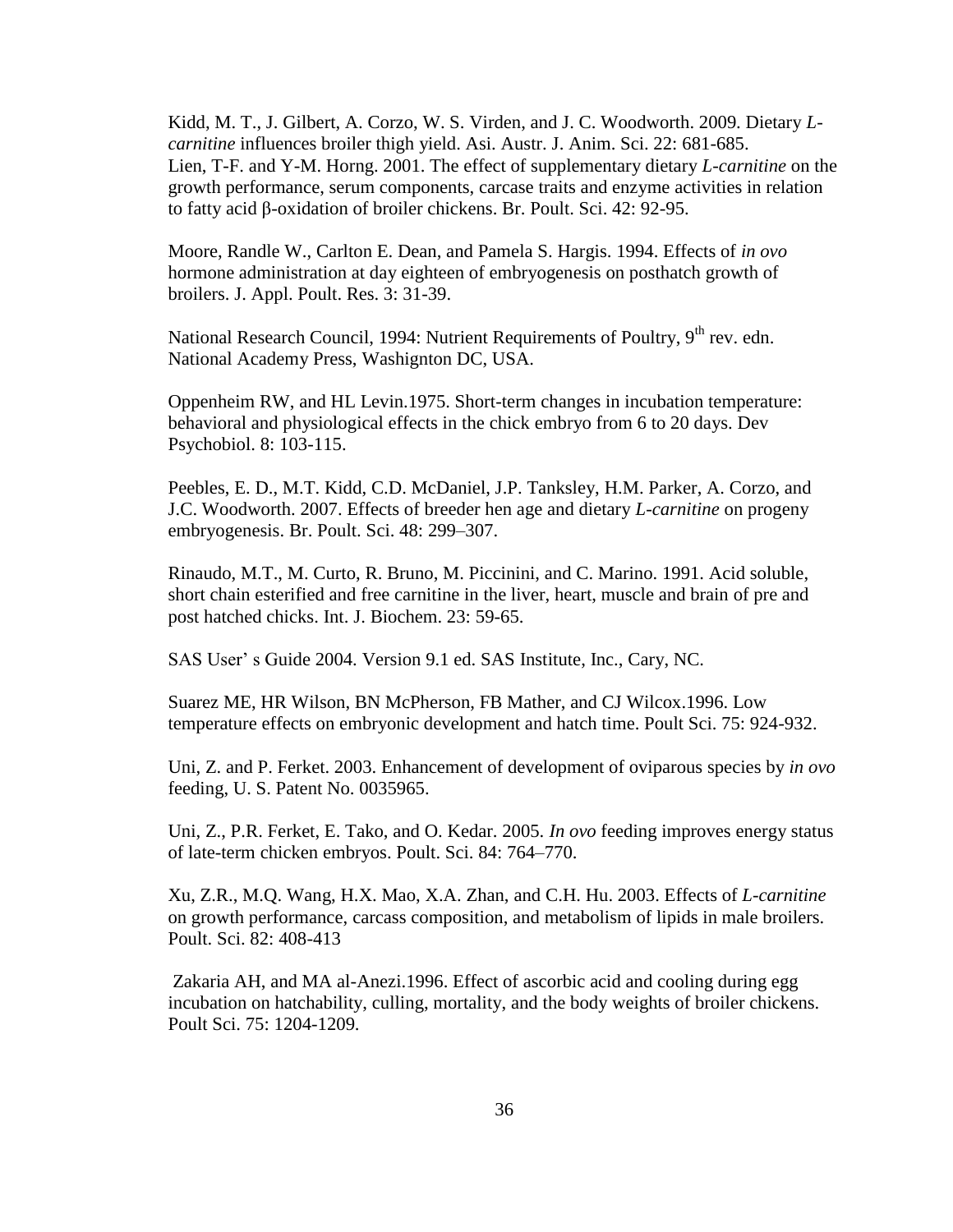Kidd, M. T., J. Gilbert, A. Corzo, W. S. Virden, and J. C. Woodworth. 2009. Dietary *L-carnitine* influences broiler thigh yield. Asi. Austr. J. Anim. Sci. 22: 681-685.
Lien, T-F. and Y-M. Horng. 2001. The effect of supplementary dietary *L-carnitine* on the growth performance, serum components, carcase traits and enzyme activities in relation to fatty acid β-oxidation of broiler chickens. Br. Poult. Sci. 42: 92-95.

Moore, Randle W., Carlton E. Dean, and Pamela S. Hargis. 1994. Effects of *in ovo* hormone administration at day eighteen of embryogenesis on posthatch growth of broilers. J. Appl. Poult. Res. 3: 31-39.

National Research Council, 1994: Nutrient Requirements of Poultry, 9th rev. edn. National Academy Press, Washignton DC, USA.

Oppenheim RW, and HL Levin.1975. Short-term changes in incubation temperature: behavioral and physiological effects in the chick embryo from 6 to 20 days. Dev Psychobiol. 8: 103-115.

Peebles, E. D., M.T. Kidd, C.D. McDaniel, J.P. Tanksley, H.M. Parker, A. Corzo, and J.C. Woodworth. 2007. Effects of breeder hen age and dietary *L-carnitine* on progeny embryogenesis. Br. Poult. Sci. 48: 299–307.

Rinaudo, M.T., M. Curto, R. Bruno, M. Piccinini, and C. Marino. 1991. Acid soluble, short chain esterified and free carnitine in the liver, heart, muscle and brain of pre and post hatched chicks. Int. J. Biochem. 23: 59-65.

SAS User' s Guide 2004. Version 9.1 ed. SAS Institute, Inc., Cary, NC.

Suarez ME, HR Wilson, BN McPherson, FB Mather, and CJ Wilcox.1996. Low temperature effects on embryonic development and hatch time. Poult Sci. 75: 924-932.

Uni, Z. and P. Ferket. 2003. Enhancement of development of oviparous species by *in ovo* feeding, U. S. Patent No. 0035965.

Uni, Z., P.R. Ferket, E. Tako, and O. Kedar. 2005. *In ovo* feeding improves energy status of late-term chicken embryos. Poult. Sci. 84: 764–770.

Xu, Z.R., M.Q. Wang, H.X. Mao, X.A. Zhan, and C.H. Hu. 2003. Effects of *L-carnitine* on growth performance, carcass composition, and metabolism of lipids in male broilers. Poult. Sci. 82: 408-413

Zakaria AH, and MA al-Anezi.1996. Effect of ascorbic acid and cooling during egg incubation on hatchability, culling, mortality, and the body weights of broiler chickens. Poult Sci. 75: 1204-1209.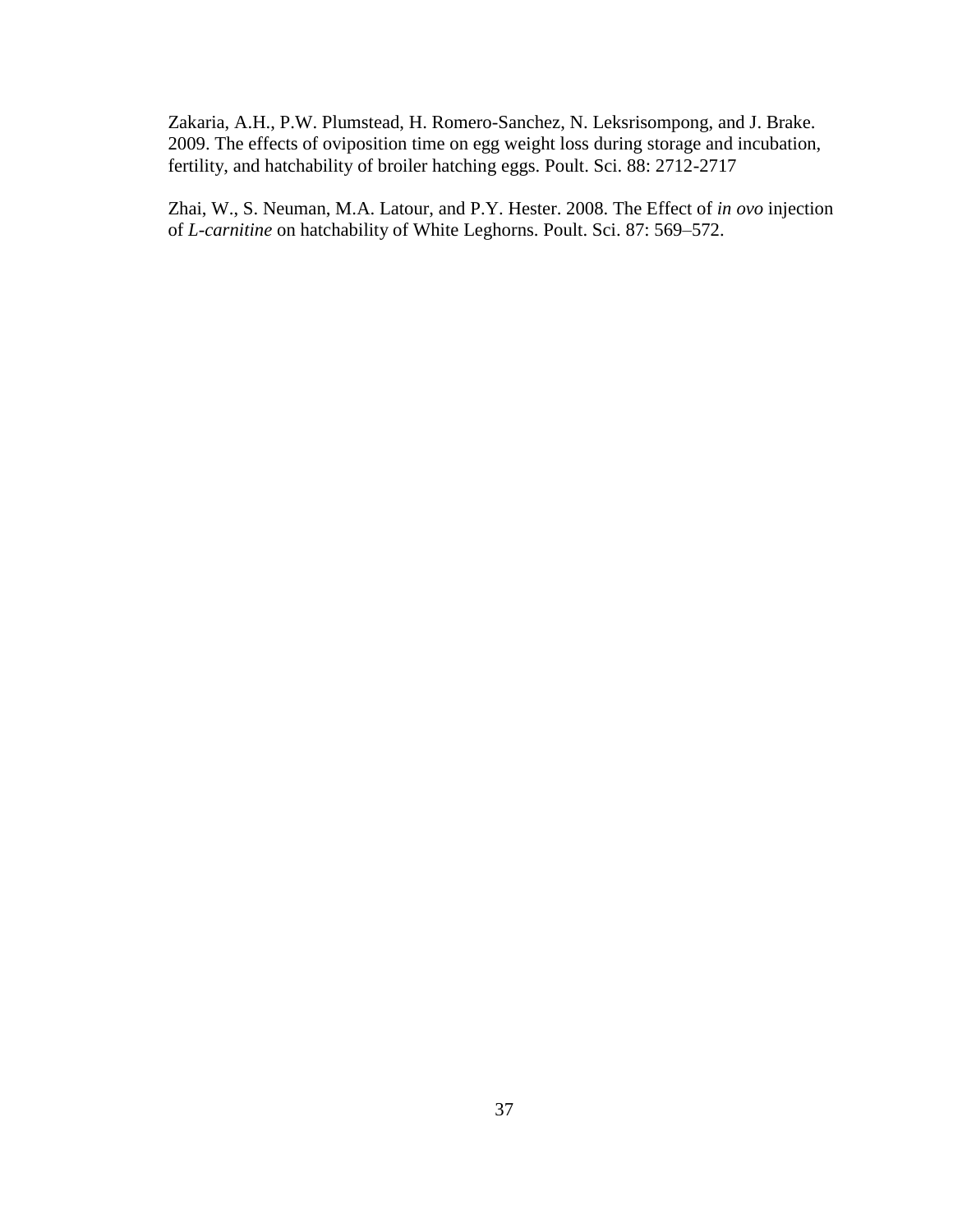Zakaria, A.H., P.W. Plumstead, H. Romero-Sanchez, N. Leksrisompong, and J. Brake. 2009. The effects of oviposition time on egg weight loss during storage and incubation, fertility, and hatchability of broiler hatching eggs. Poult. Sci. 88: 2712-2717

Zhai, W., S. Neuman, M.A. Latour, and P.Y. Hester. 2008. The Effect of *in ovo* injection of *L-carnitine* on hatchability of White Leghorns. Poult. Sci. 87: 569–572.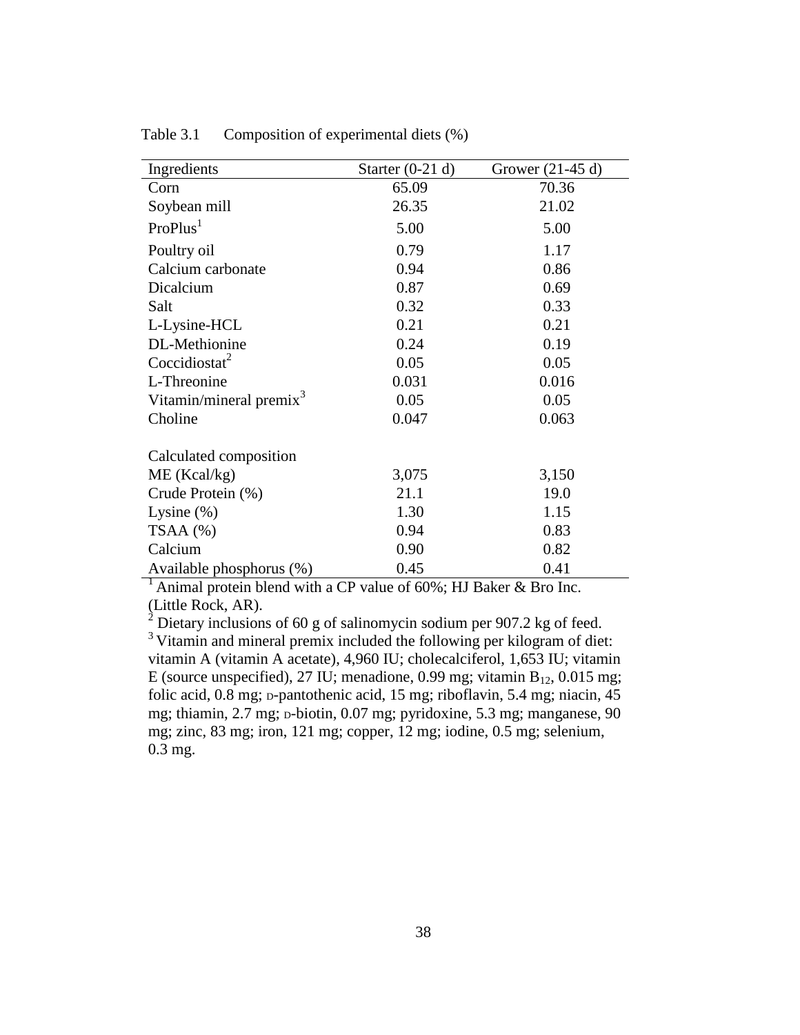Table 3.1 Composition of experimental diets (%)

| Ingredients | Starter (0-21 d) | Grower (21-45 d) |
|---|---|---|
| Corn | 65.09 | 70.36 |
| Soybean mill | 26.35 | 21.02 |
| ProPlus[1] | 5.00 | 5.00 |
| Poultry oil | 0.79 | 1.17 |
| Calcium carbonate | 0.94 | 0.86 |
| Dicalcium | 0.87 | 0.69 |
| Salt | 0.32 | 0.33 |
| L-Lysine-HCL | 0.21 | 0.21 |
| DL-Methionine | 0.24 | 0.19 |
| Coccidiostat[2] | 0.05 | 0.05 |
| L-Threonine | 0.031 | 0.016 |
| Vitamin/mineral premix[3] | 0.05 | 0.05 |
| Choline | 0.047 | 0.063 |
| | | |
| Calculated composition | | |
| ME (Kcal/kg) | 3,075 | 3,150 |
| Crude Protein (%) | 21.1 | 19.0 |
| Lysine (%) | 1.30 | 1.15 |
| TSAA (%) | 0.94 | 0.83 |
| Calcium | 0.90 | 0.82 |
| Available phosphorus (%) | 0.45 | 0.41 |

[1] Animal protein blend with a CP value of 60%; HJ Baker & Bro Inc. (Little Rock, AR).

[2] Dietary inclusions of 60 g of salinomycin sodium per 907.2 kg of feed.

[3] Vitamin and mineral premix included the following per kilogram of diet: vitamin A (vitamin A acetate), 4,960 IU; cholecalciferol, 1,653 IU; vitamin E (source unspecified), 27 IU; menadione, 0.99 mg; vitamin $B_{12}$, 0.015 mg; folic acid, 0.8 mg; D-pantothenic acid, 15 mg; riboflavin, 5.4 mg; niacin, 45 mg; thiamin, 2.7 mg; D-biotin, 0.07 mg; pyridoxine, 5.3 mg; manganese, 90 mg; zinc, 83 mg; iron, 121 mg; copper, 12 mg; iodine, 0.5 mg; selenium, 0.3 mg.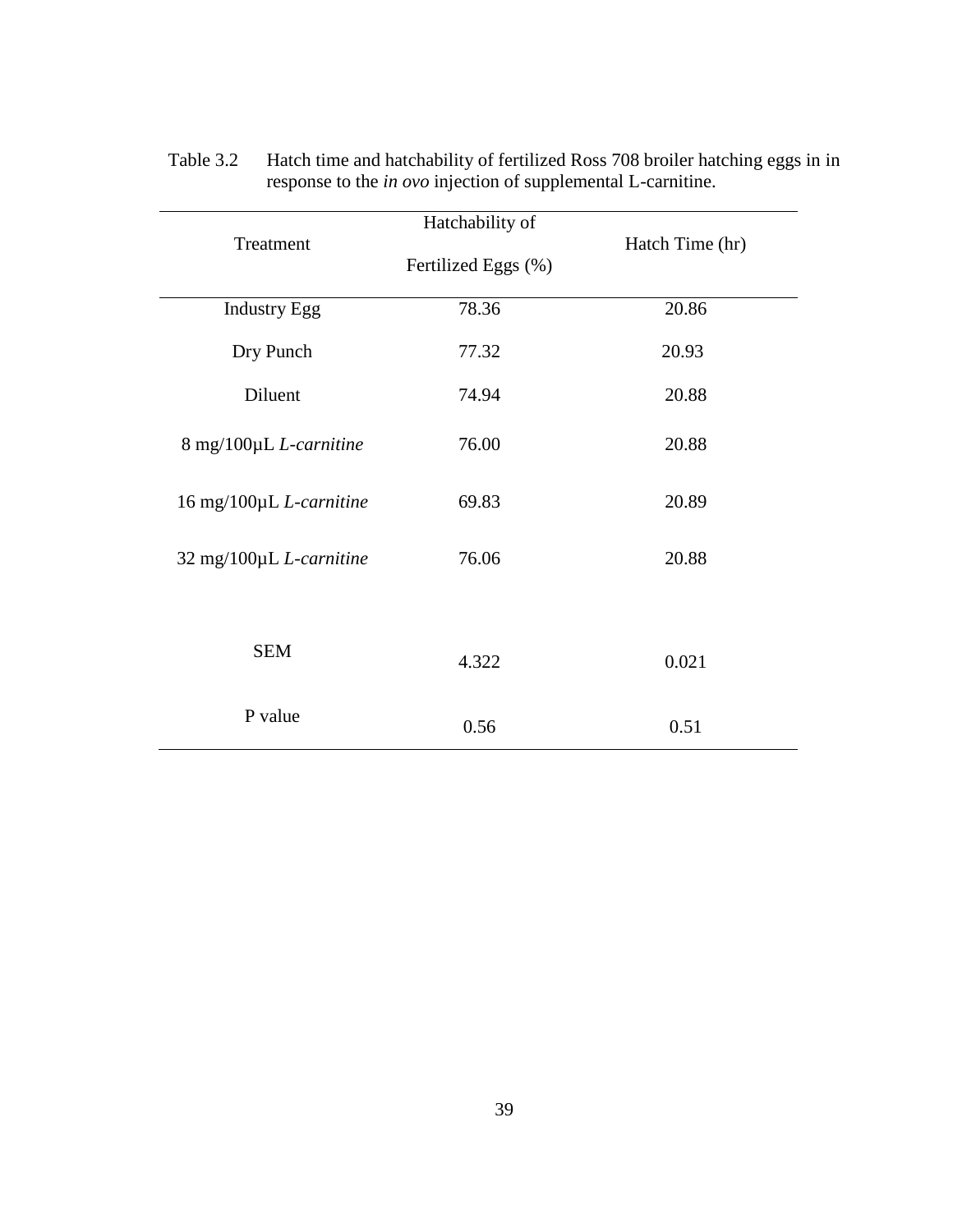Table 3.2 Hatch time and hatchability of fertilized Ross 708 broiler hatching eggs in in response to the *in ovo* injection of supplemental L-carnitine.

| Treatment | Hatchability of Fertilized Eggs (%) | Hatch Time (hr) |
|---|---|---|
| Industry Egg | 78.36 | 20.86 |
| Dry Punch | 77.32 | 20.93 |
| Diluent | 74.94 | 20.88 |
| 8 mg/100µL *L-carnitine* | 76.00 | 20.88 |
| 16 mg/100µL *L-carnitine* | 69.83 | 20.89 |
| 32 mg/100µL *L-carnitine* | 76.06 | 20.88 |
| SEM | 4.322 | 0.021 |
| P value | 0.56 | 0.51 |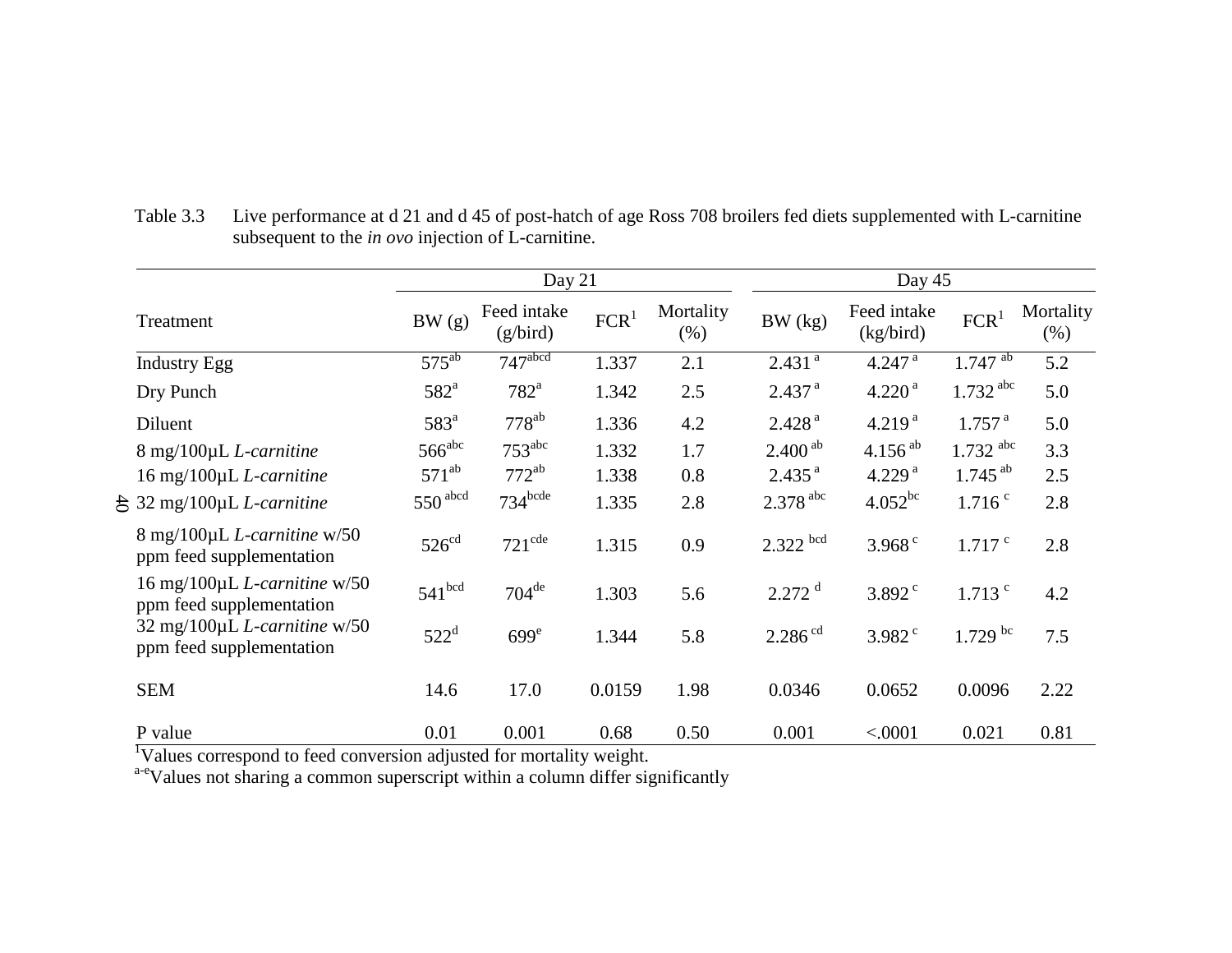Table 3.3 Live performance at d 21 and d 45 of post-hatch of age Ross 708 broilers fed diets supplemented with L-carnitine subsequent to the *in ovo* injection of L-carnitine.

| Treatment | Day 21 | | | | Day 45 | | | |
|---|---|---|---|---|---|---|---|---|
| | BW (g) | Feed intake (g/bird) | FCR[1] | Mortality (%) | BW (kg) | Feed intake (kg/bird) | FCR[1] | Mortality (%) |
| Industry Egg | 575[ab] | 747[abcd] | 1.337 | 2.1 | 2.431[a] | 4.247[a] | 1.747[ab] | 5.2 |
| Dry Punch | 582[a] | 782[a] | 1.342 | 2.5 | 2.437[a] | 4.220[a] | 1.732[abc] | 5.0 |
| Diluent | 583[a] | 778[ab] | 1.336 | 4.2 | 2.428[a] | 4.219[a] | 1.757[a] | 5.0 |
| 8 mg/100µL *L-carnitine* | 566[abc] | 753[abc] | 1.332 | 1.7 | 2.400[ab] | 4.156[ab] | 1.732[abc] | 3.3 |
| 16 mg/100µL *L-carnitine* | 571[ab] | 772[ab] | 1.338 | 0.8 | 2.435[a] | 4.229[a] | 1.745[ab] | 2.5 |
| 32 mg/100µL *L-carnitine* | 550[abcd] | 734[bcde] | 1.335 | 2.8 | 2.378[abc] | 4.052[bc] | 1.716[c] | 2.8 |
| 8 mg/100µL *L-carnitine* w/50 ppm feed supplementation | 526[cd] | 721[cde] | 1.315 | 0.9 | 2.322[bcd] | 3.968[c] | 1.717[c] | 2.8 |
| 16 mg/100µL *L-carnitine* w/50 ppm feed supplementation | 541[bcd] | 704[de] | 1.303 | 5.6 | 2.272[d] | 3.892[c] | 1.713[c] | 4.2 |
| 32 mg/100µL *L-carnitine* w/50 ppm feed supplementation | 522[d] | 699[e] | 1.344 | 5.8 | 2.286[cd] | 3.982[c] | 1.729[bc] | 7.5 |
| SEM | 14.6 | 17.0 | 0.0159 | 1.98 | 0.0346 | 0.0652 | 0.0096 | 2.22 |
| P value | 0.01 | 0.001 | 0.68 | 0.50 | 0.001 | <.0001 | 0.021 | 0.81 |

[1]Values correspond to feed conversion adjusted for mortality weight.

[a-e]Values not sharing a common superscript within a column differ significantly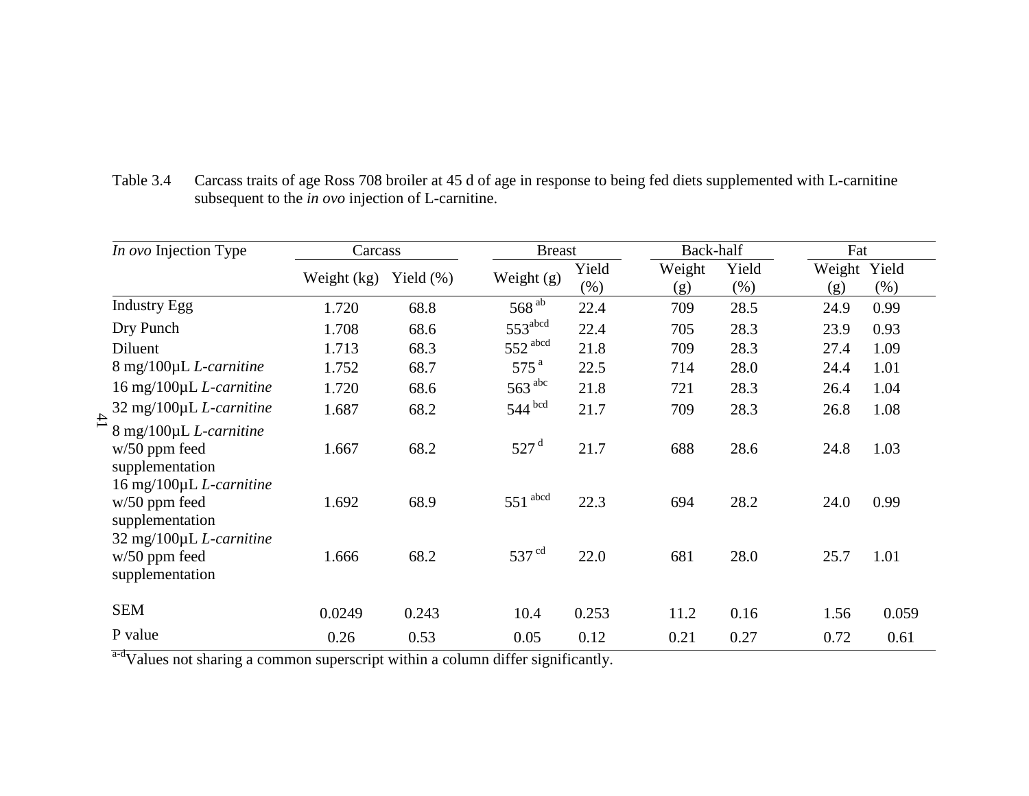Table 3.4 Carcass traits of age Ross 708 broiler at 45 d of age in response to being fed diets supplemented with L-carnitine subsequent to the *in ovo* injection of L-carnitine.

| *In ovo* Injection Type | Carcass | | Breast | | Back-half | | Fat | |
|---|---|---|---|---|---|---|---|---|
| | Weight (kg) | Yield (%) | Weight (g) | Yield (%) | Weight (g) | Yield (%) | Weight (g) | Yield (%) |
| Industry Egg | 1.720 | 68.8 | 568 [ab] | 22.4 | 709 | 28.5 | 24.9 | 0.99 |
| Dry Punch | 1.708 | 68.6 | 553 [abcd] | 22.4 | 705 | 28.3 | 23.9 | 0.93 |
| Diluent | 1.713 | 68.3 | 552 [abcd] | 21.8 | 709 | 28.3 | 27.4 | 1.09 |
| 8 mg/100µL *L-carnitine* | 1.752 | 68.7 | 575 [a] | 22.5 | 714 | 28.0 | 24.4 | 1.01 |
| 16 mg/100µL *L-carnitine* | 1.720 | 68.6 | 563 [abc] | 21.8 | 721 | 28.3 | 26.4 | 1.04 |
| 32 mg/100µL *L-carnitine* | 1.687 | 68.2 | 544 [bcd] | 21.7 | 709 | 28.3 | 26.8 | 1.08 |
| 8 mg/100µL *L-carnitine* w/50 ppm feed supplementation | 1.667 | 68.2 | 527 [d] | 21.7 | 688 | 28.6 | 24.8 | 1.03 |
| 16 mg/100µL *L-carnitine* w/50 ppm feed supplementation | 1.692 | 68.9 | 551 [abcd] | 22.3 | 694 | 28.2 | 24.0 | 0.99 |
| 32 mg/100µL *L-carnitine* w/50 ppm feed supplementation | 1.666 | 68.2 | 537 [cd] | 22.0 | 681 | 28.0 | 25.7 | 1.01 |
| SEM | 0.0249 | 0.243 | 10.4 | 0.253 | 11.2 | 0.16 | 1.56 | 0.059 |
| P value | 0.26 | 0.53 | 0.05 | 0.12 | 0.21 | 0.27 | 0.72 | 0.61 |

[a-d]Values not sharing a common superscript within a column differ significantly.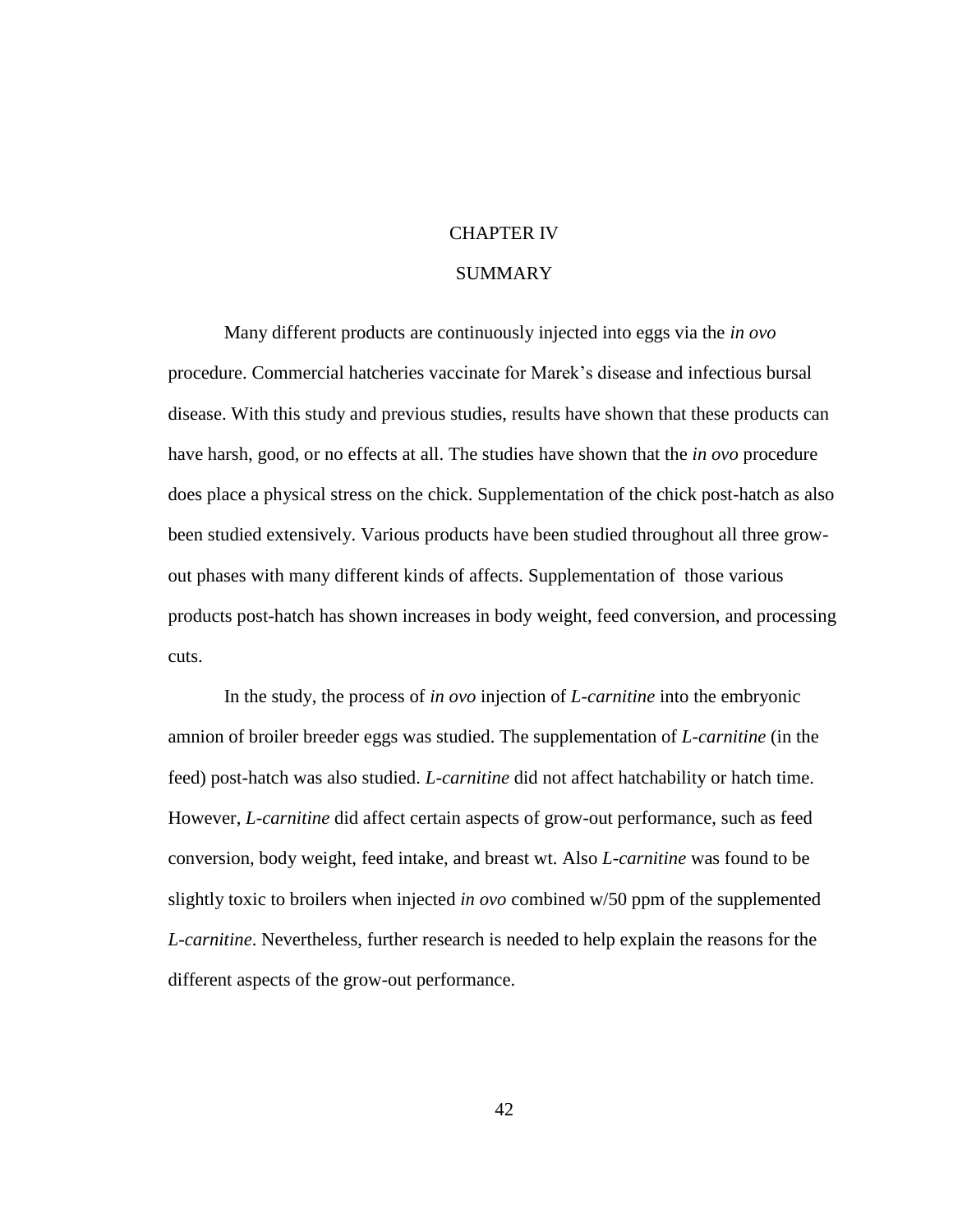# CHAPTER IV

## SUMMARY

Many different products are continuously injected into eggs via the *in ovo* procedure. Commercial hatcheries vaccinate for Marek's disease and infectious bursal disease. With this study and previous studies, results have shown that these products can have harsh, good, or no effects at all. The studies have shown that the *in ovo* procedure does place a physical stress on the chick. Supplementation of the chick post-hatch as also been studied extensively. Various products have been studied throughout all three grow-out phases with many different kinds of affects. Supplementation of those various products post-hatch has shown increases in body weight, feed conversion, and processing cuts.

In the study, the process of *in ovo* injection of *L-carnitine* into the embryonic amnion of broiler breeder eggs was studied. The supplementation of *L-carnitine* (in the feed) post-hatch was also studied. *L-carnitine* did not affect hatchability or hatch time. However, *L-carnitine* did affect certain aspects of grow-out performance, such as feed conversion, body weight, feed intake, and breast wt. Also *L-carnitine* was found to be slightly toxic to broilers when injected *in ovo* combined w/50 ppm of the supplemented *L-carnitine*. Nevertheless, further research is needed to help explain the reasons for the different aspects of the grow-out performance.